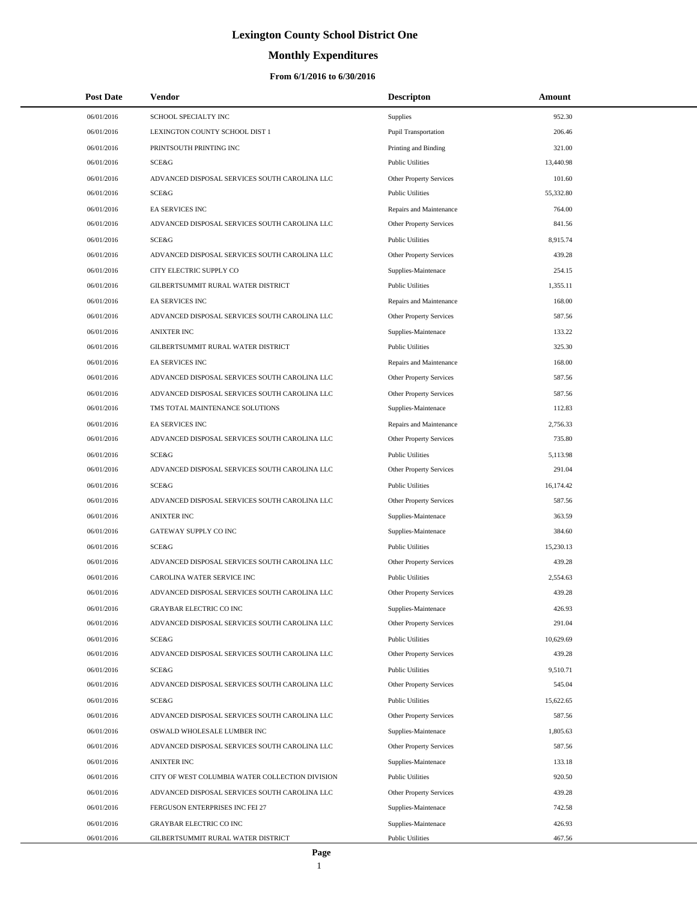# Lexington County School District One

## Monthly Expenditures

### From 6/1/2016 to 6/30/2016

| Post Date | Vendor | Descripton | Amount |
|---|---|---|---|
| 06/01/2016 | SCHOOL SPECIALTY INC | Supplies | 952.30 |
| 06/01/2016 | LEXINGTON COUNTY SCHOOL DIST 1 | Pupil Transportation | 206.46 |
| 06/01/2016 | PRINTSOUTH PRINTING INC | Printing and Binding | 321.00 |
| 06/01/2016 | SCE&G | Public Utilities | 13,440.98 |
| 06/01/2016 | ADVANCED DISPOSAL SERVICES SOUTH CAROLINA LLC | Other Property Services | 101.60 |
| 06/01/2016 | SCE&G | Public Utilities | 55,332.80 |
| 06/01/2016 | EA SERVICES INC | Repairs and Maintenance | 764.00 |
| 06/01/2016 | ADVANCED DISPOSAL SERVICES SOUTH CAROLINA LLC | Other Property Services | 841.56 |
| 06/01/2016 | SCE&G | Public Utilities | 8,915.74 |
| 06/01/2016 | ADVANCED DISPOSAL SERVICES SOUTH CAROLINA LLC | Other Property Services | 439.28 |
| 06/01/2016 | CITY ELECTRIC SUPPLY CO | Supplies-Maintenace | 254.15 |
| 06/01/2016 | GILBERTSUMMIT RURAL WATER DISTRICT | Public Utilities | 1,355.11 |
| 06/01/2016 | EA SERVICES INC | Repairs and Maintenance | 168.00 |
| 06/01/2016 | ADVANCED DISPOSAL SERVICES SOUTH CAROLINA LLC | Other Property Services | 587.56 |
| 06/01/2016 | ANIXTER INC | Supplies-Maintenace | 133.22 |
| 06/01/2016 | GILBERTSUMMIT RURAL WATER DISTRICT | Public Utilities | 325.30 |
| 06/01/2016 | EA SERVICES INC | Repairs and Maintenance | 168.00 |
| 06/01/2016 | ADVANCED DISPOSAL SERVICES SOUTH CAROLINA LLC | Other Property Services | 587.56 |
| 06/01/2016 | ADVANCED DISPOSAL SERVICES SOUTH CAROLINA LLC | Other Property Services | 587.56 |
| 06/01/2016 | TMS TOTAL MAINTENANCE SOLUTIONS | Supplies-Maintenace | 112.83 |
| 06/01/2016 | EA SERVICES INC | Repairs and Maintenance | 2,756.33 |
| 06/01/2016 | ADVANCED DISPOSAL SERVICES SOUTH CAROLINA LLC | Other Property Services | 735.80 |
| 06/01/2016 | SCE&G | Public Utilities | 5,113.98 |
| 06/01/2016 | ADVANCED DISPOSAL SERVICES SOUTH CAROLINA LLC | Other Property Services | 291.04 |
| 06/01/2016 | SCE&G | Public Utilities | 16,174.42 |
| 06/01/2016 | ADVANCED DISPOSAL SERVICES SOUTH CAROLINA LLC | Other Property Services | 587.56 |
| 06/01/2016 | ANIXTER INC | Supplies-Maintenace | 363.59 |
| 06/01/2016 | GATEWAY SUPPLY CO INC | Supplies-Maintenace | 384.60 |
| 06/01/2016 | SCE&G | Public Utilities | 15,230.13 |
| 06/01/2016 | ADVANCED DISPOSAL SERVICES SOUTH CAROLINA LLC | Other Property Services | 439.28 |
| 06/01/2016 | CAROLINA WATER SERVICE INC | Public Utilities | 2,554.63 |
| 06/01/2016 | ADVANCED DISPOSAL SERVICES SOUTH CAROLINA LLC | Other Property Services | 439.28 |
| 06/01/2016 | GRAYBAR ELECTRIC CO INC | Supplies-Maintenace | 426.93 |
| 06/01/2016 | ADVANCED DISPOSAL SERVICES SOUTH CAROLINA LLC | Other Property Services | 291.04 |
| 06/01/2016 | SCE&G | Public Utilities | 10,629.69 |
| 06/01/2016 | ADVANCED DISPOSAL SERVICES SOUTH CAROLINA LLC | Other Property Services | 439.28 |
| 06/01/2016 | SCE&G | Public Utilities | 9,510.71 |
| 06/01/2016 | ADVANCED DISPOSAL SERVICES SOUTH CAROLINA LLC | Other Property Services | 545.04 |
| 06/01/2016 | SCE&G | Public Utilities | 15,622.65 |
| 06/01/2016 | ADVANCED DISPOSAL SERVICES SOUTH CAROLINA LLC | Other Property Services | 587.56 |
| 06/01/2016 | OSWALD WHOLESALE LUMBER INC | Supplies-Maintenace | 1,805.63 |
| 06/01/2016 | ADVANCED DISPOSAL SERVICES SOUTH CAROLINA LLC | Other Property Services | 587.56 |
| 06/01/2016 | ANIXTER INC | Supplies-Maintenace | 133.18 |
| 06/01/2016 | CITY OF WEST COLUMBIA WATER COLLECTION DIVISION | Public Utilities | 920.50 |
| 06/01/2016 | ADVANCED DISPOSAL SERVICES SOUTH CAROLINA LLC | Other Property Services | 439.28 |
| 06/01/2016 | FERGUSON ENTERPRISES INC FEI 27 | Supplies-Maintenace | 742.58 |
| 06/01/2016 | GRAYBAR ELECTRIC CO INC | Supplies-Maintenace | 426.93 |
| 06/01/2016 | GILBERTSUMMIT RURAL WATER DISTRICT | Public Utilities | 467.56 |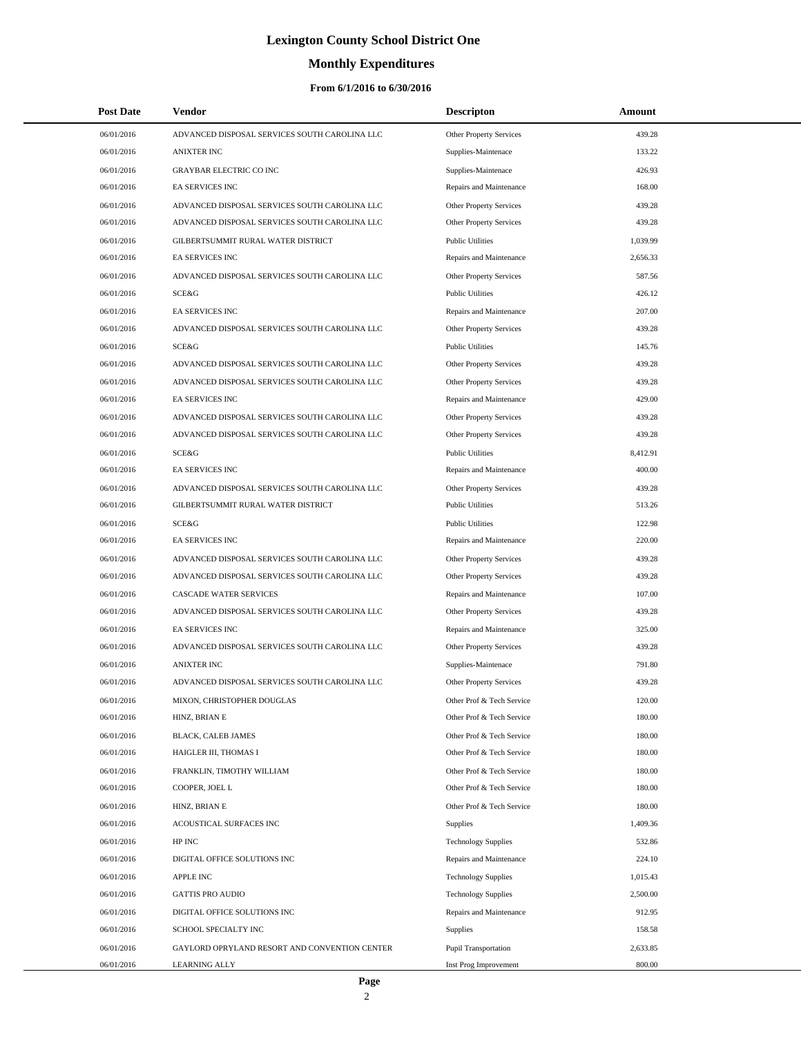# Lexington County School District One

## Monthly Expenditures

### From 6/1/2016 to 6/30/2016

| Post Date | Vendor | Descripton | Amount |
|---|---|---|---|
| 06/01/2016 | ADVANCED DISPOSAL SERVICES SOUTH CAROLINA LLC | Other Property Services | 439.28 |
| 06/01/2016 | ANIXTER INC | Supplies-Maintenace | 133.22 |
| 06/01/2016 | GRAYBAR ELECTRIC CO INC | Supplies-Maintenace | 426.93 |
| 06/01/2016 | EA SERVICES INC | Repairs and Maintenance | 168.00 |
| 06/01/2016 | ADVANCED DISPOSAL SERVICES SOUTH CAROLINA LLC | Other Property Services | 439.28 |
| 06/01/2016 | ADVANCED DISPOSAL SERVICES SOUTH CAROLINA LLC | Other Property Services | 439.28 |
| 06/01/2016 | GILBERTSUMMIT RURAL WATER DISTRICT | Public Utilities | 1,039.99 |
| 06/01/2016 | EA SERVICES INC | Repairs and Maintenance | 2,656.33 |
| 06/01/2016 | ADVANCED DISPOSAL SERVICES SOUTH CAROLINA LLC | Other Property Services | 587.56 |
| 06/01/2016 | SCE&G | Public Utilities | 426.12 |
| 06/01/2016 | EA SERVICES INC | Repairs and Maintenance | 207.00 |
| 06/01/2016 | ADVANCED DISPOSAL SERVICES SOUTH CAROLINA LLC | Other Property Services | 439.28 |
| 06/01/2016 | SCE&G | Public Utilities | 145.76 |
| 06/01/2016 | ADVANCED DISPOSAL SERVICES SOUTH CAROLINA LLC | Other Property Services | 439.28 |
| 06/01/2016 | ADVANCED DISPOSAL SERVICES SOUTH CAROLINA LLC | Other Property Services | 439.28 |
| 06/01/2016 | EA SERVICES INC | Repairs and Maintenance | 429.00 |
| 06/01/2016 | ADVANCED DISPOSAL SERVICES SOUTH CAROLINA LLC | Other Property Services | 439.28 |
| 06/01/2016 | ADVANCED DISPOSAL SERVICES SOUTH CAROLINA LLC | Other Property Services | 439.28 |
| 06/01/2016 | SCE&G | Public Utilities | 8,412.91 |
| 06/01/2016 | EA SERVICES INC | Repairs and Maintenance | 400.00 |
| 06/01/2016 | ADVANCED DISPOSAL SERVICES SOUTH CAROLINA LLC | Other Property Services | 439.28 |
| 06/01/2016 | GILBERTSUMMIT RURAL WATER DISTRICT | Public Utilities | 513.26 |
| 06/01/2016 | SCE&G | Public Utilities | 122.98 |
| 06/01/2016 | EA SERVICES INC | Repairs and Maintenance | 220.00 |
| 06/01/2016 | ADVANCED DISPOSAL SERVICES SOUTH CAROLINA LLC | Other Property Services | 439.28 |
| 06/01/2016 | ADVANCED DISPOSAL SERVICES SOUTH CAROLINA LLC | Other Property Services | 439.28 |
| 06/01/2016 | CASCADE WATER SERVICES | Repairs and Maintenance | 107.00 |
| 06/01/2016 | ADVANCED DISPOSAL SERVICES SOUTH CAROLINA LLC | Other Property Services | 439.28 |
| 06/01/2016 | EA SERVICES INC | Repairs and Maintenance | 325.00 |
| 06/01/2016 | ADVANCED DISPOSAL SERVICES SOUTH CAROLINA LLC | Other Property Services | 439.28 |
| 06/01/2016 | ANIXTER INC | Supplies-Maintenace | 791.80 |
| 06/01/2016 | ADVANCED DISPOSAL SERVICES SOUTH CAROLINA LLC | Other Property Services | 439.28 |
| 06/01/2016 | MIXON, CHRISTOPHER DOUGLAS | Other Prof & Tech Service | 120.00 |
| 06/01/2016 | HINZ, BRIAN E | Other Prof & Tech Service | 180.00 |
| 06/01/2016 | BLACK, CALEB JAMES | Other Prof & Tech Service | 180.00 |
| 06/01/2016 | HAIGLER III, THOMAS I | Other Prof & Tech Service | 180.00 |
| 06/01/2016 | FRANKLIN, TIMOTHY WILLIAM | Other Prof & Tech Service | 180.00 |
| 06/01/2016 | COOPER, JOEL L | Other Prof & Tech Service | 180.00 |
| 06/01/2016 | HINZ, BRIAN E | Other Prof & Tech Service | 180.00 |
| 06/01/2016 | ACOUSTICAL SURFACES INC | Supplies | 1,409.36 |
| 06/01/2016 | HP INC | Technology Supplies | 532.86 |
| 06/01/2016 | DIGITAL OFFICE SOLUTIONS INC | Repairs and Maintenance | 224.10 |
| 06/01/2016 | APPLE INC | Technology Supplies | 1,015.43 |
| 06/01/2016 | GATTIS PRO AUDIO | Technology Supplies | 2,500.00 |
| 06/01/2016 | DIGITAL OFFICE SOLUTIONS INC | Repairs and Maintenance | 912.95 |
| 06/01/2016 | SCHOOL SPECIALTY INC | Supplies | 158.58 |
| 06/01/2016 | GAYLORD OPRYLAND RESORT AND CONVENTION CENTER | Pupil Transportation | 2,633.85 |
| 06/01/2016 | LEARNING ALLY | Inst Prog Improvement | 800.00 |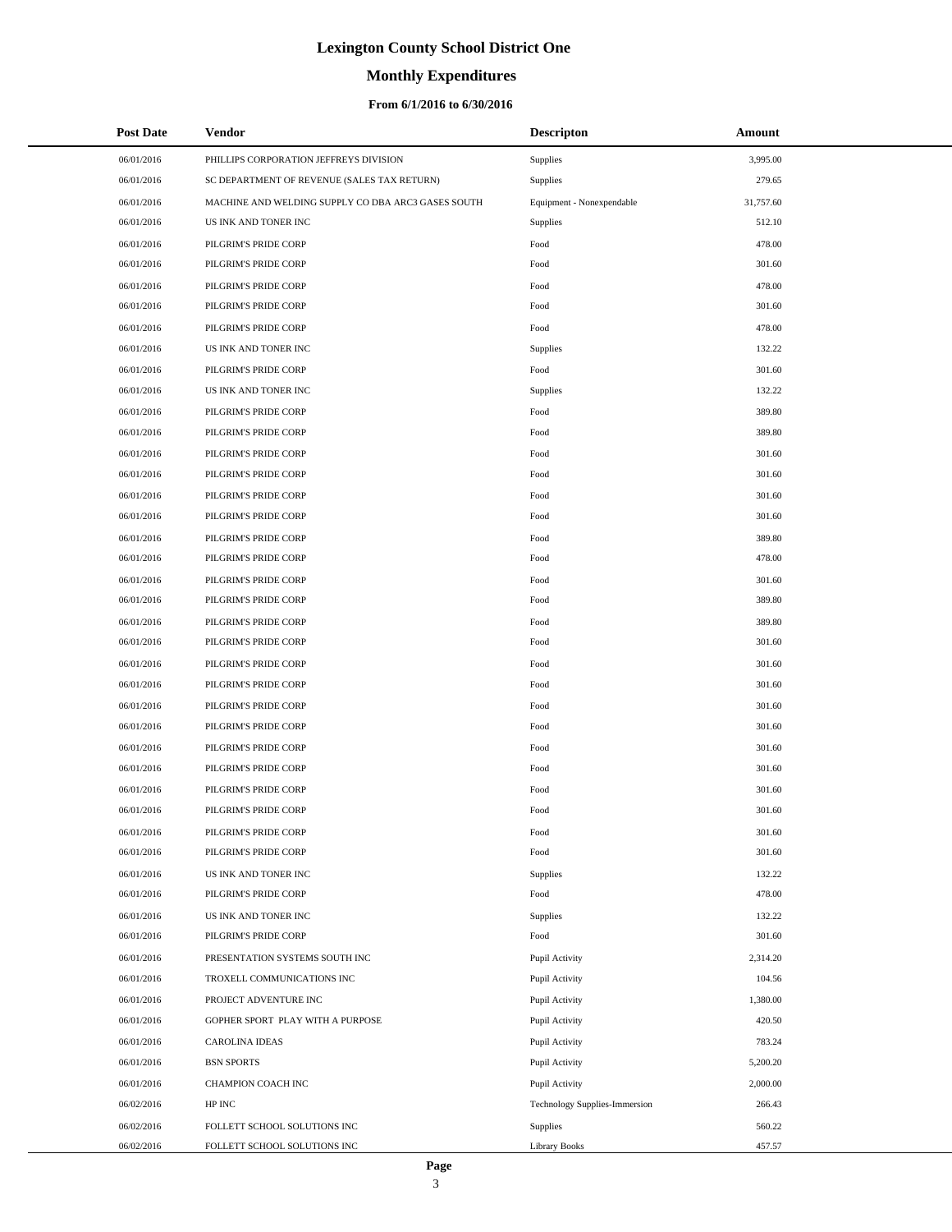# Lexington County School District One

## Monthly Expenditures

### From 6/1/2016 to 6/30/2016

| Post Date | Vendor | Descripton | Amount |
|---|---|---|---|
| 06/01/2016 | PHILLIPS CORPORATION JEFFREYS DIVISION | Supplies | 3,995.00 |
| 06/01/2016 | SC DEPARTMENT OF REVENUE (SALES TAX RETURN) | Supplies | 279.65 |
| 06/01/2016 | MACHINE AND WELDING SUPPLY CO DBA ARC3 GASES SOUTH | Equipment - Nonexpendable | 31,757.60 |
| 06/01/2016 | US INK AND TONER INC | Supplies | 512.10 |
| 06/01/2016 | PILGRIM'S PRIDE CORP | Food | 478.00 |
| 06/01/2016 | PILGRIM'S PRIDE CORP | Food | 301.60 |
| 06/01/2016 | PILGRIM'S PRIDE CORP | Food | 478.00 |
| 06/01/2016 | PILGRIM'S PRIDE CORP | Food | 301.60 |
| 06/01/2016 | PILGRIM'S PRIDE CORP | Food | 478.00 |
| 06/01/2016 | US INK AND TONER INC | Supplies | 132.22 |
| 06/01/2016 | PILGRIM'S PRIDE CORP | Food | 301.60 |
| 06/01/2016 | US INK AND TONER INC | Supplies | 132.22 |
| 06/01/2016 | PILGRIM'S PRIDE CORP | Food | 389.80 |
| 06/01/2016 | PILGRIM'S PRIDE CORP | Food | 389.80 |
| 06/01/2016 | PILGRIM'S PRIDE CORP | Food | 301.60 |
| 06/01/2016 | PILGRIM'S PRIDE CORP | Food | 301.60 |
| 06/01/2016 | PILGRIM'S PRIDE CORP | Food | 301.60 |
| 06/01/2016 | PILGRIM'S PRIDE CORP | Food | 301.60 |
| 06/01/2016 | PILGRIM'S PRIDE CORP | Food | 389.80 |
| 06/01/2016 | PILGRIM'S PRIDE CORP | Food | 478.00 |
| 06/01/2016 | PILGRIM'S PRIDE CORP | Food | 301.60 |
| 06/01/2016 | PILGRIM'S PRIDE CORP | Food | 389.80 |
| 06/01/2016 | PILGRIM'S PRIDE CORP | Food | 389.80 |
| 06/01/2016 | PILGRIM'S PRIDE CORP | Food | 301.60 |
| 06/01/2016 | PILGRIM'S PRIDE CORP | Food | 301.60 |
| 06/01/2016 | PILGRIM'S PRIDE CORP | Food | 301.60 |
| 06/01/2016 | PILGRIM'S PRIDE CORP | Food | 301.60 |
| 06/01/2016 | PILGRIM'S PRIDE CORP | Food | 301.60 |
| 06/01/2016 | PILGRIM'S PRIDE CORP | Food | 301.60 |
| 06/01/2016 | PILGRIM'S PRIDE CORP | Food | 301.60 |
| 06/01/2016 | PILGRIM'S PRIDE CORP | Food | 301.60 |
| 06/01/2016 | PILGRIM'S PRIDE CORP | Food | 301.60 |
| 06/01/2016 | PILGRIM'S PRIDE CORP | Food | 301.60 |
| 06/01/2016 | PILGRIM'S PRIDE CORP | Food | 301.60 |
| 06/01/2016 | US INK AND TONER INC | Supplies | 132.22 |
| 06/01/2016 | PILGRIM'S PRIDE CORP | Food | 478.00 |
| 06/01/2016 | US INK AND TONER INC | Supplies | 132.22 |
| 06/01/2016 | PILGRIM'S PRIDE CORP | Food | 301.60 |
| 06/01/2016 | PRESENTATION SYSTEMS SOUTH INC | Pupil Activity | 2,314.20 |
| 06/01/2016 | TROXELL COMMUNICATIONS INC | Pupil Activity | 104.56 |
| 06/01/2016 | PROJECT ADVENTURE INC | Pupil Activity | 1,380.00 |
| 06/01/2016 | GOPHER SPORT PLAY WITH A PURPOSE | Pupil Activity | 420.50 |
| 06/01/2016 | CAROLINA IDEAS | Pupil Activity | 783.24 |
| 06/01/2016 | BSN SPORTS | Pupil Activity | 5,200.20 |
| 06/01/2016 | CHAMPION COACH INC | Pupil Activity | 2,000.00 |
| 06/02/2016 | HP INC | Technology Supplies-Immersion | 266.43 |
| 06/02/2016 | FOLLETT SCHOOL SOLUTIONS INC | Supplies | 560.22 |
| 06/02/2016 | FOLLETT SCHOOL SOLUTIONS INC | Library Books | 457.57 |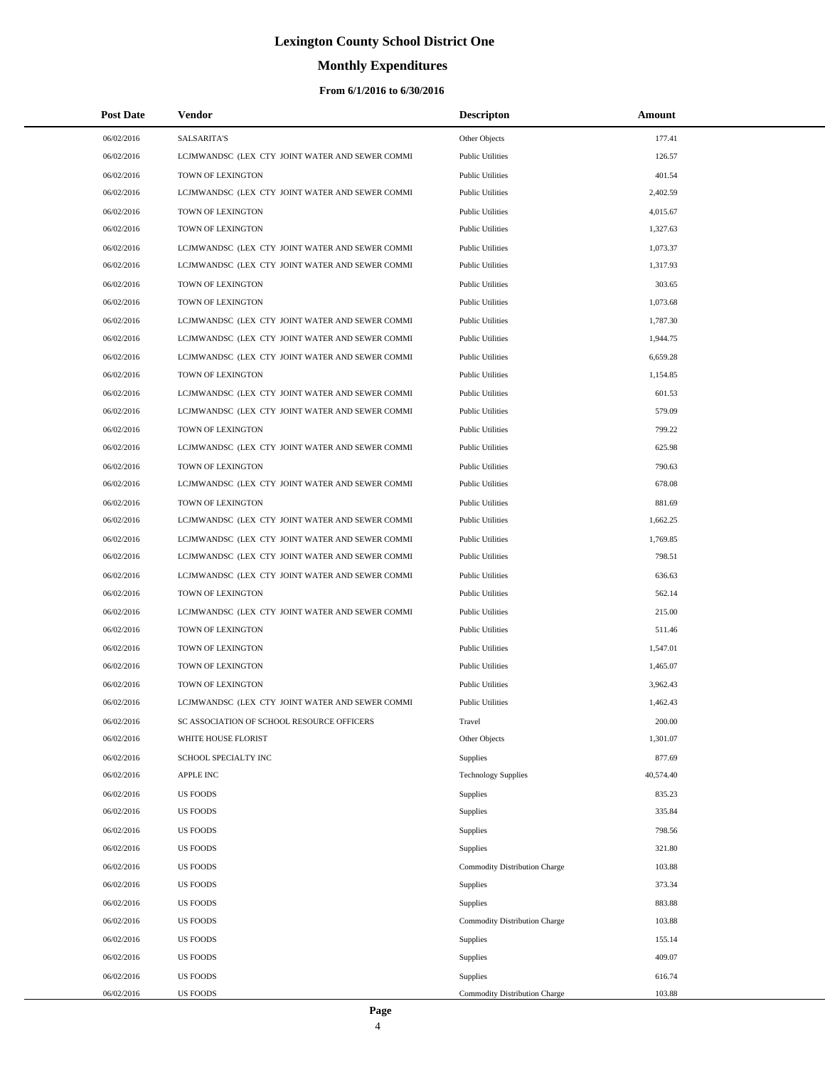# Lexington County School District One

## Monthly Expenditures

### From 6/1/2016 to 6/30/2016

| Post Date | Vendor | Descripton | Amount |
|---|---|---|---|
| 06/02/2016 | SALSARITA'S | Other Objects | 177.41 |
| 06/02/2016 | LCJMWANDSC (LEX CTY JOINT WATER AND SEWER COMMI | Public Utilities | 126.57 |
| 06/02/2016 | TOWN OF LEXINGTON | Public Utilities | 401.54 |
| 06/02/2016 | LCJMWANDSC (LEX CTY JOINT WATER AND SEWER COMMI | Public Utilities | 2,402.59 |
| 06/02/2016 | TOWN OF LEXINGTON | Public Utilities | 4,015.67 |
| 06/02/2016 | TOWN OF LEXINGTON | Public Utilities | 1,327.63 |
| 06/02/2016 | LCJMWANDSC (LEX CTY JOINT WATER AND SEWER COMMI | Public Utilities | 1,073.37 |
| 06/02/2016 | LCJMWANDSC (LEX CTY JOINT WATER AND SEWER COMMI | Public Utilities | 1,317.93 |
| 06/02/2016 | TOWN OF LEXINGTON | Public Utilities | 303.65 |
| 06/02/2016 | TOWN OF LEXINGTON | Public Utilities | 1,073.68 |
| 06/02/2016 | LCJMWANDSC (LEX CTY JOINT WATER AND SEWER COMMI | Public Utilities | 1,787.30 |
| 06/02/2016 | LCJMWANDSC (LEX CTY JOINT WATER AND SEWER COMMI | Public Utilities | 1,944.75 |
| 06/02/2016 | LCJMWANDSC (LEX CTY JOINT WATER AND SEWER COMMI | Public Utilities | 6,659.28 |
| 06/02/2016 | TOWN OF LEXINGTON | Public Utilities | 1,154.85 |
| 06/02/2016 | LCJMWANDSC (LEX CTY JOINT WATER AND SEWER COMMI | Public Utilities | 601.53 |
| 06/02/2016 | LCJMWANDSC (LEX CTY JOINT WATER AND SEWER COMMI | Public Utilities | 579.09 |
| 06/02/2016 | TOWN OF LEXINGTON | Public Utilities | 799.22 |
| 06/02/2016 | LCJMWANDSC (LEX CTY JOINT WATER AND SEWER COMMI | Public Utilities | 625.98 |
| 06/02/2016 | TOWN OF LEXINGTON | Public Utilities | 790.63 |
| 06/02/2016 | LCJMWANDSC (LEX CTY JOINT WATER AND SEWER COMMI | Public Utilities | 678.08 |
| 06/02/2016 | TOWN OF LEXINGTON | Public Utilities | 881.69 |
| 06/02/2016 | LCJMWANDSC (LEX CTY JOINT WATER AND SEWER COMMI | Public Utilities | 1,662.25 |
| 06/02/2016 | LCJMWANDSC (LEX CTY JOINT WATER AND SEWER COMMI | Public Utilities | 1,769.85 |
| 06/02/2016 | LCJMWANDSC (LEX CTY JOINT WATER AND SEWER COMMI | Public Utilities | 798.51 |
| 06/02/2016 | LCJMWANDSC (LEX CTY JOINT WATER AND SEWER COMMI | Public Utilities | 636.63 |
| 06/02/2016 | TOWN OF LEXINGTON | Public Utilities | 562.14 |
| 06/02/2016 | LCJMWANDSC (LEX CTY JOINT WATER AND SEWER COMMI | Public Utilities | 215.00 |
| 06/02/2016 | TOWN OF LEXINGTON | Public Utilities | 511.46 |
| 06/02/2016 | TOWN OF LEXINGTON | Public Utilities | 1,547.01 |
| 06/02/2016 | TOWN OF LEXINGTON | Public Utilities | 1,465.07 |
| 06/02/2016 | TOWN OF LEXINGTON | Public Utilities | 3,962.43 |
| 06/02/2016 | LCJMWANDSC (LEX CTY JOINT WATER AND SEWER COMMI | Public Utilities | 1,462.43 |
| 06/02/2016 | SC ASSOCIATION OF SCHOOL RESOURCE OFFICERS | Travel | 200.00 |
| 06/02/2016 | WHITE HOUSE FLORIST | Other Objects | 1,301.07 |
| 06/02/2016 | SCHOOL SPECIALTY INC | Supplies | 877.69 |
| 06/02/2016 | APPLE INC | Technology Supplies | 40,574.40 |
| 06/02/2016 | US FOODS | Supplies | 835.23 |
| 06/02/2016 | US FOODS | Supplies | 335.84 |
| 06/02/2016 | US FOODS | Supplies | 798.56 |
| 06/02/2016 | US FOODS | Supplies | 321.80 |
| 06/02/2016 | US FOODS | Commodity Distribution Charge | 103.88 |
| 06/02/2016 | US FOODS | Supplies | 373.34 |
| 06/02/2016 | US FOODS | Supplies | 883.88 |
| 06/02/2016 | US FOODS | Commodity Distribution Charge | 103.88 |
| 06/02/2016 | US FOODS | Supplies | 155.14 |
| 06/02/2016 | US FOODS | Supplies | 409.07 |
| 06/02/2016 | US FOODS | Supplies | 616.74 |
| 06/02/2016 | US FOODS | Commodity Distribution Charge | 103.88 |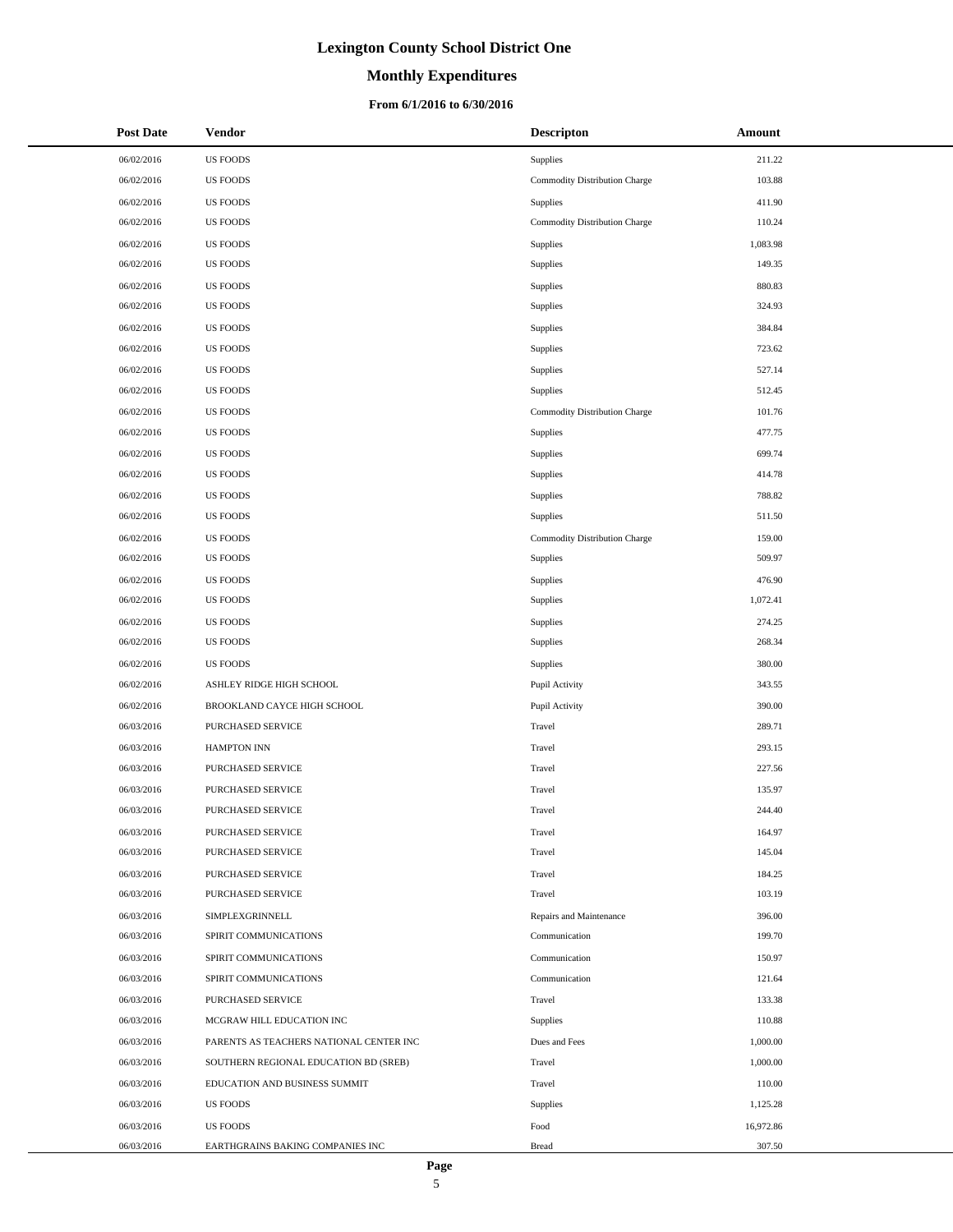# Lexington County School District One

## Monthly Expenditures

### From 6/1/2016 to 6/30/2016

| Post Date | Vendor | Descripton | Amount |
| --- | --- | --- | --- |
| 06/02/2016 | US FOODS | Supplies | 211.22 |
| 06/02/2016 | US FOODS | Commodity Distribution Charge | 103.88 |
| 06/02/2016 | US FOODS | Supplies | 411.90 |
| 06/02/2016 | US FOODS | Commodity Distribution Charge | 110.24 |
| 06/02/2016 | US FOODS | Supplies | 1,083.98 |
| 06/02/2016 | US FOODS | Supplies | 149.35 |
| 06/02/2016 | US FOODS | Supplies | 880.83 |
| 06/02/2016 | US FOODS | Supplies | 324.93 |
| 06/02/2016 | US FOODS | Supplies | 384.84 |
| 06/02/2016 | US FOODS | Supplies | 723.62 |
| 06/02/2016 | US FOODS | Supplies | 527.14 |
| 06/02/2016 | US FOODS | Supplies | 512.45 |
| 06/02/2016 | US FOODS | Commodity Distribution Charge | 101.76 |
| 06/02/2016 | US FOODS | Supplies | 477.75 |
| 06/02/2016 | US FOODS | Supplies | 699.74 |
| 06/02/2016 | US FOODS | Supplies | 414.78 |
| 06/02/2016 | US FOODS | Supplies | 788.82 |
| 06/02/2016 | US FOODS | Supplies | 511.50 |
| 06/02/2016 | US FOODS | Commodity Distribution Charge | 159.00 |
| 06/02/2016 | US FOODS | Supplies | 509.97 |
| 06/02/2016 | US FOODS | Supplies | 476.90 |
| 06/02/2016 | US FOODS | Supplies | 1,072.41 |
| 06/02/2016 | US FOODS | Supplies | 274.25 |
| 06/02/2016 | US FOODS | Supplies | 268.34 |
| 06/02/2016 | US FOODS | Supplies | 380.00 |
| 06/02/2016 | ASHLEY RIDGE HIGH SCHOOL | Pupil Activity | 343.55 |
| 06/02/2016 | BROOKLAND CAYCE HIGH SCHOOL | Pupil Activity | 390.00 |
| 06/03/2016 | PURCHASED SERVICE | Travel | 289.71 |
| 06/03/2016 | HAMPTON INN | Travel | 293.15 |
| 06/03/2016 | PURCHASED SERVICE | Travel | 227.56 |
| 06/03/2016 | PURCHASED SERVICE | Travel | 135.97 |
| 06/03/2016 | PURCHASED SERVICE | Travel | 244.40 |
| 06/03/2016 | PURCHASED SERVICE | Travel | 164.97 |
| 06/03/2016 | PURCHASED SERVICE | Travel | 145.04 |
| 06/03/2016 | PURCHASED SERVICE | Travel | 184.25 |
| 06/03/2016 | PURCHASED SERVICE | Travel | 103.19 |
| 06/03/2016 | SIMPLEXGRINNELL | Repairs and Maintenance | 396.00 |
| 06/03/2016 | SPIRIT COMMUNICATIONS | Communication | 199.70 |
| 06/03/2016 | SPIRIT COMMUNICATIONS | Communication | 150.97 |
| 06/03/2016 | SPIRIT COMMUNICATIONS | Communication | 121.64 |
| 06/03/2016 | PURCHASED SERVICE | Travel | 133.38 |
| 06/03/2016 | MCGRAW HILL EDUCATION INC | Supplies | 110.88 |
| 06/03/2016 | PARENTS AS TEACHERS NATIONAL CENTER INC | Dues and Fees | 1,000.00 |
| 06/03/2016 | SOUTHERN REGIONAL EDUCATION BD (SREB) | Travel | 1,000.00 |
| 06/03/2016 | EDUCATION AND BUSINESS SUMMIT | Travel | 110.00 |
| 06/03/2016 | US FOODS | Supplies | 1,125.28 |
| 06/03/2016 | US FOODS | Food | 16,972.86 |
| 06/03/2016 | EARTHGRAINS BAKING COMPANIES INC | Bread | 307.50 |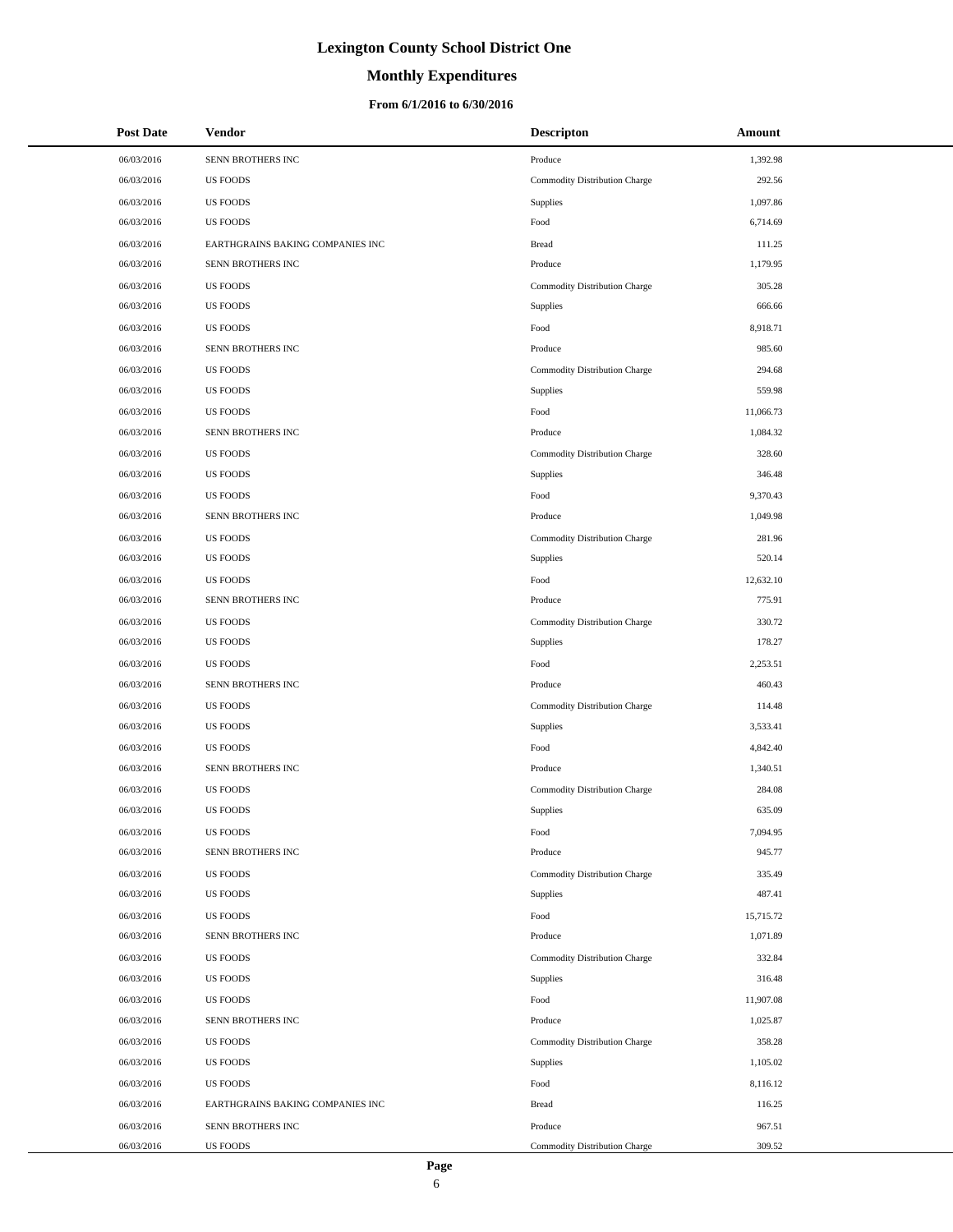# Lexington County School District One

## Monthly Expenditures

### From 6/1/2016 to 6/30/2016

| Post Date | Vendor | Descripton | Amount |
|---|---|---|---|
| 06/03/2016 | SENN BROTHERS INC | Produce | 1,392.98 |
| 06/03/2016 | US FOODS | Commodity Distribution Charge | 292.56 |
| 06/03/2016 | US FOODS | Supplies | 1,097.86 |
| 06/03/2016 | US FOODS | Food | 6,714.69 |
| 06/03/2016 | EARTHGRAINS BAKING COMPANIES INC | Bread | 111.25 |
| 06/03/2016 | SENN BROTHERS INC | Produce | 1,179.95 |
| 06/03/2016 | US FOODS | Commodity Distribution Charge | 305.28 |
| 06/03/2016 | US FOODS | Supplies | 666.66 |
| 06/03/2016 | US FOODS | Food | 8,918.71 |
| 06/03/2016 | SENN BROTHERS INC | Produce | 985.60 |
| 06/03/2016 | US FOODS | Commodity Distribution Charge | 294.68 |
| 06/03/2016 | US FOODS | Supplies | 559.98 |
| 06/03/2016 | US FOODS | Food | 11,066.73 |
| 06/03/2016 | SENN BROTHERS INC | Produce | 1,084.32 |
| 06/03/2016 | US FOODS | Commodity Distribution Charge | 328.60 |
| 06/03/2016 | US FOODS | Supplies | 346.48 |
| 06/03/2016 | US FOODS | Food | 9,370.43 |
| 06/03/2016 | SENN BROTHERS INC | Produce | 1,049.98 |
| 06/03/2016 | US FOODS | Commodity Distribution Charge | 281.96 |
| 06/03/2016 | US FOODS | Supplies | 520.14 |
| 06/03/2016 | US FOODS | Food | 12,632.10 |
| 06/03/2016 | SENN BROTHERS INC | Produce | 775.91 |
| 06/03/2016 | US FOODS | Commodity Distribution Charge | 330.72 |
| 06/03/2016 | US FOODS | Supplies | 178.27 |
| 06/03/2016 | US FOODS | Food | 2,253.51 |
| 06/03/2016 | SENN BROTHERS INC | Produce | 460.43 |
| 06/03/2016 | US FOODS | Commodity Distribution Charge | 114.48 |
| 06/03/2016 | US FOODS | Supplies | 3,533.41 |
| 06/03/2016 | US FOODS | Food | 4,842.40 |
| 06/03/2016 | SENN BROTHERS INC | Produce | 1,340.51 |
| 06/03/2016 | US FOODS | Commodity Distribution Charge | 284.08 |
| 06/03/2016 | US FOODS | Supplies | 635.09 |
| 06/03/2016 | US FOODS | Food | 7,094.95 |
| 06/03/2016 | SENN BROTHERS INC | Produce | 945.77 |
| 06/03/2016 | US FOODS | Commodity Distribution Charge | 335.49 |
| 06/03/2016 | US FOODS | Supplies | 487.41 |
| 06/03/2016 | US FOODS | Food | 15,715.72 |
| 06/03/2016 | SENN BROTHERS INC | Produce | 1,071.89 |
| 06/03/2016 | US FOODS | Commodity Distribution Charge | 332.84 |
| 06/03/2016 | US FOODS | Supplies | 316.48 |
| 06/03/2016 | US FOODS | Food | 11,907.08 |
| 06/03/2016 | SENN BROTHERS INC | Produce | 1,025.87 |
| 06/03/2016 | US FOODS | Commodity Distribution Charge | 358.28 |
| 06/03/2016 | US FOODS | Supplies | 1,105.02 |
| 06/03/2016 | US FOODS | Food | 8,116.12 |
| 06/03/2016 | EARTHGRAINS BAKING COMPANIES INC | Bread | 116.25 |
| 06/03/2016 | SENN BROTHERS INC | Produce | 967.51 |
| 06/03/2016 | US FOODS | Commodity Distribution Charge | 309.52 |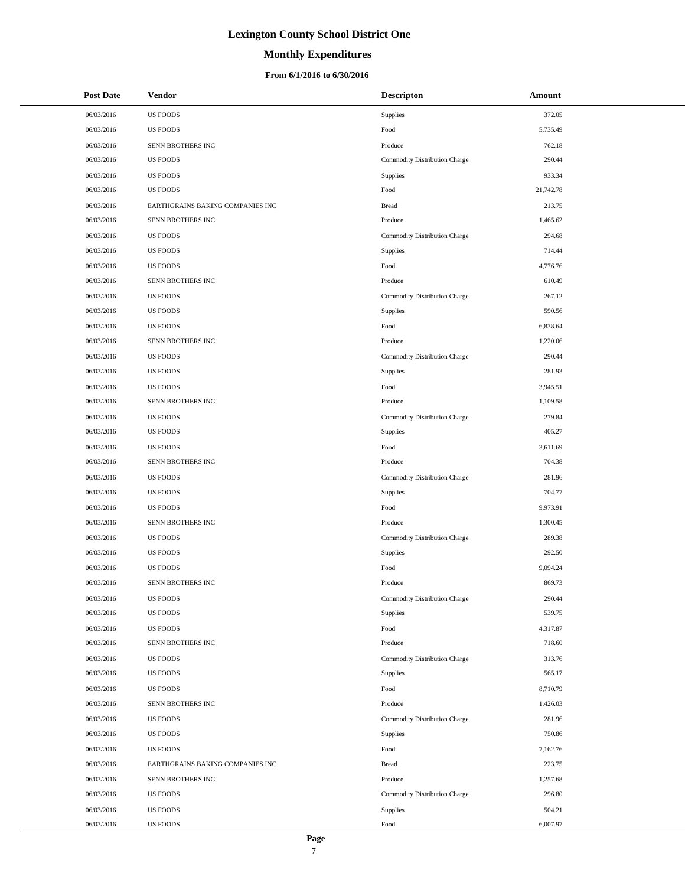# Lexington County School District One

## Monthly Expenditures

### From 6/1/2016 to 6/30/2016

| Post Date | Vendor | Descripton | Amount |
|---|---|---|---|
| 06/03/2016 | US FOODS | Supplies | 372.05 |
| 06/03/2016 | US FOODS | Food | 5,735.49 |
| 06/03/2016 | SENN BROTHERS INC | Produce | 762.18 |
| 06/03/2016 | US FOODS | Commodity Distribution Charge | 290.44 |
| 06/03/2016 | US FOODS | Supplies | 933.34 |
| 06/03/2016 | US FOODS | Food | 21,742.78 |
| 06/03/2016 | EARTHGRAINS BAKING COMPANIES INC | Bread | 213.75 |
| 06/03/2016 | SENN BROTHERS INC | Produce | 1,465.62 |
| 06/03/2016 | US FOODS | Commodity Distribution Charge | 294.68 |
| 06/03/2016 | US FOODS | Supplies | 714.44 |
| 06/03/2016 | US FOODS | Food | 4,776.76 |
| 06/03/2016 | SENN BROTHERS INC | Produce | 610.49 |
| 06/03/2016 | US FOODS | Commodity Distribution Charge | 267.12 |
| 06/03/2016 | US FOODS | Supplies | 590.56 |
| 06/03/2016 | US FOODS | Food | 6,838.64 |
| 06/03/2016 | SENN BROTHERS INC | Produce | 1,220.06 |
| 06/03/2016 | US FOODS | Commodity Distribution Charge | 290.44 |
| 06/03/2016 | US FOODS | Supplies | 281.93 |
| 06/03/2016 | US FOODS | Food | 3,945.51 |
| 06/03/2016 | SENN BROTHERS INC | Produce | 1,109.58 |
| 06/03/2016 | US FOODS | Commodity Distribution Charge | 279.84 |
| 06/03/2016 | US FOODS | Supplies | 405.27 |
| 06/03/2016 | US FOODS | Food | 3,611.69 |
| 06/03/2016 | SENN BROTHERS INC | Produce | 704.38 |
| 06/03/2016 | US FOODS | Commodity Distribution Charge | 281.96 |
| 06/03/2016 | US FOODS | Supplies | 704.77 |
| 06/03/2016 | US FOODS | Food | 9,973.91 |
| 06/03/2016 | SENN BROTHERS INC | Produce | 1,300.45 |
| 06/03/2016 | US FOODS | Commodity Distribution Charge | 289.38 |
| 06/03/2016 | US FOODS | Supplies | 292.50 |
| 06/03/2016 | US FOODS | Food | 9,094.24 |
| 06/03/2016 | SENN BROTHERS INC | Produce | 869.73 |
| 06/03/2016 | US FOODS | Commodity Distribution Charge | 290.44 |
| 06/03/2016 | US FOODS | Supplies | 539.75 |
| 06/03/2016 | US FOODS | Food | 4,317.87 |
| 06/03/2016 | SENN BROTHERS INC | Produce | 718.60 |
| 06/03/2016 | US FOODS | Commodity Distribution Charge | 313.76 |
| 06/03/2016 | US FOODS | Supplies | 565.17 |
| 06/03/2016 | US FOODS | Food | 8,710.79 |
| 06/03/2016 | SENN BROTHERS INC | Produce | 1,426.03 |
| 06/03/2016 | US FOODS | Commodity Distribution Charge | 281.96 |
| 06/03/2016 | US FOODS | Supplies | 750.86 |
| 06/03/2016 | US FOODS | Food | 7,162.76 |
| 06/03/2016 | EARTHGRAINS BAKING COMPANIES INC | Bread | 223.75 |
| 06/03/2016 | SENN BROTHERS INC | Produce | 1,257.68 |
| 06/03/2016 | US FOODS | Commodity Distribution Charge | 296.80 |
| 06/03/2016 | US FOODS | Supplies | 504.21 |
| 06/03/2016 | US FOODS | Food | 6,007.97 |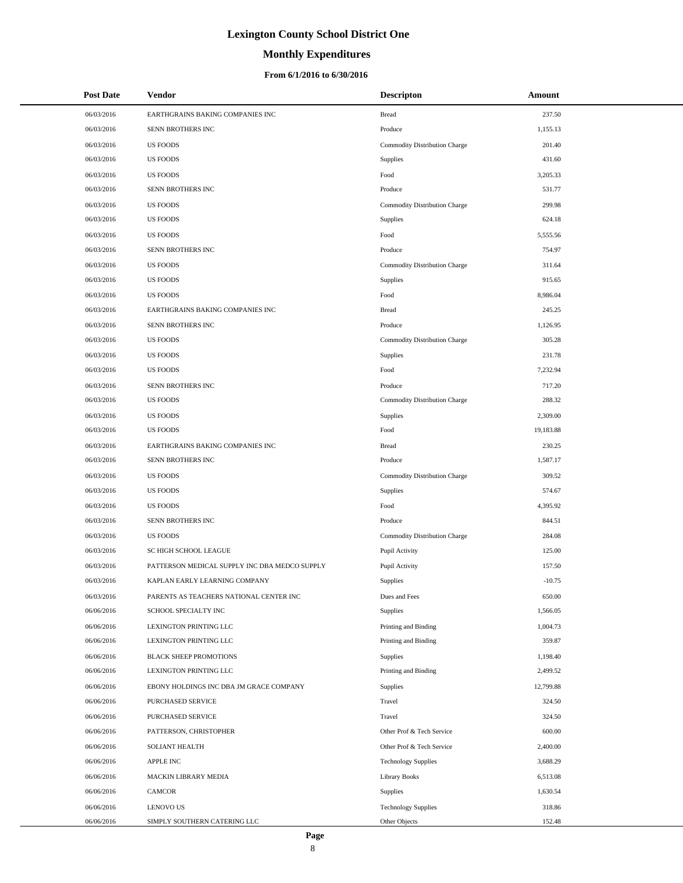# Lexington County School District One

## Monthly Expenditures

### From 6/1/2016 to 6/30/2016

| Post Date | Vendor | Descripton | Amount |
|---|---|---|---|
| 06/03/2016 | EARTHGRAINS BAKING COMPANIES INC | Bread | 237.50 |
| 06/03/2016 | SENN BROTHERS INC | Produce | 1,155.13 |
| 06/03/2016 | US FOODS | Commodity Distribution Charge | 201.40 |
| 06/03/2016 | US FOODS | Supplies | 431.60 |
| 06/03/2016 | US FOODS | Food | 3,205.33 |
| 06/03/2016 | SENN BROTHERS INC | Produce | 531.77 |
| 06/03/2016 | US FOODS | Commodity Distribution Charge | 299.98 |
| 06/03/2016 | US FOODS | Supplies | 624.18 |
| 06/03/2016 | US FOODS | Food | 5,555.56 |
| 06/03/2016 | SENN BROTHERS INC | Produce | 754.97 |
| 06/03/2016 | US FOODS | Commodity Distribution Charge | 311.64 |
| 06/03/2016 | US FOODS | Supplies | 915.65 |
| 06/03/2016 | US FOODS | Food | 8,986.04 |
| 06/03/2016 | EARTHGRAINS BAKING COMPANIES INC | Bread | 245.25 |
| 06/03/2016 | SENN BROTHERS INC | Produce | 1,126.95 |
| 06/03/2016 | US FOODS | Commodity Distribution Charge | 305.28 |
| 06/03/2016 | US FOODS | Supplies | 231.78 |
| 06/03/2016 | US FOODS | Food | 7,232.94 |
| 06/03/2016 | SENN BROTHERS INC | Produce | 717.20 |
| 06/03/2016 | US FOODS | Commodity Distribution Charge | 288.32 |
| 06/03/2016 | US FOODS | Supplies | 2,309.00 |
| 06/03/2016 | US FOODS | Food | 19,183.88 |
| 06/03/2016 | EARTHGRAINS BAKING COMPANIES INC | Bread | 230.25 |
| 06/03/2016 | SENN BROTHERS INC | Produce | 1,587.17 |
| 06/03/2016 | US FOODS | Commodity Distribution Charge | 309.52 |
| 06/03/2016 | US FOODS | Supplies | 574.67 |
| 06/03/2016 | US FOODS | Food | 4,395.92 |
| 06/03/2016 | SENN BROTHERS INC | Produce | 844.51 |
| 06/03/2016 | US FOODS | Commodity Distribution Charge | 284.08 |
| 06/03/2016 | SC HIGH SCHOOL LEAGUE | Pupil Activity | 125.00 |
| 06/03/2016 | PATTERSON MEDICAL SUPPLY INC DBA MEDCO SUPPLY | Pupil Activity | 157.50 |
| 06/03/2016 | KAPLAN EARLY LEARNING COMPANY | Supplies | -10.75 |
| 06/03/2016 | PARENTS AS TEACHERS NATIONAL CENTER INC | Dues and Fees | 650.00 |
| 06/06/2016 | SCHOOL SPECIALTY INC | Supplies | 1,566.05 |
| 06/06/2016 | LEXINGTON PRINTING LLC | Printing and Binding | 1,004.73 |
| 06/06/2016 | LEXINGTON PRINTING LLC | Printing and Binding | 359.87 |
| 06/06/2016 | BLACK SHEEP PROMOTIONS | Supplies | 1,198.40 |
| 06/06/2016 | LEXINGTON PRINTING LLC | Printing and Binding | 2,499.52 |
| 06/06/2016 | EBONY HOLDINGS INC DBA JM GRACE COMPANY | Supplies | 12,799.88 |
| 06/06/2016 | PURCHASED SERVICE | Travel | 324.50 |
| 06/06/2016 | PURCHASED SERVICE | Travel | 324.50 |
| 06/06/2016 | PATTERSON, CHRISTOPHER | Other Prof & Tech Service | 600.00 |
| 06/06/2016 | SOLIANT HEALTH | Other Prof & Tech Service | 2,400.00 |
| 06/06/2016 | APPLE INC | Technology Supplies | 3,688.29 |
| 06/06/2016 | MACKIN LIBRARY MEDIA | Library Books | 6,513.08 |
| 06/06/2016 | CAMCOR | Supplies | 1,630.54 |
| 06/06/2016 | LENOVO US | Technology Supplies | 318.86 |
| 06/06/2016 | SIMPLY SOUTHERN CATERING LLC | Other Objects | 152.48 |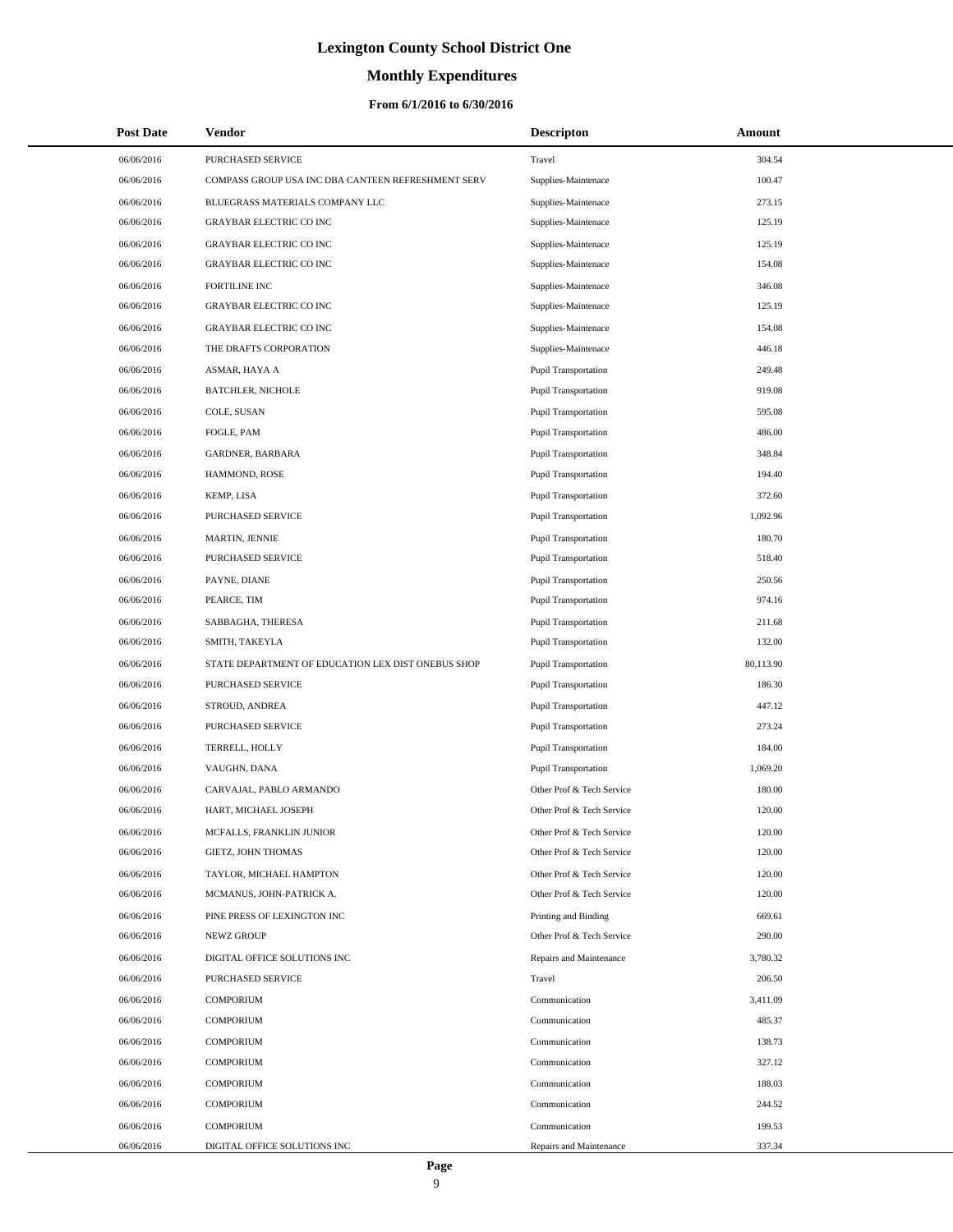# Lexington County School District One

## Monthly Expenditures

### From 6/1/2016 to 6/30/2016

| Post Date | Vendor | Descripton | Amount |
|---|---|---|---|
| 06/06/2016 | PURCHASED SERVICE | Travel | 304.54 |
| 06/06/2016 | COMPASS GROUP USA INC DBA CANTEEN REFRESHMENT SERV | Supplies-Maintenace | 100.47 |
| 06/06/2016 | BLUEGRASS MATERIALS COMPANY LLC | Supplies-Maintenace | 273.15 |
| 06/06/2016 | GRAYBAR ELECTRIC CO INC | Supplies-Maintenace | 125.19 |
| 06/06/2016 | GRAYBAR ELECTRIC CO INC | Supplies-Maintenace | 125.19 |
| 06/06/2016 | GRAYBAR ELECTRIC CO INC | Supplies-Maintenace | 154.08 |
| 06/06/2016 | FORTILINE INC | Supplies-Maintenace | 346.08 |
| 06/06/2016 | GRAYBAR ELECTRIC CO INC | Supplies-Maintenace | 125.19 |
| 06/06/2016 | GRAYBAR ELECTRIC CO INC | Supplies-Maintenace | 154.08 |
| 06/06/2016 | THE DRAFTS CORPORATION | Supplies-Maintenace | 446.18 |
| 06/06/2016 | ASMAR, HAYA A | Pupil Transportation | 249.48 |
| 06/06/2016 | BATCHLER, NICHOLE | Pupil Transportation | 919.08 |
| 06/06/2016 | COLE, SUSAN | Pupil Transportation | 595.08 |
| 06/06/2016 | FOGLE, PAM | Pupil Transportation | 486.00 |
| 06/06/2016 | GARDNER, BARBARA | Pupil Transportation | 348.84 |
| 06/06/2016 | HAMMOND, ROSE | Pupil Transportation | 194.40 |
| 06/06/2016 | KEMP, LISA | Pupil Transportation | 372.60 |
| 06/06/2016 | PURCHASED SERVICE | Pupil Transportation | 1,092.96 |
| 06/06/2016 | MARTIN, JENNIE | Pupil Transportation | 180.70 |
| 06/06/2016 | PURCHASED SERVICE | Pupil Transportation | 518.40 |
| 06/06/2016 | PAYNE, DIANE | Pupil Transportation | 250.56 |
| 06/06/2016 | PEARCE, TIM | Pupil Transportation | 974.16 |
| 06/06/2016 | SABBAGHA, THERESA | Pupil Transportation | 211.68 |
| 06/06/2016 | SMITH, TAKEYLA | Pupil Transportation | 132.00 |
| 06/06/2016 | STATE DEPARTMENT OF EDUCATION LEX DIST ONEBUS SHOP | Pupil Transportation | 80,113.90 |
| 06/06/2016 | PURCHASED SERVICE | Pupil Transportation | 186.30 |
| 06/06/2016 | STROUD, ANDREA | Pupil Transportation | 447.12 |
| 06/06/2016 | PURCHASED SERVICE | Pupil Transportation | 273.24 |
| 06/06/2016 | TERRELL, HOLLY | Pupil Transportation | 184.00 |
| 06/06/2016 | VAUGHN, DANA | Pupil Transportation | 1,069.20 |
| 06/06/2016 | CARVAJAL, PABLO ARMANDO | Other Prof & Tech Service | 180.00 |
| 06/06/2016 | HART, MICHAEL JOSEPH | Other Prof & Tech Service | 120.00 |
| 06/06/2016 | MCFALLS, FRANKLIN JUNIOR | Other Prof & Tech Service | 120.00 |
| 06/06/2016 | GIETZ, JOHN THOMAS | Other Prof & Tech Service | 120.00 |
| 06/06/2016 | TAYLOR, MICHAEL HAMPTON | Other Prof & Tech Service | 120.00 |
| 06/06/2016 | MCMANUS, JOHN-PATRICK A. | Other Prof & Tech Service | 120.00 |
| 06/06/2016 | PINE PRESS OF LEXINGTON INC | Printing and Binding | 669.61 |
| 06/06/2016 | NEWZ GROUP | Other Prof & Tech Service | 290.00 |
| 06/06/2016 | DIGITAL OFFICE SOLUTIONS INC | Repairs and Maintenance | 3,780.32 |
| 06/06/2016 | PURCHASED SERVICE | Travel | 206.50 |
| 06/06/2016 | COMPORIUM | Communication | 3,411.09 |
| 06/06/2016 | COMPORIUM | Communication | 485.37 |
| 06/06/2016 | COMPORIUM | Communication | 138.73 |
| 06/06/2016 | COMPORIUM | Communication | 327.12 |
| 06/06/2016 | COMPORIUM | Communication | 188.03 |
| 06/06/2016 | COMPORIUM | Communication | 244.52 |
| 06/06/2016 | COMPORIUM | Communication | 199.53 |
| 06/06/2016 | DIGITAL OFFICE SOLUTIONS INC | Repairs and Maintenance | 337.34 |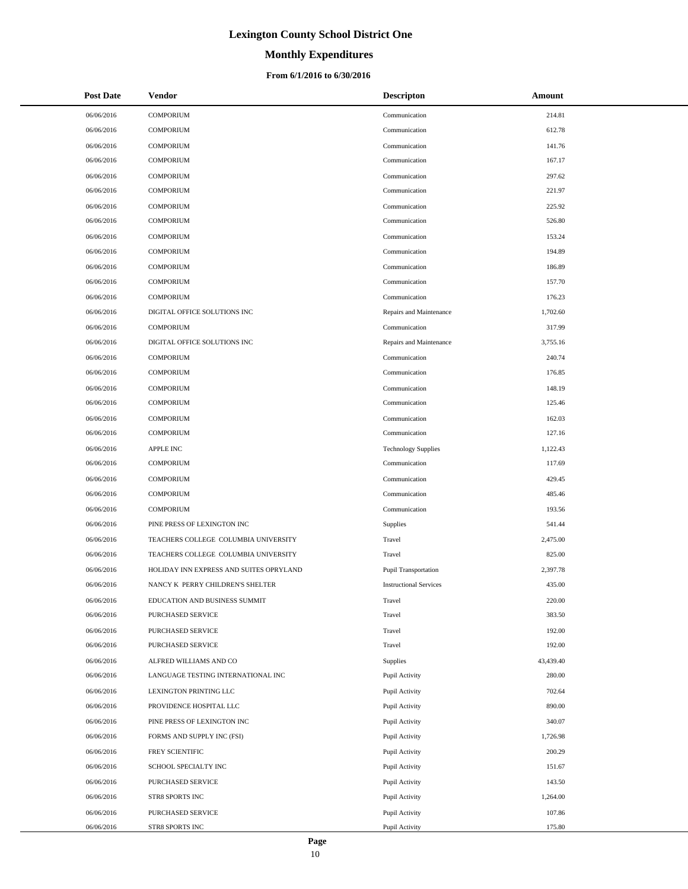# Lexington County School District One

## Monthly Expenditures

### From 6/1/2016 to 6/30/2016

| Post Date | Vendor | Descripton | Amount |
|---|---|---|---|
| 06/06/2016 | COMPORIUM | Communication | 214.81 |
| 06/06/2016 | COMPORIUM | Communication | 612.78 |
| 06/06/2016 | COMPORIUM | Communication | 141.76 |
| 06/06/2016 | COMPORIUM | Communication | 167.17 |
| 06/06/2016 | COMPORIUM | Communication | 297.62 |
| 06/06/2016 | COMPORIUM | Communication | 221.97 |
| 06/06/2016 | COMPORIUM | Communication | 225.92 |
| 06/06/2016 | COMPORIUM | Communication | 526.80 |
| 06/06/2016 | COMPORIUM | Communication | 153.24 |
| 06/06/2016 | COMPORIUM | Communication | 194.89 |
| 06/06/2016 | COMPORIUM | Communication | 186.89 |
| 06/06/2016 | COMPORIUM | Communication | 157.70 |
| 06/06/2016 | COMPORIUM | Communication | 176.23 |
| 06/06/2016 | DIGITAL OFFICE SOLUTIONS INC | Repairs and Maintenance | 1,702.60 |
| 06/06/2016 | COMPORIUM | Communication | 317.99 |
| 06/06/2016 | DIGITAL OFFICE SOLUTIONS INC | Repairs and Maintenance | 3,755.16 |
| 06/06/2016 | COMPORIUM | Communication | 240.74 |
| 06/06/2016 | COMPORIUM | Communication | 176.85 |
| 06/06/2016 | COMPORIUM | Communication | 148.19 |
| 06/06/2016 | COMPORIUM | Communication | 125.46 |
| 06/06/2016 | COMPORIUM | Communication | 162.03 |
| 06/06/2016 | COMPORIUM | Communication | 127.16 |
| 06/06/2016 | APPLE INC | Technology Supplies | 1,122.43 |
| 06/06/2016 | COMPORIUM | Communication | 117.69 |
| 06/06/2016 | COMPORIUM | Communication | 429.45 |
| 06/06/2016 | COMPORIUM | Communication | 485.46 |
| 06/06/2016 | COMPORIUM | Communication | 193.56 |
| 06/06/2016 | PINE PRESS OF LEXINGTON INC | Supplies | 541.44 |
| 06/06/2016 | TEACHERS COLLEGE COLUMBIA UNIVERSITY | Travel | 2,475.00 |
| 06/06/2016 | TEACHERS COLLEGE COLUMBIA UNIVERSITY | Travel | 825.00 |
| 06/06/2016 | HOLIDAY INN EXPRESS AND SUITES OPRYLAND | Pupil Transportation | 2,397.78 |
| 06/06/2016 | NANCY K PERRY CHILDREN'S SHELTER | Instructional Services | 435.00 |
| 06/06/2016 | EDUCATION AND BUSINESS SUMMIT | Travel | 220.00 |
| 06/06/2016 | PURCHASED SERVICE | Travel | 383.50 |
| 06/06/2016 | PURCHASED SERVICE | Travel | 192.00 |
| 06/06/2016 | PURCHASED SERVICE | Travel | 192.00 |
| 06/06/2016 | ALFRED WILLIAMS AND CO | Supplies | 43,439.40 |
| 06/06/2016 | LANGUAGE TESTING INTERNATIONAL INC | Pupil Activity | 280.00 |
| 06/06/2016 | LEXINGTON PRINTING LLC | Pupil Activity | 702.64 |
| 06/06/2016 | PROVIDENCE HOSPITAL LLC | Pupil Activity | 890.00 |
| 06/06/2016 | PINE PRESS OF LEXINGTON INC | Pupil Activity | 340.07 |
| 06/06/2016 | FORMS AND SUPPLY INC (FSI) | Pupil Activity | 1,726.98 |
| 06/06/2016 | FREY SCIENTIFIC | Pupil Activity | 200.29 |
| 06/06/2016 | SCHOOL SPECIALTY INC | Pupil Activity | 151.67 |
| 06/06/2016 | PURCHASED SERVICE | Pupil Activity | 143.50 |
| 06/06/2016 | STR8 SPORTS INC | Pupil Activity | 1,264.00 |
| 06/06/2016 | PURCHASED SERVICE | Pupil Activity | 107.86 |
| 06/06/2016 | STR8 SPORTS INC | Pupil Activity | 175.80 |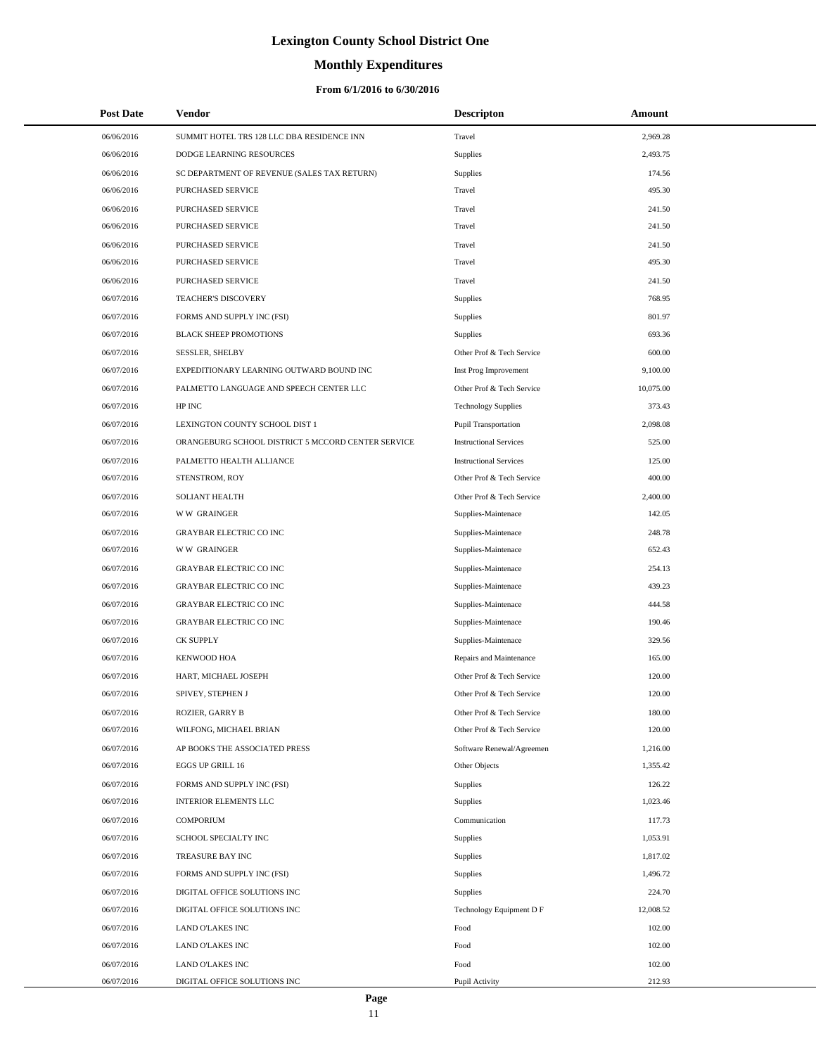# Lexington County School District One

## Monthly Expenditures

### From 6/1/2016 to 6/30/2016

| Post Date | Vendor | Descripton | Amount |
|---|---|---|---|
| 06/06/2016 | SUMMIT HOTEL TRS 128 LLC DBA RESIDENCE INN | Travel | 2,969.28 |
| 06/06/2016 | DODGE LEARNING RESOURCES | Supplies | 2,493.75 |
| 06/06/2016 | SC DEPARTMENT OF REVENUE (SALES TAX RETURN) | Supplies | 174.56 |
| 06/06/2016 | PURCHASED SERVICE | Travel | 495.30 |
| 06/06/2016 | PURCHASED SERVICE | Travel | 241.50 |
| 06/06/2016 | PURCHASED SERVICE | Travel | 241.50 |
| 06/06/2016 | PURCHASED SERVICE | Travel | 241.50 |
| 06/06/2016 | PURCHASED SERVICE | Travel | 495.30 |
| 06/06/2016 | PURCHASED SERVICE | Travel | 241.50 |
| 06/07/2016 | TEACHER'S DISCOVERY | Supplies | 768.95 |
| 06/07/2016 | FORMS AND SUPPLY INC (FSI) | Supplies | 801.97 |
| 06/07/2016 | BLACK SHEEP PROMOTIONS | Supplies | 693.36 |
| 06/07/2016 | SESSLER, SHELBY | Other Prof & Tech Service | 600.00 |
| 06/07/2016 | EXPEDITIONARY LEARNING OUTWARD BOUND INC | Inst Prog Improvement | 9,100.00 |
| 06/07/2016 | PALMETTO LANGUAGE AND SPEECH CENTER LLC | Other Prof & Tech Service | 10,075.00 |
| 06/07/2016 | HP INC | Technology Supplies | 373.43 |
| 06/07/2016 | LEXINGTON COUNTY SCHOOL DIST 1 | Pupil Transportation | 2,098.08 |
| 06/07/2016 | ORANGEBURG SCHOOL DISTRICT 5 MCCORD CENTER SERVICE | Instructional Services | 525.00 |
| 06/07/2016 | PALMETTO HEALTH ALLIANCE | Instructional Services | 125.00 |
| 06/07/2016 | STENSTROM, ROY | Other Prof & Tech Service | 400.00 |
| 06/07/2016 | SOLIANT HEALTH | Other Prof & Tech Service | 2,400.00 |
| 06/07/2016 | W W GRAINGER | Supplies-Maintenace | 142.05 |
| 06/07/2016 | GRAYBAR ELECTRIC CO INC | Supplies-Maintenace | 248.78 |
| 06/07/2016 | W W GRAINGER | Supplies-Maintenace | 652.43 |
| 06/07/2016 | GRAYBAR ELECTRIC CO INC | Supplies-Maintenace | 254.13 |
| 06/07/2016 | GRAYBAR ELECTRIC CO INC | Supplies-Maintenace | 439.23 |
| 06/07/2016 | GRAYBAR ELECTRIC CO INC | Supplies-Maintenace | 444.58 |
| 06/07/2016 | GRAYBAR ELECTRIC CO INC | Supplies-Maintenace | 190.46 |
| 06/07/2016 | CK SUPPLY | Supplies-Maintenace | 329.56 |
| 06/07/2016 | KENWOOD HOA | Repairs and Maintenance | 165.00 |
| 06/07/2016 | HART, MICHAEL JOSEPH | Other Prof & Tech Service | 120.00 |
| 06/07/2016 | SPIVEY, STEPHEN J | Other Prof & Tech Service | 120.00 |
| 06/07/2016 | ROZIER, GARRY B | Other Prof & Tech Service | 180.00 |
| 06/07/2016 | WILFONG, MICHAEL BRIAN | Other Prof & Tech Service | 120.00 |
| 06/07/2016 | AP BOOKS THE ASSOCIATED PRESS | Software Renewal/Agreemen | 1,216.00 |
| 06/07/2016 | EGGS UP GRILL 16 | Other Objects | 1,355.42 |
| 06/07/2016 | FORMS AND SUPPLY INC (FSI) | Supplies | 126.22 |
| 06/07/2016 | INTERIOR ELEMENTS LLC | Supplies | 1,023.46 |
| 06/07/2016 | COMPORIUM | Communication | 117.73 |
| 06/07/2016 | SCHOOL SPECIALTY INC | Supplies | 1,053.91 |
| 06/07/2016 | TREASURE BAY INC | Supplies | 1,817.02 |
| 06/07/2016 | FORMS AND SUPPLY INC (FSI) | Supplies | 1,496.72 |
| 06/07/2016 | DIGITAL OFFICE SOLUTIONS INC | Supplies | 224.70 |
| 06/07/2016 | DIGITAL OFFICE SOLUTIONS INC | Technology Equipment D F | 12,008.52 |
| 06/07/2016 | LAND O'LAKES INC | Food | 102.00 |
| 06/07/2016 | LAND O'LAKES INC | Food | 102.00 |
| 06/07/2016 | LAND O'LAKES INC | Food | 102.00 |
| 06/07/2016 | DIGITAL OFFICE SOLUTIONS INC | Pupil Activity | 212.93 |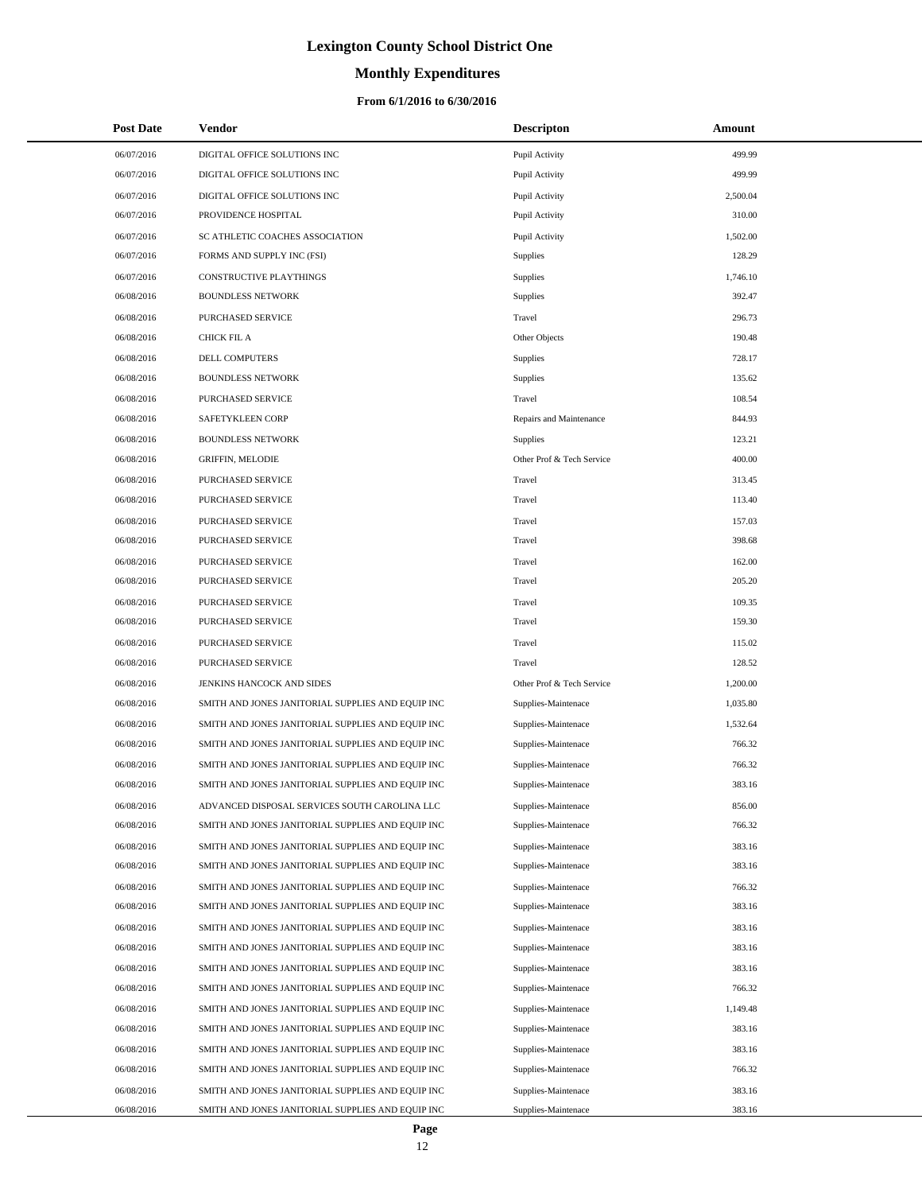# Lexington County School District One

## Monthly Expenditures

### From 6/1/2016 to 6/30/2016

| Post Date | Vendor | Descripton | Amount |
|---|---|---|---|
| 06/07/2016 | DIGITAL OFFICE SOLUTIONS INC | Pupil Activity | 499.99 |
| 06/07/2016 | DIGITAL OFFICE SOLUTIONS INC | Pupil Activity | 499.99 |
| 06/07/2016 | DIGITAL OFFICE SOLUTIONS INC | Pupil Activity | 2,500.04 |
| 06/07/2016 | PROVIDENCE HOSPITAL | Pupil Activity | 310.00 |
| 06/07/2016 | SC ATHLETIC COACHES ASSOCIATION | Pupil Activity | 1,502.00 |
| 06/07/2016 | FORMS AND SUPPLY INC (FSI) | Supplies | 128.29 |
| 06/07/2016 | CONSTRUCTIVE PLAYTHINGS | Supplies | 1,746.10 |
| 06/08/2016 | BOUNDLESS NETWORK | Supplies | 392.47 |
| 06/08/2016 | PURCHASED SERVICE | Travel | 296.73 |
| 06/08/2016 | CHICK FIL A | Other Objects | 190.48 |
| 06/08/2016 | DELL COMPUTERS | Supplies | 728.17 |
| 06/08/2016 | BOUNDLESS NETWORK | Supplies | 135.62 |
| 06/08/2016 | PURCHASED SERVICE | Travel | 108.54 |
| 06/08/2016 | SAFETYKLEEN CORP | Repairs and Maintenance | 844.93 |
| 06/08/2016 | BOUNDLESS NETWORK | Supplies | 123.21 |
| 06/08/2016 | GRIFFIN, MELODIE | Other Prof & Tech Service | 400.00 |
| 06/08/2016 | PURCHASED SERVICE | Travel | 313.45 |
| 06/08/2016 | PURCHASED SERVICE | Travel | 113.40 |
| 06/08/2016 | PURCHASED SERVICE | Travel | 157.03 |
| 06/08/2016 | PURCHASED SERVICE | Travel | 398.68 |
| 06/08/2016 | PURCHASED SERVICE | Travel | 162.00 |
| 06/08/2016 | PURCHASED SERVICE | Travel | 205.20 |
| 06/08/2016 | PURCHASED SERVICE | Travel | 109.35 |
| 06/08/2016 | PURCHASED SERVICE | Travel | 159.30 |
| 06/08/2016 | PURCHASED SERVICE | Travel | 115.02 |
| 06/08/2016 | PURCHASED SERVICE | Travel | 128.52 |
| 06/08/2016 | JENKINS HANCOCK AND SIDES | Other Prof & Tech Service | 1,200.00 |
| 06/08/2016 | SMITH AND JONES JANITORIAL SUPPLIES AND EQUIP INC | Supplies-Maintenace | 1,035.80 |
| 06/08/2016 | SMITH AND JONES JANITORIAL SUPPLIES AND EQUIP INC | Supplies-Maintenace | 1,532.64 |
| 06/08/2016 | SMITH AND JONES JANITORIAL SUPPLIES AND EQUIP INC | Supplies-Maintenace | 766.32 |
| 06/08/2016 | SMITH AND JONES JANITORIAL SUPPLIES AND EQUIP INC | Supplies-Maintenace | 766.32 |
| 06/08/2016 | SMITH AND JONES JANITORIAL SUPPLIES AND EQUIP INC | Supplies-Maintenace | 383.16 |
| 06/08/2016 | ADVANCED DISPOSAL SERVICES SOUTH CAROLINA LLC | Supplies-Maintenace | 856.00 |
| 06/08/2016 | SMITH AND JONES JANITORIAL SUPPLIES AND EQUIP INC | Supplies-Maintenace | 766.32 |
| 06/08/2016 | SMITH AND JONES JANITORIAL SUPPLIES AND EQUIP INC | Supplies-Maintenace | 383.16 |
| 06/08/2016 | SMITH AND JONES JANITORIAL SUPPLIES AND EQUIP INC | Supplies-Maintenace | 383.16 |
| 06/08/2016 | SMITH AND JONES JANITORIAL SUPPLIES AND EQUIP INC | Supplies-Maintenace | 766.32 |
| 06/08/2016 | SMITH AND JONES JANITORIAL SUPPLIES AND EQUIP INC | Supplies-Maintenace | 383.16 |
| 06/08/2016 | SMITH AND JONES JANITORIAL SUPPLIES AND EQUIP INC | Supplies-Maintenace | 383.16 |
| 06/08/2016 | SMITH AND JONES JANITORIAL SUPPLIES AND EQUIP INC | Supplies-Maintenace | 383.16 |
| 06/08/2016 | SMITH AND JONES JANITORIAL SUPPLIES AND EQUIP INC | Supplies-Maintenace | 383.16 |
| 06/08/2016 | SMITH AND JONES JANITORIAL SUPPLIES AND EQUIP INC | Supplies-Maintenace | 766.32 |
| 06/08/2016 | SMITH AND JONES JANITORIAL SUPPLIES AND EQUIP INC | Supplies-Maintenace | 1,149.48 |
| 06/08/2016 | SMITH AND JONES JANITORIAL SUPPLIES AND EQUIP INC | Supplies-Maintenace | 383.16 |
| 06/08/2016 | SMITH AND JONES JANITORIAL SUPPLIES AND EQUIP INC | Supplies-Maintenace | 383.16 |
| 06/08/2016 | SMITH AND JONES JANITORIAL SUPPLIES AND EQUIP INC | Supplies-Maintenace | 766.32 |
| 06/08/2016 | SMITH AND JONES JANITORIAL SUPPLIES AND EQUIP INC | Supplies-Maintenace | 383.16 |
| 06/08/2016 | SMITH AND JONES JANITORIAL SUPPLIES AND EQUIP INC | Supplies-Maintenace | 383.16 |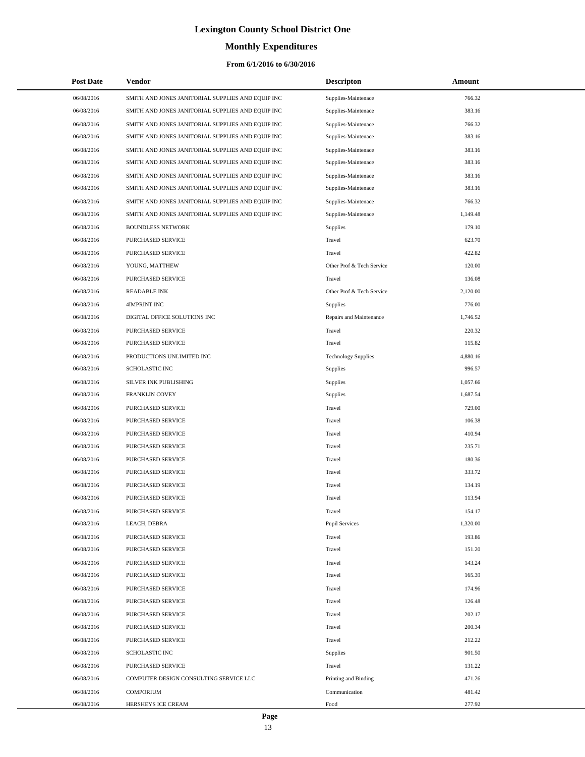# Lexington County School District One

## Monthly Expenditures

### From 6/1/2016 to 6/30/2016

| Post Date | Vendor | Descripton | Amount |
|---|---|---|---|
| 06/08/2016 | SMITH AND JONES JANITORIAL SUPPLIES AND EQUIP INC | Supplies-Maintenace | 766.32 |
| 06/08/2016 | SMITH AND JONES JANITORIAL SUPPLIES AND EQUIP INC | Supplies-Maintenace | 383.16 |
| 06/08/2016 | SMITH AND JONES JANITORIAL SUPPLIES AND EQUIP INC | Supplies-Maintenace | 766.32 |
| 06/08/2016 | SMITH AND JONES JANITORIAL SUPPLIES AND EQUIP INC | Supplies-Maintenace | 383.16 |
| 06/08/2016 | SMITH AND JONES JANITORIAL SUPPLIES AND EQUIP INC | Supplies-Maintenace | 383.16 |
| 06/08/2016 | SMITH AND JONES JANITORIAL SUPPLIES AND EQUIP INC | Supplies-Maintenace | 383.16 |
| 06/08/2016 | SMITH AND JONES JANITORIAL SUPPLIES AND EQUIP INC | Supplies-Maintenace | 383.16 |
| 06/08/2016 | SMITH AND JONES JANITORIAL SUPPLIES AND EQUIP INC | Supplies-Maintenace | 383.16 |
| 06/08/2016 | SMITH AND JONES JANITORIAL SUPPLIES AND EQUIP INC | Supplies-Maintenace | 766.32 |
| 06/08/2016 | SMITH AND JONES JANITORIAL SUPPLIES AND EQUIP INC | Supplies-Maintenace | 1,149.48 |
| 06/08/2016 | BOUNDLESS NETWORK | Supplies | 179.10 |
| 06/08/2016 | PURCHASED SERVICE | Travel | 623.70 |
| 06/08/2016 | PURCHASED SERVICE | Travel | 422.82 |
| 06/08/2016 | YOUNG, MATTHEW | Other Prof & Tech Service | 120.00 |
| 06/08/2016 | PURCHASED SERVICE | Travel | 136.08 |
| 06/08/2016 | READABLE INK | Other Prof & Tech Service | 2,120.00 |
| 06/08/2016 | 4IMPRINT INC | Supplies | 776.00 |
| 06/08/2016 | DIGITAL OFFICE SOLUTIONS INC | Repairs and Maintenance | 1,746.52 |
| 06/08/2016 | PURCHASED SERVICE | Travel | 220.32 |
| 06/08/2016 | PURCHASED SERVICE | Travel | 115.82 |
| 06/08/2016 | PRODUCTIONS UNLIMITED INC | Technology Supplies | 4,880.16 |
| 06/08/2016 | SCHOLASTIC INC | Supplies | 996.57 |
| 06/08/2016 | SILVER INK PUBLISHING | Supplies | 1,057.66 |
| 06/08/2016 | FRANKLIN COVEY | Supplies | 1,687.54 |
| 06/08/2016 | PURCHASED SERVICE | Travel | 729.00 |
| 06/08/2016 | PURCHASED SERVICE | Travel | 106.38 |
| 06/08/2016 | PURCHASED SERVICE | Travel | 410.94 |
| 06/08/2016 | PURCHASED SERVICE | Travel | 235.71 |
| 06/08/2016 | PURCHASED SERVICE | Travel | 180.36 |
| 06/08/2016 | PURCHASED SERVICE | Travel | 333.72 |
| 06/08/2016 | PURCHASED SERVICE | Travel | 134.19 |
| 06/08/2016 | PURCHASED SERVICE | Travel | 113.94 |
| 06/08/2016 | PURCHASED SERVICE | Travel | 154.17 |
| 06/08/2016 | LEACH, DEBRA | Pupil Services | 1,320.00 |
| 06/08/2016 | PURCHASED SERVICE | Travel | 193.86 |
| 06/08/2016 | PURCHASED SERVICE | Travel | 151.20 |
| 06/08/2016 | PURCHASED SERVICE | Travel | 143.24 |
| 06/08/2016 | PURCHASED SERVICE | Travel | 165.39 |
| 06/08/2016 | PURCHASED SERVICE | Travel | 174.96 |
| 06/08/2016 | PURCHASED SERVICE | Travel | 126.48 |
| 06/08/2016 | PURCHASED SERVICE | Travel | 202.17 |
| 06/08/2016 | PURCHASED SERVICE | Travel | 200.34 |
| 06/08/2016 | PURCHASED SERVICE | Travel | 212.22 |
| 06/08/2016 | SCHOLASTIC INC | Supplies | 901.50 |
| 06/08/2016 | PURCHASED SERVICE | Travel | 131.22 |
| 06/08/2016 | COMPUTER DESIGN CONSULTING SERVICE LLC | Printing and Binding | 471.26 |
| 06/08/2016 | COMPORIUM | Communication | 481.42 |
| 06/08/2016 | HERSHEYS ICE CREAM | Food | 277.92 |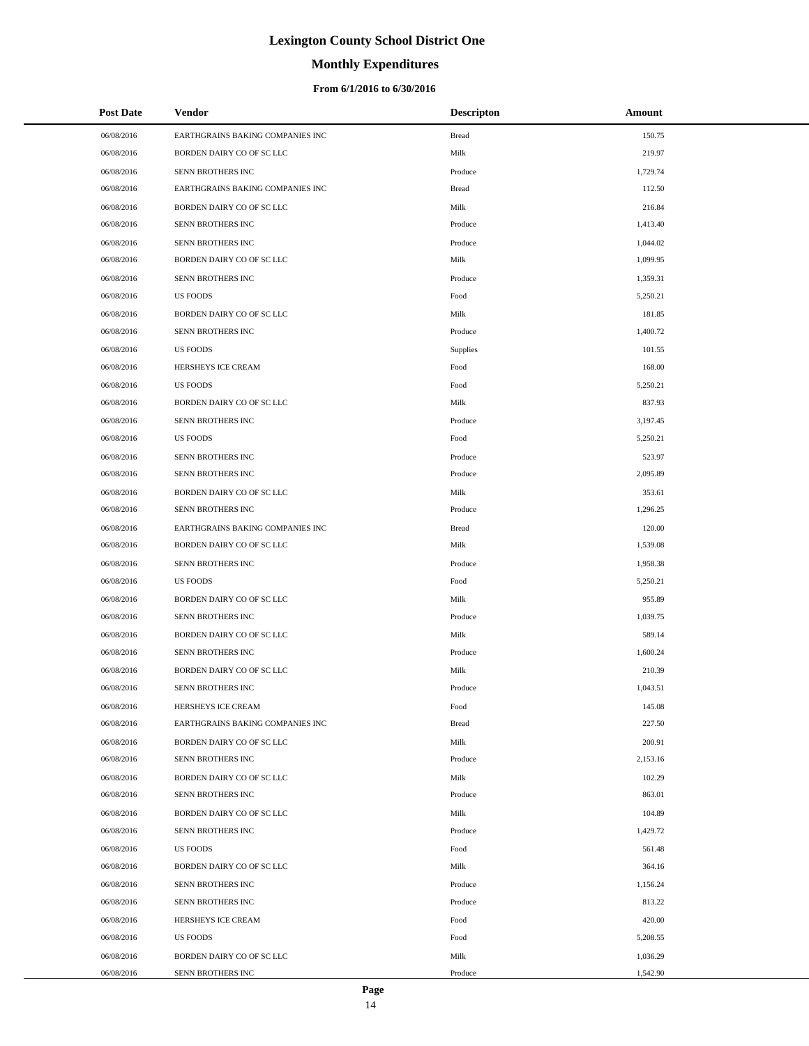# Lexington County School District One

## Monthly Expenditures

### From 6/1/2016 to 6/30/2016

| Post Date | Vendor | Descripton | Amount |
|---|---|---|---|
| 06/08/2016 | EARTHGRAINS BAKING COMPANIES INC | Bread | 150.75 |
| 06/08/2016 | BORDEN DAIRY CO OF SC LLC | Milk | 219.97 |
| 06/08/2016 | SENN BROTHERS INC | Produce | 1,729.74 |
| 06/08/2016 | EARTHGRAINS BAKING COMPANIES INC | Bread | 112.50 |
| 06/08/2016 | BORDEN DAIRY CO OF SC LLC | Milk | 216.84 |
| 06/08/2016 | SENN BROTHERS INC | Produce | 1,413.40 |
| 06/08/2016 | SENN BROTHERS INC | Produce | 1,044.02 |
| 06/08/2016 | BORDEN DAIRY CO OF SC LLC | Milk | 1,099.95 |
| 06/08/2016 | SENN BROTHERS INC | Produce | 1,359.31 |
| 06/08/2016 | US FOODS | Food | 5,250.21 |
| 06/08/2016 | BORDEN DAIRY CO OF SC LLC | Milk | 181.85 |
| 06/08/2016 | SENN BROTHERS INC | Produce | 1,400.72 |
| 06/08/2016 | US FOODS | Supplies | 101.55 |
| 06/08/2016 | HERSHEYS ICE CREAM | Food | 168.00 |
| 06/08/2016 | US FOODS | Food | 5,250.21 |
| 06/08/2016 | BORDEN DAIRY CO OF SC LLC | Milk | 837.93 |
| 06/08/2016 | SENN BROTHERS INC | Produce | 3,197.45 |
| 06/08/2016 | US FOODS | Food | 5,250.21 |
| 06/08/2016 | SENN BROTHERS INC | Produce | 523.97 |
| 06/08/2016 | SENN BROTHERS INC | Produce | 2,095.89 |
| 06/08/2016 | BORDEN DAIRY CO OF SC LLC | Milk | 353.61 |
| 06/08/2016 | SENN BROTHERS INC | Produce | 1,296.25 |
| 06/08/2016 | EARTHGRAINS BAKING COMPANIES INC | Bread | 120.00 |
| 06/08/2016 | BORDEN DAIRY CO OF SC LLC | Milk | 1,539.08 |
| 06/08/2016 | SENN BROTHERS INC | Produce | 1,958.38 |
| 06/08/2016 | US FOODS | Food | 5,250.21 |
| 06/08/2016 | BORDEN DAIRY CO OF SC LLC | Milk | 955.89 |
| 06/08/2016 | SENN BROTHERS INC | Produce | 1,039.75 |
| 06/08/2016 | BORDEN DAIRY CO OF SC LLC | Milk | 589.14 |
| 06/08/2016 | SENN BROTHERS INC | Produce | 1,600.24 |
| 06/08/2016 | BORDEN DAIRY CO OF SC LLC | Milk | 210.39 |
| 06/08/2016 | SENN BROTHERS INC | Produce | 1,043.51 |
| 06/08/2016 | HERSHEYS ICE CREAM | Food | 145.08 |
| 06/08/2016 | EARTHGRAINS BAKING COMPANIES INC | Bread | 227.50 |
| 06/08/2016 | BORDEN DAIRY CO OF SC LLC | Milk | 200.91 |
| 06/08/2016 | SENN BROTHERS INC | Produce | 2,153.16 |
| 06/08/2016 | BORDEN DAIRY CO OF SC LLC | Milk | 102.29 |
| 06/08/2016 | SENN BROTHERS INC | Produce | 863.01 |
| 06/08/2016 | BORDEN DAIRY CO OF SC LLC | Milk | 104.89 |
| 06/08/2016 | SENN BROTHERS INC | Produce | 1,429.72 |
| 06/08/2016 | US FOODS | Food | 561.48 |
| 06/08/2016 | BORDEN DAIRY CO OF SC LLC | Milk | 364.16 |
| 06/08/2016 | SENN BROTHERS INC | Produce | 1,156.24 |
| 06/08/2016 | SENN BROTHERS INC | Produce | 813.22 |
| 06/08/2016 | HERSHEYS ICE CREAM | Food | 420.00 |
| 06/08/2016 | US FOODS | Food | 5,208.55 |
| 06/08/2016 | BORDEN DAIRY CO OF SC LLC | Milk | 1,036.29 |
| 06/08/2016 | SENN BROTHERS INC | Produce | 1,542.90 |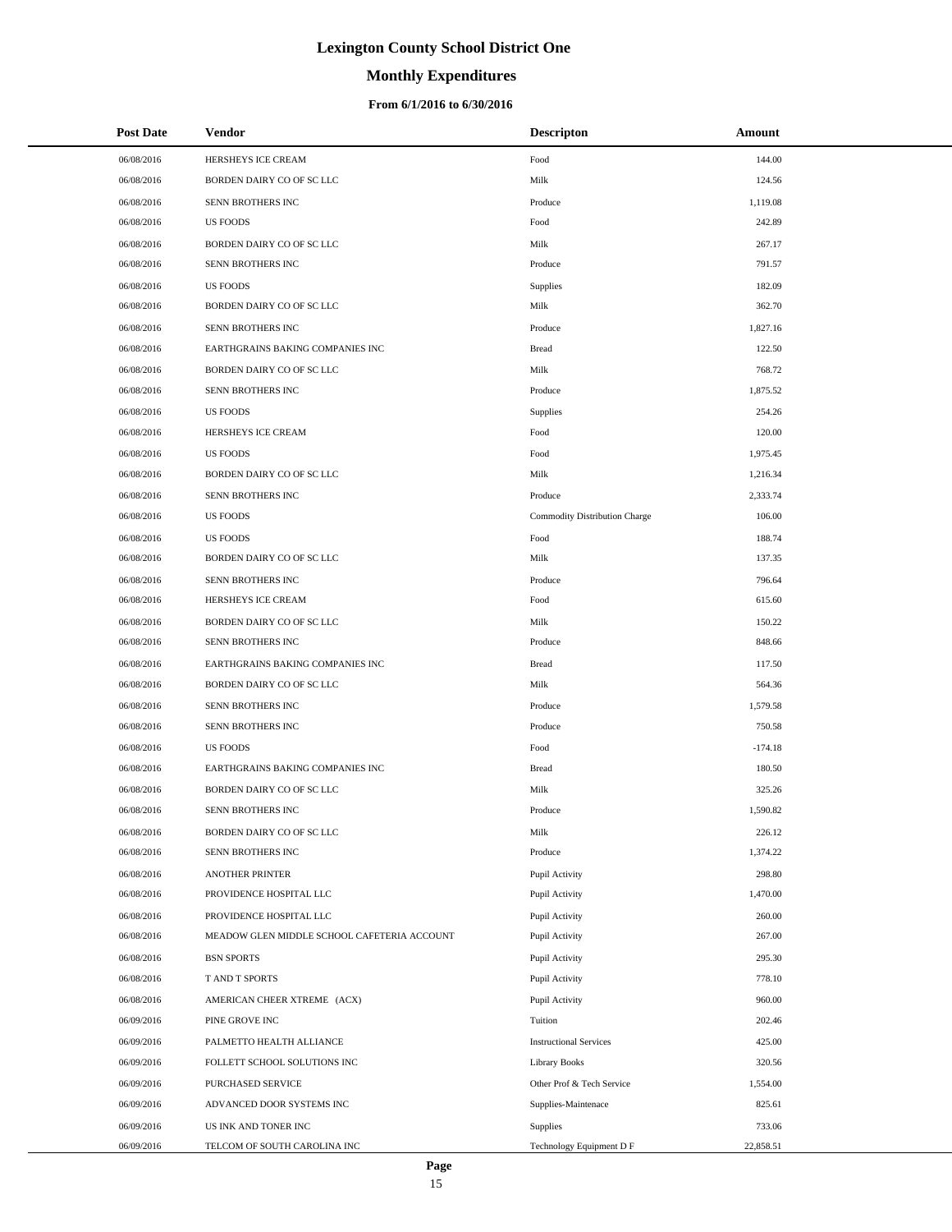# Lexington County School District One

## Monthly Expenditures

### From 6/1/2016 to 6/30/2016

| Post Date | Vendor | Descripton | Amount |
|---|---|---|---|
| 06/08/2016 | HERSHEYS ICE CREAM | Food | 144.00 |
| 06/08/2016 | BORDEN DAIRY CO OF SC LLC | Milk | 124.56 |
| 06/08/2016 | SENN BROTHERS INC | Produce | 1,119.08 |
| 06/08/2016 | US FOODS | Food | 242.89 |
| 06/08/2016 | BORDEN DAIRY CO OF SC LLC | Milk | 267.17 |
| 06/08/2016 | SENN BROTHERS INC | Produce | 791.57 |
| 06/08/2016 | US FOODS | Supplies | 182.09 |
| 06/08/2016 | BORDEN DAIRY CO OF SC LLC | Milk | 362.70 |
| 06/08/2016 | SENN BROTHERS INC | Produce | 1,827.16 |
| 06/08/2016 | EARTHGRAINS BAKING COMPANIES INC | Bread | 122.50 |
| 06/08/2016 | BORDEN DAIRY CO OF SC LLC | Milk | 768.72 |
| 06/08/2016 | SENN BROTHERS INC | Produce | 1,875.52 |
| 06/08/2016 | US FOODS | Supplies | 254.26 |
| 06/08/2016 | HERSHEYS ICE CREAM | Food | 120.00 |
| 06/08/2016 | US FOODS | Food | 1,975.45 |
| 06/08/2016 | BORDEN DAIRY CO OF SC LLC | Milk | 1,216.34 |
| 06/08/2016 | SENN BROTHERS INC | Produce | 2,333.74 |
| 06/08/2016 | US FOODS | Commodity Distribution Charge | 106.00 |
| 06/08/2016 | US FOODS | Food | 188.74 |
| 06/08/2016 | BORDEN DAIRY CO OF SC LLC | Milk | 137.35 |
| 06/08/2016 | SENN BROTHERS INC | Produce | 796.64 |
| 06/08/2016 | HERSHEYS ICE CREAM | Food | 615.60 |
| 06/08/2016 | BORDEN DAIRY CO OF SC LLC | Milk | 150.22 |
| 06/08/2016 | SENN BROTHERS INC | Produce | 848.66 |
| 06/08/2016 | EARTHGRAINS BAKING COMPANIES INC | Bread | 117.50 |
| 06/08/2016 | BORDEN DAIRY CO OF SC LLC | Milk | 564.36 |
| 06/08/2016 | SENN BROTHERS INC | Produce | 1,579.58 |
| 06/08/2016 | SENN BROTHERS INC | Produce | 750.58 |
| 06/08/2016 | US FOODS | Food | -174.18 |
| 06/08/2016 | EARTHGRAINS BAKING COMPANIES INC | Bread | 180.50 |
| 06/08/2016 | BORDEN DAIRY CO OF SC LLC | Milk | 325.26 |
| 06/08/2016 | SENN BROTHERS INC | Produce | 1,590.82 |
| 06/08/2016 | BORDEN DAIRY CO OF SC LLC | Milk | 226.12 |
| 06/08/2016 | SENN BROTHERS INC | Produce | 1,374.22 |
| 06/08/2016 | ANOTHER PRINTER | Pupil Activity | 298.80 |
| 06/08/2016 | PROVIDENCE HOSPITAL LLC | Pupil Activity | 1,470.00 |
| 06/08/2016 | PROVIDENCE HOSPITAL LLC | Pupil Activity | 260.00 |
| 06/08/2016 | MEADOW GLEN MIDDLE SCHOOL CAFETERIA ACCOUNT | Pupil Activity | 267.00 |
| 06/08/2016 | BSN SPORTS | Pupil Activity | 295.30 |
| 06/08/2016 | T AND T SPORTS | Pupil Activity | 778.10 |
| 06/08/2016 | AMERICAN CHEER XTREME (ACX) | Pupil Activity | 960.00 |
| 06/09/2016 | PINE GROVE INC | Tuition | 202.46 |
| 06/09/2016 | PALMETTO HEALTH ALLIANCE | Instructional Services | 425.00 |
| 06/09/2016 | FOLLETT SCHOOL SOLUTIONS INC | Library Books | 320.56 |
| 06/09/2016 | PURCHASED SERVICE | Other Prof & Tech Service | 1,554.00 |
| 06/09/2016 | ADVANCED DOOR SYSTEMS INC | Supplies-Maintenace | 825.61 |
| 06/09/2016 | US INK AND TONER INC | Supplies | 733.06 |
| 06/09/2016 | TELCOM OF SOUTH CAROLINA INC | Technology Equipment D F | 22,858.51 |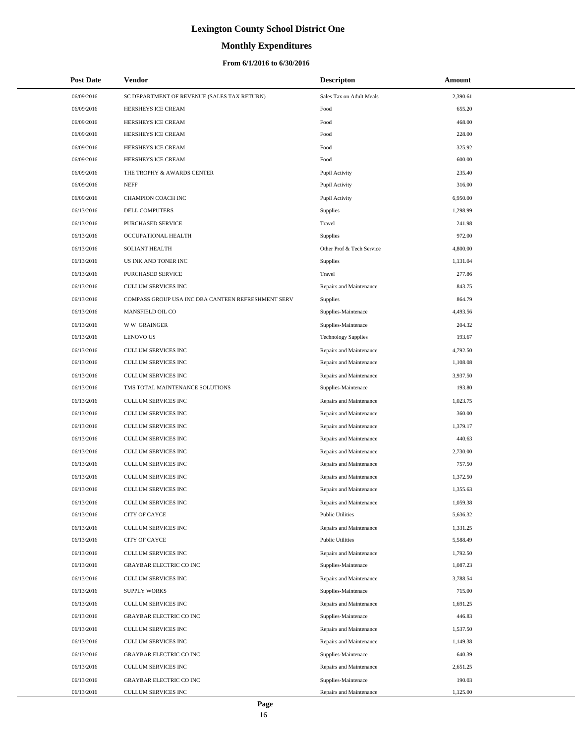# Lexington County School District One

## Monthly Expenditures

### From 6/1/2016 to 6/30/2016

| Post Date | Vendor | Descripton | Amount |
|---|---|---|---|
| 06/09/2016 | SC DEPARTMENT OF REVENUE (SALES TAX RETURN) | Sales Tax on Adult Meals | 2,390.61 |
| 06/09/2016 | HERSHEYS ICE CREAM | Food | 655.20 |
| 06/09/2016 | HERSHEYS ICE CREAM | Food | 468.00 |
| 06/09/2016 | HERSHEYS ICE CREAM | Food | 228.00 |
| 06/09/2016 | HERSHEYS ICE CREAM | Food | 325.92 |
| 06/09/2016 | HERSHEYS ICE CREAM | Food | 600.00 |
| 06/09/2016 | THE TROPHY & AWARDS CENTER | Pupil Activity | 235.40 |
| 06/09/2016 | NEFF | Pupil Activity | 316.00 |
| 06/09/2016 | CHAMPION COACH INC | Pupil Activity | 6,950.00 |
| 06/13/2016 | DELL COMPUTERS | Supplies | 1,298.99 |
| 06/13/2016 | PURCHASED SERVICE | Travel | 241.98 |
| 06/13/2016 | OCCUPATIONAL HEALTH | Supplies | 972.00 |
| 06/13/2016 | SOLIANT HEALTH | Other Prof & Tech Service | 4,800.00 |
| 06/13/2016 | US INK AND TONER INC | Supplies | 1,131.04 |
| 06/13/2016 | PURCHASED SERVICE | Travel | 277.86 |
| 06/13/2016 | CULLUM SERVICES INC | Repairs and Maintenance | 843.75 |
| 06/13/2016 | COMPASS GROUP USA INC DBA CANTEEN REFRESHMENT SERV | Supplies | 864.79 |
| 06/13/2016 | MANSFIELD OIL CO | Supplies-Maintenace | 4,493.56 |
| 06/13/2016 | W W GRAINGER | Supplies-Maintenace | 204.32 |
| 06/13/2016 | LENOVO US | Technology Supplies | 193.67 |
| 06/13/2016 | CULLUM SERVICES INC | Repairs and Maintenance | 4,792.50 |
| 06/13/2016 | CULLUM SERVICES INC | Repairs and Maintenance | 1,108.08 |
| 06/13/2016 | CULLUM SERVICES INC | Repairs and Maintenance | 3,937.50 |
| 06/13/2016 | TMS TOTAL MAINTENANCE SOLUTIONS | Supplies-Maintenace | 193.80 |
| 06/13/2016 | CULLUM SERVICES INC | Repairs and Maintenance | 1,023.75 |
| 06/13/2016 | CULLUM SERVICES INC | Repairs and Maintenance | 360.00 |
| 06/13/2016 | CULLUM SERVICES INC | Repairs and Maintenance | 1,379.17 |
| 06/13/2016 | CULLUM SERVICES INC | Repairs and Maintenance | 440.63 |
| 06/13/2016 | CULLUM SERVICES INC | Repairs and Maintenance | 2,730.00 |
| 06/13/2016 | CULLUM SERVICES INC | Repairs and Maintenance | 757.50 |
| 06/13/2016 | CULLUM SERVICES INC | Repairs and Maintenance | 1,372.50 |
| 06/13/2016 | CULLUM SERVICES INC | Repairs and Maintenance | 1,355.63 |
| 06/13/2016 | CULLUM SERVICES INC | Repairs and Maintenance | 1,059.38 |
| 06/13/2016 | CITY OF CAYCE | Public Utilities | 5,636.32 |
| 06/13/2016 | CULLUM SERVICES INC | Repairs and Maintenance | 1,331.25 |
| 06/13/2016 | CITY OF CAYCE | Public Utilities | 5,588.49 |
| 06/13/2016 | CULLUM SERVICES INC | Repairs and Maintenance | 1,792.50 |
| 06/13/2016 | GRAYBAR ELECTRIC CO INC | Supplies-Maintenace | 1,087.23 |
| 06/13/2016 | CULLUM SERVICES INC | Repairs and Maintenance | 3,788.54 |
| 06/13/2016 | SUPPLY WORKS | Supplies-Maintenace | 715.00 |
| 06/13/2016 | CULLUM SERVICES INC | Repairs and Maintenance | 1,691.25 |
| 06/13/2016 | GRAYBAR ELECTRIC CO INC | Supplies-Maintenace | 446.83 |
| 06/13/2016 | CULLUM SERVICES INC | Repairs and Maintenance | 1,537.50 |
| 06/13/2016 | CULLUM SERVICES INC | Repairs and Maintenance | 1,149.38 |
| 06/13/2016 | GRAYBAR ELECTRIC CO INC | Supplies-Maintenace | 640.39 |
| 06/13/2016 | CULLUM SERVICES INC | Repairs and Maintenance | 2,651.25 |
| 06/13/2016 | GRAYBAR ELECTRIC CO INC | Supplies-Maintenace | 190.03 |
| 06/13/2016 | CULLUM SERVICES INC | Repairs and Maintenance | 1,125.00 |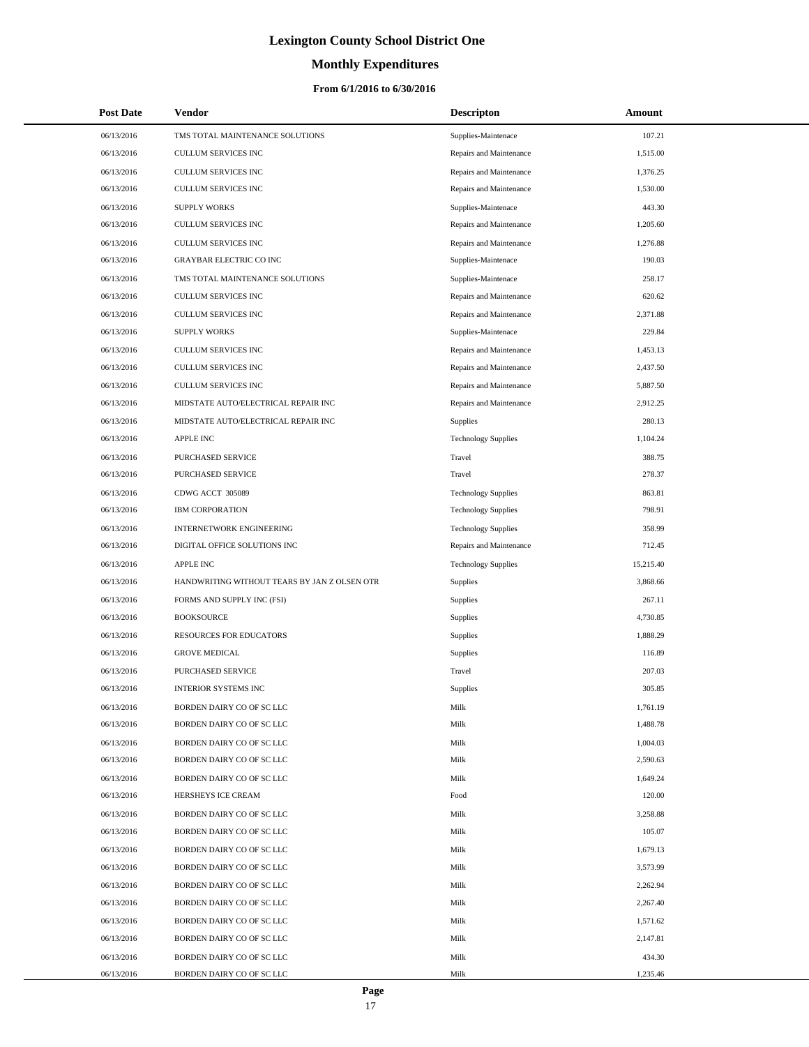# Lexington County School District One

## Monthly Expenditures

### From 6/1/2016 to 6/30/2016

| Post Date | Vendor | Descripton | Amount |
|---|---|---|---|
| 06/13/2016 | TMS TOTAL MAINTENANCE SOLUTIONS | Supplies-Maintenace | 107.21 |
| 06/13/2016 | CULLUM SERVICES INC | Repairs and Maintenance | 1,515.00 |
| 06/13/2016 | CULLUM SERVICES INC | Repairs and Maintenance | 1,376.25 |
| 06/13/2016 | CULLUM SERVICES INC | Repairs and Maintenance | 1,530.00 |
| 06/13/2016 | SUPPLY WORKS | Supplies-Maintenace | 443.30 |
| 06/13/2016 | CULLUM SERVICES INC | Repairs and Maintenance | 1,205.60 |
| 06/13/2016 | CULLUM SERVICES INC | Repairs and Maintenance | 1,276.88 |
| 06/13/2016 | GRAYBAR ELECTRIC CO INC | Supplies-Maintenace | 190.03 |
| 06/13/2016 | TMS TOTAL MAINTENANCE SOLUTIONS | Supplies-Maintenace | 258.17 |
| 06/13/2016 | CULLUM SERVICES INC | Repairs and Maintenance | 620.62 |
| 06/13/2016 | CULLUM SERVICES INC | Repairs and Maintenance | 2,371.88 |
| 06/13/2016 | SUPPLY WORKS | Supplies-Maintenace | 229.84 |
| 06/13/2016 | CULLUM SERVICES INC | Repairs and Maintenance | 1,453.13 |
| 06/13/2016 | CULLUM SERVICES INC | Repairs and Maintenance | 2,437.50 |
| 06/13/2016 | CULLUM SERVICES INC | Repairs and Maintenance | 5,887.50 |
| 06/13/2016 | MIDSTATE AUTO/ELECTRICAL REPAIR INC | Repairs and Maintenance | 2,912.25 |
| 06/13/2016 | MIDSTATE AUTO/ELECTRICAL REPAIR INC | Supplies | 280.13 |
| 06/13/2016 | APPLE INC | Technology Supplies | 1,104.24 |
| 06/13/2016 | PURCHASED SERVICE | Travel | 388.75 |
| 06/13/2016 | PURCHASED SERVICE | Travel | 278.37 |
| 06/13/2016 | CDWG ACCT 305089 | Technology Supplies | 863.81 |
| 06/13/2016 | IBM CORPORATION | Technology Supplies | 798.91 |
| 06/13/2016 | INTERNETWORK ENGINEERING | Technology Supplies | 358.99 |
| 06/13/2016 | DIGITAL OFFICE SOLUTIONS INC | Repairs and Maintenance | 712.45 |
| 06/13/2016 | APPLE INC | Technology Supplies | 15,215.40 |
| 06/13/2016 | HANDWRITING WITHOUT TEARS BY JAN Z OLSEN OTR | Supplies | 3,868.66 |
| 06/13/2016 | FORMS AND SUPPLY INC (FSI) | Supplies | 267.11 |
| 06/13/2016 | BOOKSOURCE | Supplies | 4,730.85 |
| 06/13/2016 | RESOURCES FOR EDUCATORS | Supplies | 1,888.29 |
| 06/13/2016 | GROVE MEDICAL | Supplies | 116.89 |
| 06/13/2016 | PURCHASED SERVICE | Travel | 207.03 |
| 06/13/2016 | INTERIOR SYSTEMS INC | Supplies | 305.85 |
| 06/13/2016 | BORDEN DAIRY CO OF SC LLC | Milk | 1,761.19 |
| 06/13/2016 | BORDEN DAIRY CO OF SC LLC | Milk | 1,488.78 |
| 06/13/2016 | BORDEN DAIRY CO OF SC LLC | Milk | 1,004.03 |
| 06/13/2016 | BORDEN DAIRY CO OF SC LLC | Milk | 2,590.63 |
| 06/13/2016 | BORDEN DAIRY CO OF SC LLC | Milk | 1,649.24 |
| 06/13/2016 | HERSHEYS ICE CREAM | Food | 120.00 |
| 06/13/2016 | BORDEN DAIRY CO OF SC LLC | Milk | 3,258.88 |
| 06/13/2016 | BORDEN DAIRY CO OF SC LLC | Milk | 105.07 |
| 06/13/2016 | BORDEN DAIRY CO OF SC LLC | Milk | 1,679.13 |
| 06/13/2016 | BORDEN DAIRY CO OF SC LLC | Milk | 3,573.99 |
| 06/13/2016 | BORDEN DAIRY CO OF SC LLC | Milk | 2,262.94 |
| 06/13/2016 | BORDEN DAIRY CO OF SC LLC | Milk | 2,267.40 |
| 06/13/2016 | BORDEN DAIRY CO OF SC LLC | Milk | 1,571.62 |
| 06/13/2016 | BORDEN DAIRY CO OF SC LLC | Milk | 2,147.81 |
| 06/13/2016 | BORDEN DAIRY CO OF SC LLC | Milk | 434.30 |
| 06/13/2016 | BORDEN DAIRY CO OF SC LLC | Milk | 1,235.46 |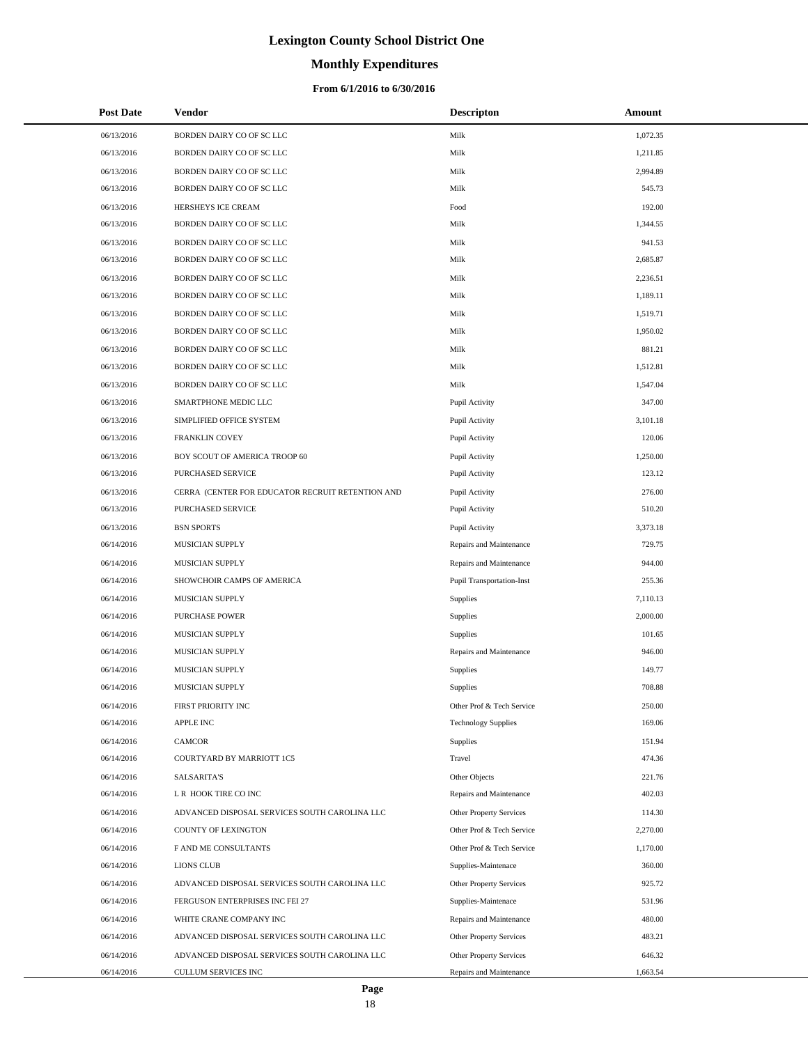# Lexington County School District One

## Monthly Expenditures

### From 6/1/2016 to 6/30/2016

| Post Date | Vendor | Descripton | Amount |
|---|---|---|---|
| 06/13/2016 | BORDEN DAIRY CO OF SC LLC | Milk | 1,072.35 |
| 06/13/2016 | BORDEN DAIRY CO OF SC LLC | Milk | 1,211.85 |
| 06/13/2016 | BORDEN DAIRY CO OF SC LLC | Milk | 2,994.89 |
| 06/13/2016 | BORDEN DAIRY CO OF SC LLC | Milk | 545.73 |
| 06/13/2016 | HERSHEYS ICE CREAM | Food | 192.00 |
| 06/13/2016 | BORDEN DAIRY CO OF SC LLC | Milk | 1,344.55 |
| 06/13/2016 | BORDEN DAIRY CO OF SC LLC | Milk | 941.53 |
| 06/13/2016 | BORDEN DAIRY CO OF SC LLC | Milk | 2,685.87 |
| 06/13/2016 | BORDEN DAIRY CO OF SC LLC | Milk | 2,236.51 |
| 06/13/2016 | BORDEN DAIRY CO OF SC LLC | Milk | 1,189.11 |
| 06/13/2016 | BORDEN DAIRY CO OF SC LLC | Milk | 1,519.71 |
| 06/13/2016 | BORDEN DAIRY CO OF SC LLC | Milk | 1,950.02 |
| 06/13/2016 | BORDEN DAIRY CO OF SC LLC | Milk | 881.21 |
| 06/13/2016 | BORDEN DAIRY CO OF SC LLC | Milk | 1,512.81 |
| 06/13/2016 | BORDEN DAIRY CO OF SC LLC | Milk | 1,547.04 |
| 06/13/2016 | SMARTPHONE MEDIC LLC | Pupil Activity | 347.00 |
| 06/13/2016 | SIMPLIFIED OFFICE SYSTEM | Pupil Activity | 3,101.18 |
| 06/13/2016 | FRANKLIN COVEY | Pupil Activity | 120.06 |
| 06/13/2016 | BOY SCOUT OF AMERICA TROOP 60 | Pupil Activity | 1,250.00 |
| 06/13/2016 | PURCHASED SERVICE | Pupil Activity | 123.12 |
| 06/13/2016 | CERRA (CENTER FOR EDUCATOR RECRUIT RETENTION AND | Pupil Activity | 276.00 |
| 06/13/2016 | PURCHASED SERVICE | Pupil Activity | 510.20 |
| 06/13/2016 | BSN SPORTS | Pupil Activity | 3,373.18 |
| 06/14/2016 | MUSICIAN SUPPLY | Repairs and Maintenance | 729.75 |
| 06/14/2016 | MUSICIAN SUPPLY | Repairs and Maintenance | 944.00 |
| 06/14/2016 | SHOWCHOIR CAMPS OF AMERICA | Pupil Transportation-Inst | 255.36 |
| 06/14/2016 | MUSICIAN SUPPLY | Supplies | 7,110.13 |
| 06/14/2016 | PURCHASE POWER | Supplies | 2,000.00 |
| 06/14/2016 | MUSICIAN SUPPLY | Supplies | 101.65 |
| 06/14/2016 | MUSICIAN SUPPLY | Repairs and Maintenance | 946.00 |
| 06/14/2016 | MUSICIAN SUPPLY | Supplies | 149.77 |
| 06/14/2016 | MUSICIAN SUPPLY | Supplies | 708.88 |
| 06/14/2016 | FIRST PRIORITY INC | Other Prof & Tech Service | 250.00 |
| 06/14/2016 | APPLE INC | Technology Supplies | 169.06 |
| 06/14/2016 | CAMCOR | Supplies | 151.94 |
| 06/14/2016 | COURTYARD BY MARRIOTT 1C5 | Travel | 474.36 |
| 06/14/2016 | SALSARITA'S | Other Objects | 221.76 |
| 06/14/2016 | L R HOOK TIRE CO INC | Repairs and Maintenance | 402.03 |
| 06/14/2016 | ADVANCED DISPOSAL SERVICES SOUTH CAROLINA LLC | Other Property Services | 114.30 |
| 06/14/2016 | COUNTY OF LEXINGTON | Other Prof & Tech Service | 2,270.00 |
| 06/14/2016 | F AND ME CONSULTANTS | Other Prof & Tech Service | 1,170.00 |
| 06/14/2016 | LIONS CLUB | Supplies-Maintenace | 360.00 |
| 06/14/2016 | ADVANCED DISPOSAL SERVICES SOUTH CAROLINA LLC | Other Property Services | 925.72 |
| 06/14/2016 | FERGUSON ENTERPRISES INC FEI 27 | Supplies-Maintenace | 531.96 |
| 06/14/2016 | WHITE CRANE COMPANY INC | Repairs and Maintenance | 480.00 |
| 06/14/2016 | ADVANCED DISPOSAL SERVICES SOUTH CAROLINA LLC | Other Property Services | 483.21 |
| 06/14/2016 | ADVANCED DISPOSAL SERVICES SOUTH CAROLINA LLC | Other Property Services | 646.32 |
| 06/14/2016 | CULLUM SERVICES INC | Repairs and Maintenance | 1,663.54 |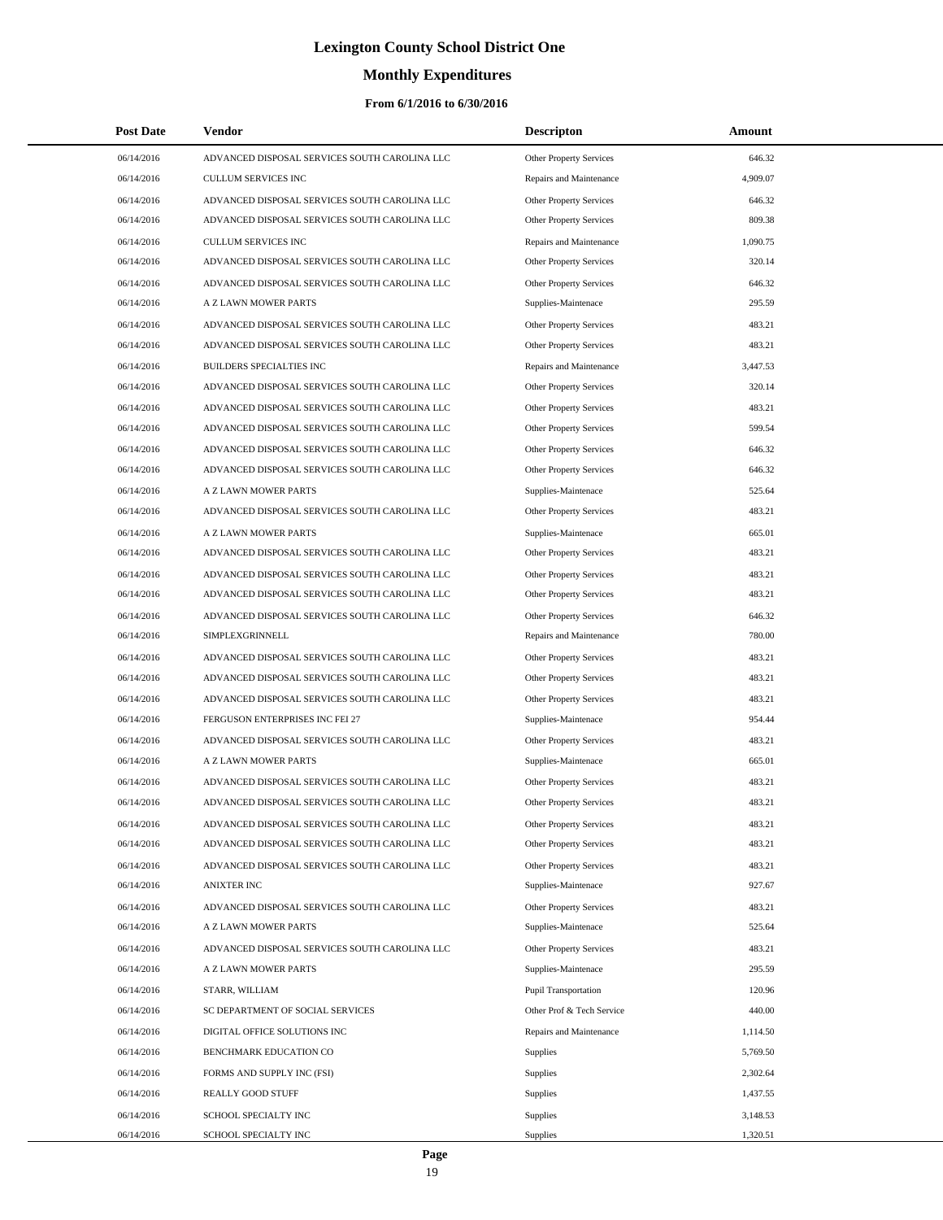# Lexington County School District One

## Monthly Expenditures

### From 6/1/2016 to 6/30/2016

| Post Date | Vendor | Descripton | Amount |
|---|---|---|---|
| 06/14/2016 | ADVANCED DISPOSAL SERVICES SOUTH CAROLINA LLC | Other Property Services | 646.32 |
| 06/14/2016 | CULLUM SERVICES INC | Repairs and Maintenance | 4,909.07 |
| 06/14/2016 | ADVANCED DISPOSAL SERVICES SOUTH CAROLINA LLC | Other Property Services | 646.32 |
| 06/14/2016 | ADVANCED DISPOSAL SERVICES SOUTH CAROLINA LLC | Other Property Services | 809.38 |
| 06/14/2016 | CULLUM SERVICES INC | Repairs and Maintenance | 1,090.75 |
| 06/14/2016 | ADVANCED DISPOSAL SERVICES SOUTH CAROLINA LLC | Other Property Services | 320.14 |
| 06/14/2016 | ADVANCED DISPOSAL SERVICES SOUTH CAROLINA LLC | Other Property Services | 646.32 |
| 06/14/2016 | A Z LAWN MOWER PARTS | Supplies-Maintenace | 295.59 |
| 06/14/2016 | ADVANCED DISPOSAL SERVICES SOUTH CAROLINA LLC | Other Property Services | 483.21 |
| 06/14/2016 | ADVANCED DISPOSAL SERVICES SOUTH CAROLINA LLC | Other Property Services | 483.21 |
| 06/14/2016 | BUILDERS SPECIALTIES INC | Repairs and Maintenance | 3,447.53 |
| 06/14/2016 | ADVANCED DISPOSAL SERVICES SOUTH CAROLINA LLC | Other Property Services | 320.14 |
| 06/14/2016 | ADVANCED DISPOSAL SERVICES SOUTH CAROLINA LLC | Other Property Services | 483.21 |
| 06/14/2016 | ADVANCED DISPOSAL SERVICES SOUTH CAROLINA LLC | Other Property Services | 599.54 |
| 06/14/2016 | ADVANCED DISPOSAL SERVICES SOUTH CAROLINA LLC | Other Property Services | 646.32 |
| 06/14/2016 | ADVANCED DISPOSAL SERVICES SOUTH CAROLINA LLC | Other Property Services | 646.32 |
| 06/14/2016 | A Z LAWN MOWER PARTS | Supplies-Maintenace | 525.64 |
| 06/14/2016 | ADVANCED DISPOSAL SERVICES SOUTH CAROLINA LLC | Other Property Services | 483.21 |
| 06/14/2016 | A Z LAWN MOWER PARTS | Supplies-Maintenace | 665.01 |
| 06/14/2016 | ADVANCED DISPOSAL SERVICES SOUTH CAROLINA LLC | Other Property Services | 483.21 |
| 06/14/2016 | ADVANCED DISPOSAL SERVICES SOUTH CAROLINA LLC | Other Property Services | 483.21 |
| 06/14/2016 | ADVANCED DISPOSAL SERVICES SOUTH CAROLINA LLC | Other Property Services | 483.21 |
| 06/14/2016 | ADVANCED DISPOSAL SERVICES SOUTH CAROLINA LLC | Other Property Services | 646.32 |
| 06/14/2016 | SIMPLEXGRINNELL | Repairs and Maintenance | 780.00 |
| 06/14/2016 | ADVANCED DISPOSAL SERVICES SOUTH CAROLINA LLC | Other Property Services | 483.21 |
| 06/14/2016 | ADVANCED DISPOSAL SERVICES SOUTH CAROLINA LLC | Other Property Services | 483.21 |
| 06/14/2016 | ADVANCED DISPOSAL SERVICES SOUTH CAROLINA LLC | Other Property Services | 483.21 |
| 06/14/2016 | FERGUSON ENTERPRISES INC FEI 27 | Supplies-Maintenace | 954.44 |
| 06/14/2016 | ADVANCED DISPOSAL SERVICES SOUTH CAROLINA LLC | Other Property Services | 483.21 |
| 06/14/2016 | A Z LAWN MOWER PARTS | Supplies-Maintenace | 665.01 |
| 06/14/2016 | ADVANCED DISPOSAL SERVICES SOUTH CAROLINA LLC | Other Property Services | 483.21 |
| 06/14/2016 | ADVANCED DISPOSAL SERVICES SOUTH CAROLINA LLC | Other Property Services | 483.21 |
| 06/14/2016 | ADVANCED DISPOSAL SERVICES SOUTH CAROLINA LLC | Other Property Services | 483.21 |
| 06/14/2016 | ADVANCED DISPOSAL SERVICES SOUTH CAROLINA LLC | Other Property Services | 483.21 |
| 06/14/2016 | ADVANCED DISPOSAL SERVICES SOUTH CAROLINA LLC | Other Property Services | 483.21 |
| 06/14/2016 | ANIXTER INC | Supplies-Maintenace | 927.67 |
| 06/14/2016 | ADVANCED DISPOSAL SERVICES SOUTH CAROLINA LLC | Other Property Services | 483.21 |
| 06/14/2016 | A Z LAWN MOWER PARTS | Supplies-Maintenace | 525.64 |
| 06/14/2016 | ADVANCED DISPOSAL SERVICES SOUTH CAROLINA LLC | Other Property Services | 483.21 |
| 06/14/2016 | A Z LAWN MOWER PARTS | Supplies-Maintenace | 295.59 |
| 06/14/2016 | STARR, WILLIAM | Pupil Transportation | 120.96 |
| 06/14/2016 | SC DEPARTMENT OF SOCIAL SERVICES | Other Prof & Tech Service | 440.00 |
| 06/14/2016 | DIGITAL OFFICE SOLUTIONS INC | Repairs and Maintenance | 1,114.50 |
| 06/14/2016 | BENCHMARK EDUCATION CO | Supplies | 5,769.50 |
| 06/14/2016 | FORMS AND SUPPLY INC (FSI) | Supplies | 2,302.64 |
| 06/14/2016 | REALLY GOOD STUFF | Supplies | 1,437.55 |
| 06/14/2016 | SCHOOL SPECIALTY INC | Supplies | 3,148.53 |
| 06/14/2016 | SCHOOL SPECIALTY INC | Supplies | 1,320.51 |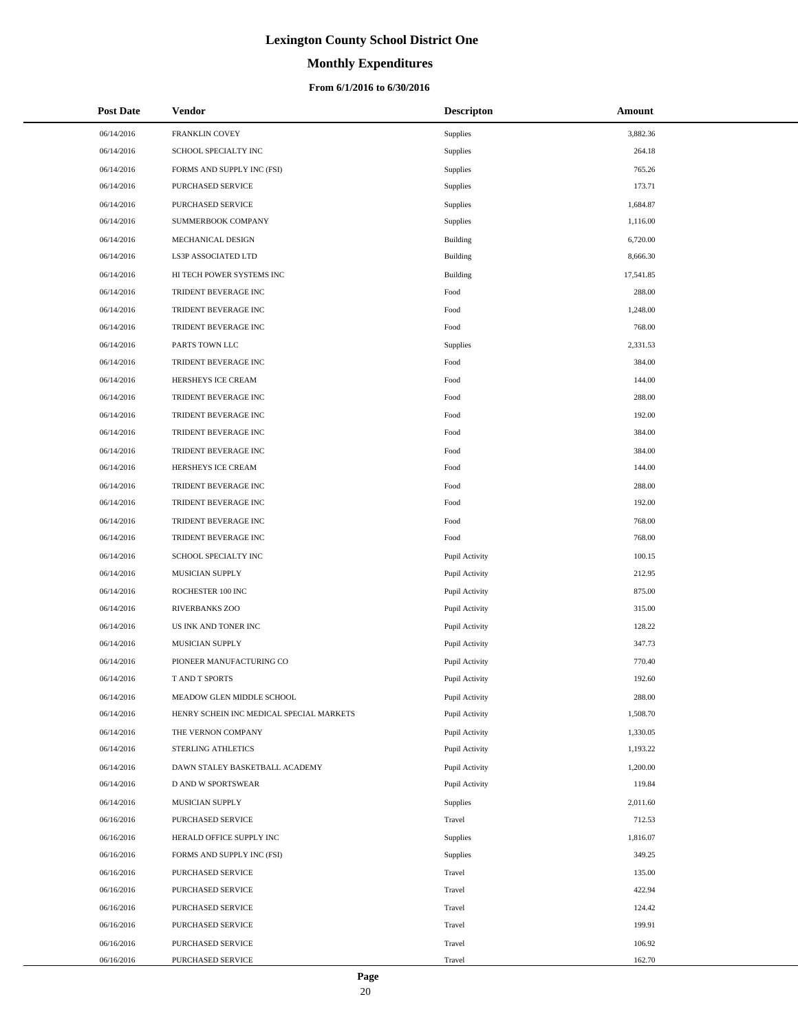# Lexington County School District One

## Monthly Expenditures

### From 6/1/2016 to 6/30/2016

| Post Date | Vendor | Descripton | Amount |
|---|---|---|---|
| 06/14/2016 | FRANKLIN COVEY | Supplies | 3,882.36 |
| 06/14/2016 | SCHOOL SPECIALTY INC | Supplies | 264.18 |
| 06/14/2016 | FORMS AND SUPPLY INC (FSI) | Supplies | 765.26 |
| 06/14/2016 | PURCHASED SERVICE | Supplies | 173.71 |
| 06/14/2016 | PURCHASED SERVICE | Supplies | 1,684.87 |
| 06/14/2016 | SUMMERBOOK COMPANY | Supplies | 1,116.00 |
| 06/14/2016 | MECHANICAL DESIGN | Building | 6,720.00 |
| 06/14/2016 | LS3P ASSOCIATED LTD | Building | 8,666.30 |
| 06/14/2016 | HI TECH POWER SYSTEMS INC | Building | 17,541.85 |
| 06/14/2016 | TRIDENT BEVERAGE INC | Food | 288.00 |
| 06/14/2016 | TRIDENT BEVERAGE INC | Food | 1,248.00 |
| 06/14/2016 | TRIDENT BEVERAGE INC | Food | 768.00 |
| 06/14/2016 | PARTS TOWN LLC | Supplies | 2,331.53 |
| 06/14/2016 | TRIDENT BEVERAGE INC | Food | 384.00 |
| 06/14/2016 | HERSHEYS ICE CREAM | Food | 144.00 |
| 06/14/2016 | TRIDENT BEVERAGE INC | Food | 288.00 |
| 06/14/2016 | TRIDENT BEVERAGE INC | Food | 192.00 |
| 06/14/2016 | TRIDENT BEVERAGE INC | Food | 384.00 |
| 06/14/2016 | TRIDENT BEVERAGE INC | Food | 384.00 |
| 06/14/2016 | HERSHEYS ICE CREAM | Food | 144.00 |
| 06/14/2016 | TRIDENT BEVERAGE INC | Food | 288.00 |
| 06/14/2016 | TRIDENT BEVERAGE INC | Food | 192.00 |
| 06/14/2016 | TRIDENT BEVERAGE INC | Food | 768.00 |
| 06/14/2016 | TRIDENT BEVERAGE INC | Food | 768.00 |
| 06/14/2016 | SCHOOL SPECIALTY INC | Pupil Activity | 100.15 |
| 06/14/2016 | MUSICIAN SUPPLY | Pupil Activity | 212.95 |
| 06/14/2016 | ROCHESTER 100 INC | Pupil Activity | 875.00 |
| 06/14/2016 | RIVERBANKS ZOO | Pupil Activity | 315.00 |
| 06/14/2016 | US INK AND TONER INC | Pupil Activity | 128.22 |
| 06/14/2016 | MUSICIAN SUPPLY | Pupil Activity | 347.73 |
| 06/14/2016 | PIONEER MANUFACTURING CO | Pupil Activity | 770.40 |
| 06/14/2016 | T AND T SPORTS | Pupil Activity | 192.60 |
| 06/14/2016 | MEADOW GLEN MIDDLE SCHOOL | Pupil Activity | 288.00 |
| 06/14/2016 | HENRY SCHEIN INC MEDICAL SPECIAL MARKETS | Pupil Activity | 1,508.70 |
| 06/14/2016 | THE VERNON COMPANY | Pupil Activity | 1,330.05 |
| 06/14/2016 | STERLING ATHLETICS | Pupil Activity | 1,193.22 |
| 06/14/2016 | DAWN STALEY BASKETBALL ACADEMY | Pupil Activity | 1,200.00 |
| 06/14/2016 | D AND W SPORTSWEAR | Pupil Activity | 119.84 |
| 06/14/2016 | MUSICIAN SUPPLY | Supplies | 2,011.60 |
| 06/16/2016 | PURCHASED SERVICE | Travel | 712.53 |
| 06/16/2016 | HERALD OFFICE SUPPLY INC | Supplies | 1,816.07 |
| 06/16/2016 | FORMS AND SUPPLY INC (FSI) | Supplies | 349.25 |
| 06/16/2016 | PURCHASED SERVICE | Travel | 135.00 |
| 06/16/2016 | PURCHASED SERVICE | Travel | 422.94 |
| 06/16/2016 | PURCHASED SERVICE | Travel | 124.42 |
| 06/16/2016 | PURCHASED SERVICE | Travel | 199.91 |
| 06/16/2016 | PURCHASED SERVICE | Travel | 106.92 |
| 06/16/2016 | PURCHASED SERVICE | Travel | 162.70 |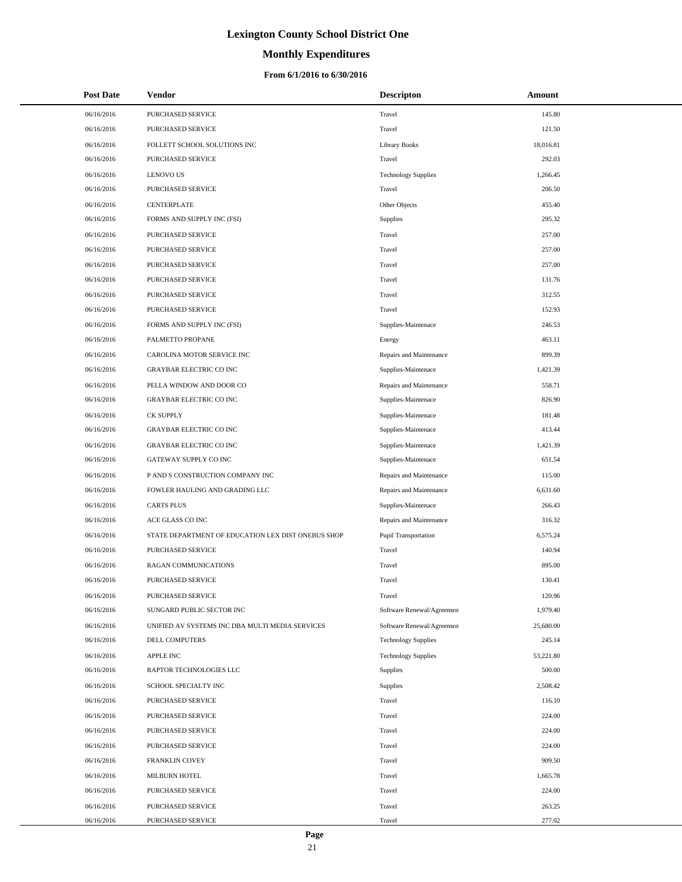# Lexington County School District One

## Monthly Expenditures

### From 6/1/2016 to 6/30/2016

| Post Date | Vendor | Descripton | Amount |
|---|---|---|---|
| 06/16/2016 | PURCHASED SERVICE | Travel | 145.80 |
| 06/16/2016 | PURCHASED SERVICE | Travel | 121.50 |
| 06/16/2016 | FOLLETT SCHOOL SOLUTIONS INC | Library Books | 18,016.81 |
| 06/16/2016 | PURCHASED SERVICE | Travel | 292.03 |
| 06/16/2016 | LENOVO US | Technology Supplies | 1,266.45 |
| 06/16/2016 | PURCHASED SERVICE | Travel | 206.50 |
| 06/16/2016 | CENTERPLATE | Other Objects | 455.40 |
| 06/16/2016 | FORMS AND SUPPLY INC (FSI) | Supplies | 295.32 |
| 06/16/2016 | PURCHASED SERVICE | Travel | 257.00 |
| 06/16/2016 | PURCHASED SERVICE | Travel | 257.00 |
| 06/16/2016 | PURCHASED SERVICE | Travel | 257.00 |
| 06/16/2016 | PURCHASED SERVICE | Travel | 131.76 |
| 06/16/2016 | PURCHASED SERVICE | Travel | 312.55 |
| 06/16/2016 | PURCHASED SERVICE | Travel | 152.93 |
| 06/16/2016 | FORMS AND SUPPLY INC (FSI) | Supplies-Maintenace | 246.53 |
| 06/16/2016 | PALMETTO PROPANE | Energy | 463.11 |
| 06/16/2016 | CAROLINA MOTOR SERVICE INC | Repairs and Maintenance | 899.39 |
| 06/16/2016 | GRAYBAR ELECTRIC CO INC | Supplies-Maintenace | 1,421.39 |
| 06/16/2016 | PELLA WINDOW AND DOOR CO | Repairs and Maintenance | 558.71 |
| 06/16/2016 | GRAYBAR ELECTRIC CO INC | Supplies-Maintenace | 826.90 |
| 06/16/2016 | CK SUPPLY | Supplies-Maintenace | 181.48 |
| 06/16/2016 | GRAYBAR ELECTRIC CO INC | Supplies-Maintenace | 413.44 |
| 06/16/2016 | GRAYBAR ELECTRIC CO INC | Supplies-Maintenace | 1,421.39 |
| 06/16/2016 | GATEWAY SUPPLY CO INC | Supplies-Maintenace | 651.54 |
| 06/16/2016 | P AND S CONSTRUCTION COMPANY INC | Repairs and Maintenance | 115.00 |
| 06/16/2016 | FOWLER HAULING AND GRADING LLC | Repairs and Maintenance | 6,631.60 |
| 06/16/2016 | CARTS PLUS | Supplies-Maintenace | 266.43 |
| 06/16/2016 | ACE GLASS CO INC | Repairs and Maintenance | 316.32 |
| 06/16/2016 | STATE DEPARTMENT OF EDUCATION LEX DIST ONEBUS SHOP | Pupil Transportation | 6,575.24 |
| 06/16/2016 | PURCHASED SERVICE | Travel | 140.94 |
| 06/16/2016 | RAGAN COMMUNICATIONS | Travel | 895.00 |
| 06/16/2016 | PURCHASED SERVICE | Travel | 130.41 |
| 06/16/2016 | PURCHASED SERVICE | Travel | 120.96 |
| 06/16/2016 | SUNGARD PUBLIC SECTOR INC | Software Renewal/Agreemen | 1,979.40 |
| 06/16/2016 | UNIFIED AV SYSTEMS INC DBA MULTI MEDIA SERVICES | Software Renewal/Agreemen | 25,680.00 |
| 06/16/2016 | DELL COMPUTERS | Technology Supplies | 245.14 |
| 06/16/2016 | APPLE INC | Technology Supplies | 53,221.80 |
| 06/16/2016 | RAPTOR TECHNOLOGIES LLC | Supplies | 500.00 |
| 06/16/2016 | SCHOOL SPECIALTY INC | Supplies | 2,508.42 |
| 06/16/2016 | PURCHASED SERVICE | Travel | 116.10 |
| 06/16/2016 | PURCHASED SERVICE | Travel | 224.00 |
| 06/16/2016 | PURCHASED SERVICE | Travel | 224.00 |
| 06/16/2016 | PURCHASED SERVICE | Travel | 224.00 |
| 06/16/2016 | FRANKLIN COVEY | Travel | 909.50 |
| 06/16/2016 | MILBURN HOTEL | Travel | 1,665.78 |
| 06/16/2016 | PURCHASED SERVICE | Travel | 224.00 |
| 06/16/2016 | PURCHASED SERVICE | Travel | 263.25 |
| 06/16/2016 | PURCHASED SERVICE | Travel | 277.02 |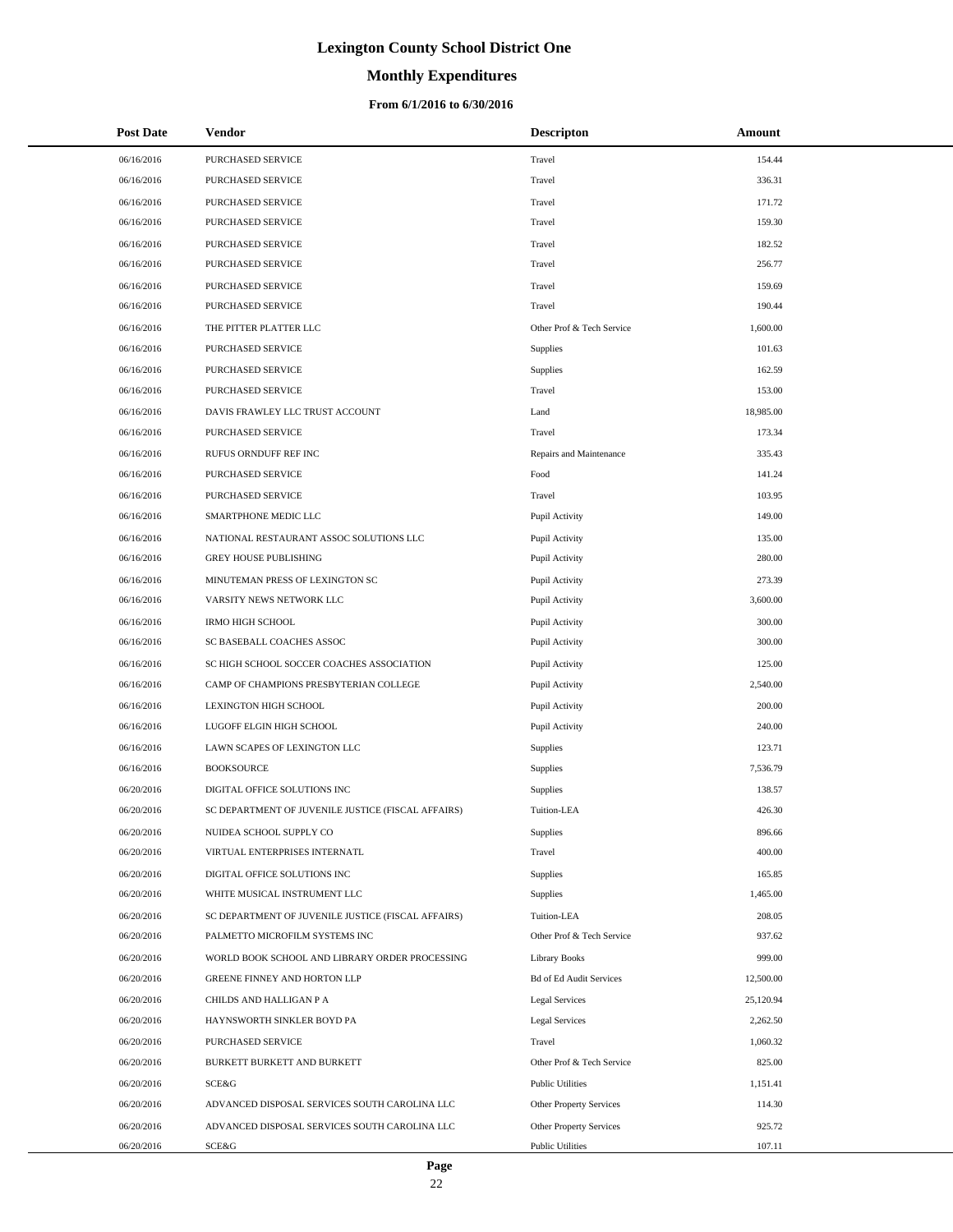# Lexington County School District One

## Monthly Expenditures

### From 6/1/2016 to 6/30/2016

| Post Date | Vendor | Descripton | Amount |
|---|---|---|---|
| 06/16/2016 | PURCHASED SERVICE | Travel | 154.44 |
| 06/16/2016 | PURCHASED SERVICE | Travel | 336.31 |
| 06/16/2016 | PURCHASED SERVICE | Travel | 171.72 |
| 06/16/2016 | PURCHASED SERVICE | Travel | 159.30 |
| 06/16/2016 | PURCHASED SERVICE | Travel | 182.52 |
| 06/16/2016 | PURCHASED SERVICE | Travel | 256.77 |
| 06/16/2016 | PURCHASED SERVICE | Travel | 159.69 |
| 06/16/2016 | PURCHASED SERVICE | Travel | 190.44 |
| 06/16/2016 | THE PITTER PLATTER LLC | Other Prof & Tech Service | 1,600.00 |
| 06/16/2016 | PURCHASED SERVICE | Supplies | 101.63 |
| 06/16/2016 | PURCHASED SERVICE | Supplies | 162.59 |
| 06/16/2016 | PURCHASED SERVICE | Travel | 153.00 |
| 06/16/2016 | DAVIS FRAWLEY LLC TRUST ACCOUNT | Land | 18,985.00 |
| 06/16/2016 | PURCHASED SERVICE | Travel | 173.34 |
| 06/16/2016 | RUFUS ORNDUFF REF INC | Repairs and Maintenance | 335.43 |
| 06/16/2016 | PURCHASED SERVICE | Food | 141.24 |
| 06/16/2016 | PURCHASED SERVICE | Travel | 103.95 |
| 06/16/2016 | SMARTPHONE MEDIC LLC | Pupil Activity | 149.00 |
| 06/16/2016 | NATIONAL RESTAURANT ASSOC SOLUTIONS LLC | Pupil Activity | 135.00 |
| 06/16/2016 | GREY HOUSE PUBLISHING | Pupil Activity | 280.00 |
| 06/16/2016 | MINUTEMAN PRESS OF LEXINGTON SC | Pupil Activity | 273.39 |
| 06/16/2016 | VARSITY NEWS NETWORK LLC | Pupil Activity | 3,600.00 |
| 06/16/2016 | IRMO HIGH SCHOOL | Pupil Activity | 300.00 |
| 06/16/2016 | SC BASEBALL COACHES ASSOC | Pupil Activity | 300.00 |
| 06/16/2016 | SC HIGH SCHOOL SOCCER COACHES ASSOCIATION | Pupil Activity | 125.00 |
| 06/16/2016 | CAMP OF CHAMPIONS PRESBYTERIAN COLLEGE | Pupil Activity | 2,540.00 |
| 06/16/2016 | LEXINGTON HIGH SCHOOL | Pupil Activity | 200.00 |
| 06/16/2016 | LUGOFF ELGIN HIGH SCHOOL | Pupil Activity | 240.00 |
| 06/16/2016 | LAWN SCAPES OF LEXINGTON LLC | Supplies | 123.71 |
| 06/16/2016 | BOOKSOURCE | Supplies | 7,536.79 |
| 06/20/2016 | DIGITAL OFFICE SOLUTIONS INC | Supplies | 138.57 |
| 06/20/2016 | SC DEPARTMENT OF JUVENILE JUSTICE (FISCAL AFFAIRS) | Tuition-LEA | 426.30 |
| 06/20/2016 | NUIDEA SCHOOL SUPPLY CO | Supplies | 896.66 |
| 06/20/2016 | VIRTUAL ENTERPRISES INTERNATL | Travel | 400.00 |
| 06/20/2016 | DIGITAL OFFICE SOLUTIONS INC | Supplies | 165.85 |
| 06/20/2016 | WHITE MUSICAL INSTRUMENT LLC | Supplies | 1,465.00 |
| 06/20/2016 | SC DEPARTMENT OF JUVENILE JUSTICE (FISCAL AFFAIRS) | Tuition-LEA | 208.05 |
| 06/20/2016 | PALMETTO MICROFILM SYSTEMS INC | Other Prof & Tech Service | 937.62 |
| 06/20/2016 | WORLD BOOK SCHOOL AND LIBRARY ORDER PROCESSING | Library Books | 999.00 |
| 06/20/2016 | GREENE FINNEY AND HORTON LLP | Bd of Ed Audit Services | 12,500.00 |
| 06/20/2016 | CHILDS AND HALLIGAN P A | Legal Services | 25,120.94 |
| 06/20/2016 | HAYNSWORTH SINKLER BOYD PA | Legal Services | 2,262.50 |
| 06/20/2016 | PURCHASED SERVICE | Travel | 1,060.32 |
| 06/20/2016 | BURKETT BURKETT AND BURKETT | Other Prof & Tech Service | 825.00 |
| 06/20/2016 | SCE&G | Public Utilities | 1,151.41 |
| 06/20/2016 | ADVANCED DISPOSAL SERVICES SOUTH CAROLINA LLC | Other Property Services | 114.30 |
| 06/20/2016 | ADVANCED DISPOSAL SERVICES SOUTH CAROLINA LLC | Other Property Services | 925.72 |
| 06/20/2016 | SCE&G | Public Utilities | 107.11 |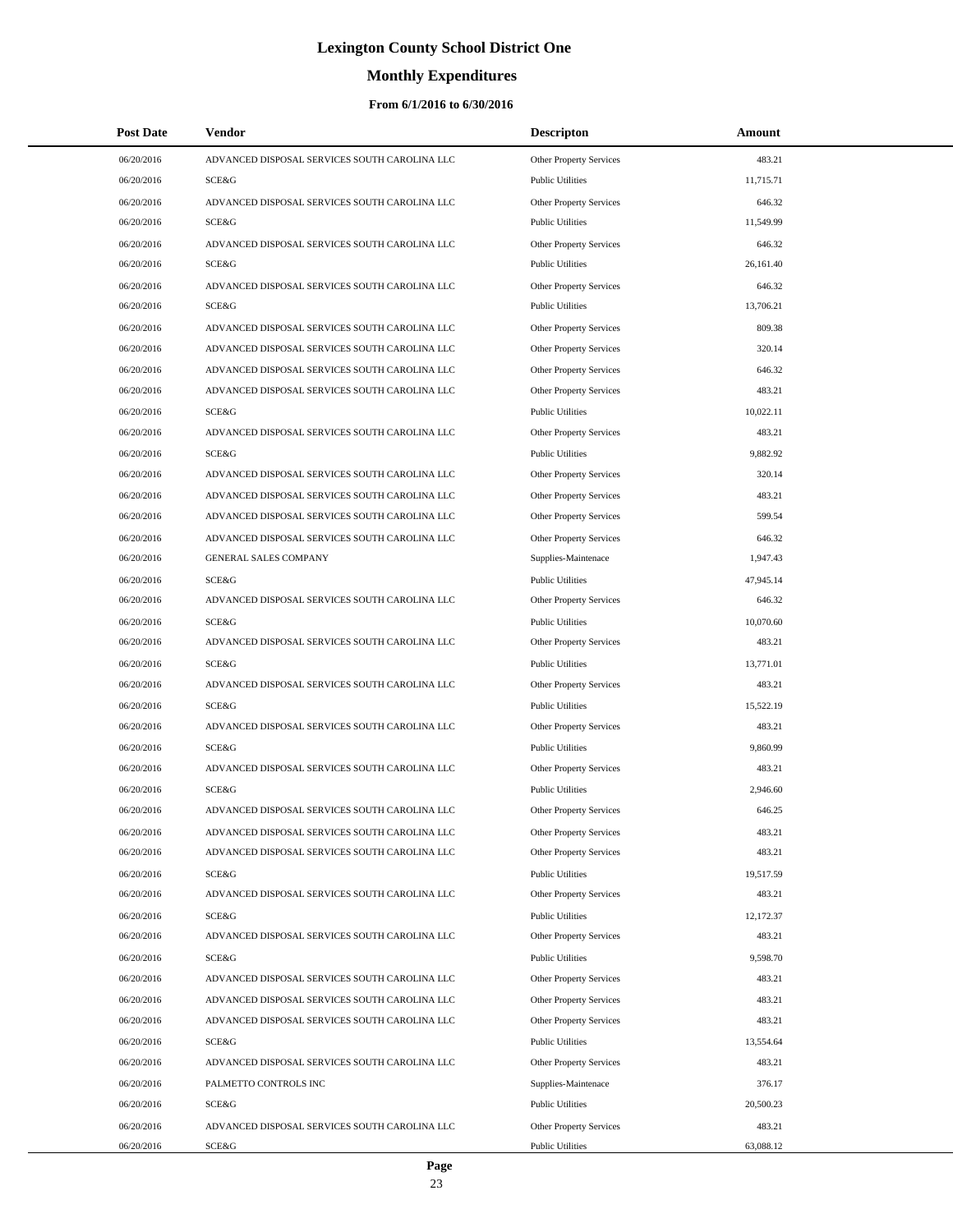# Lexington County School District One

## Monthly Expenditures

### From 6/1/2016 to 6/30/2016

| Post Date | Vendor | Descripton | Amount |
|---|---|---|---|
| 06/20/2016 | ADVANCED DISPOSAL SERVICES SOUTH CAROLINA LLC | Other Property Services | 483.21 |
| 06/20/2016 | SCE&G | Public Utilities | 11,715.71 |
| 06/20/2016 | ADVANCED DISPOSAL SERVICES SOUTH CAROLINA LLC | Other Property Services | 646.32 |
| 06/20/2016 | SCE&G | Public Utilities | 11,549.99 |
| 06/20/2016 | ADVANCED DISPOSAL SERVICES SOUTH CAROLINA LLC | Other Property Services | 646.32 |
| 06/20/2016 | SCE&G | Public Utilities | 26,161.40 |
| 06/20/2016 | ADVANCED DISPOSAL SERVICES SOUTH CAROLINA LLC | Other Property Services | 646.32 |
| 06/20/2016 | SCE&G | Public Utilities | 13,706.21 |
| 06/20/2016 | ADVANCED DISPOSAL SERVICES SOUTH CAROLINA LLC | Other Property Services | 809.38 |
| 06/20/2016 | ADVANCED DISPOSAL SERVICES SOUTH CAROLINA LLC | Other Property Services | 320.14 |
| 06/20/2016 | ADVANCED DISPOSAL SERVICES SOUTH CAROLINA LLC | Other Property Services | 646.32 |
| 06/20/2016 | ADVANCED DISPOSAL SERVICES SOUTH CAROLINA LLC | Other Property Services | 483.21 |
| 06/20/2016 | SCE&G | Public Utilities | 10,022.11 |
| 06/20/2016 | ADVANCED DISPOSAL SERVICES SOUTH CAROLINA LLC | Other Property Services | 483.21 |
| 06/20/2016 | SCE&G | Public Utilities | 9,882.92 |
| 06/20/2016 | ADVANCED DISPOSAL SERVICES SOUTH CAROLINA LLC | Other Property Services | 320.14 |
| 06/20/2016 | ADVANCED DISPOSAL SERVICES SOUTH CAROLINA LLC | Other Property Services | 483.21 |
| 06/20/2016 | ADVANCED DISPOSAL SERVICES SOUTH CAROLINA LLC | Other Property Services | 599.54 |
| 06/20/2016 | ADVANCED DISPOSAL SERVICES SOUTH CAROLINA LLC | Other Property Services | 646.32 |
| 06/20/2016 | GENERAL SALES COMPANY | Supplies-Maintenace | 1,947.43 |
| 06/20/2016 | SCE&G | Public Utilities | 47,945.14 |
| 06/20/2016 | ADVANCED DISPOSAL SERVICES SOUTH CAROLINA LLC | Other Property Services | 646.32 |
| 06/20/2016 | SCE&G | Public Utilities | 10,070.60 |
| 06/20/2016 | ADVANCED DISPOSAL SERVICES SOUTH CAROLINA LLC | Other Property Services | 483.21 |
| 06/20/2016 | SCE&G | Public Utilities | 13,771.01 |
| 06/20/2016 | ADVANCED DISPOSAL SERVICES SOUTH CAROLINA LLC | Other Property Services | 483.21 |
| 06/20/2016 | SCE&G | Public Utilities | 15,522.19 |
| 06/20/2016 | ADVANCED DISPOSAL SERVICES SOUTH CAROLINA LLC | Other Property Services | 483.21 |
| 06/20/2016 | SCE&G | Public Utilities | 9,860.99 |
| 06/20/2016 | ADVANCED DISPOSAL SERVICES SOUTH CAROLINA LLC | Other Property Services | 483.21 |
| 06/20/2016 | SCE&G | Public Utilities | 2,946.60 |
| 06/20/2016 | ADVANCED DISPOSAL SERVICES SOUTH CAROLINA LLC | Other Property Services | 646.25 |
| 06/20/2016 | ADVANCED DISPOSAL SERVICES SOUTH CAROLINA LLC | Other Property Services | 483.21 |
| 06/20/2016 | ADVANCED DISPOSAL SERVICES SOUTH CAROLINA LLC | Other Property Services | 483.21 |
| 06/20/2016 | SCE&G | Public Utilities | 19,517.59 |
| 06/20/2016 | ADVANCED DISPOSAL SERVICES SOUTH CAROLINA LLC | Other Property Services | 483.21 |
| 06/20/2016 | SCE&G | Public Utilities | 12,172.37 |
| 06/20/2016 | ADVANCED DISPOSAL SERVICES SOUTH CAROLINA LLC | Other Property Services | 483.21 |
| 06/20/2016 | SCE&G | Public Utilities | 9,598.70 |
| 06/20/2016 | ADVANCED DISPOSAL SERVICES SOUTH CAROLINA LLC | Other Property Services | 483.21 |
| 06/20/2016 | ADVANCED DISPOSAL SERVICES SOUTH CAROLINA LLC | Other Property Services | 483.21 |
| 06/20/2016 | ADVANCED DISPOSAL SERVICES SOUTH CAROLINA LLC | Other Property Services | 483.21 |
| 06/20/2016 | SCE&G | Public Utilities | 13,554.64 |
| 06/20/2016 | ADVANCED DISPOSAL SERVICES SOUTH CAROLINA LLC | Other Property Services | 483.21 |
| 06/20/2016 | PALMETTO CONTROLS INC | Supplies-Maintenace | 376.17 |
| 06/20/2016 | SCE&G | Public Utilities | 20,500.23 |
| 06/20/2016 | ADVANCED DISPOSAL SERVICES SOUTH CAROLINA LLC | Other Property Services | 483.21 |
| 06/20/2016 | SCE&G | Public Utilities | 63,088.12 |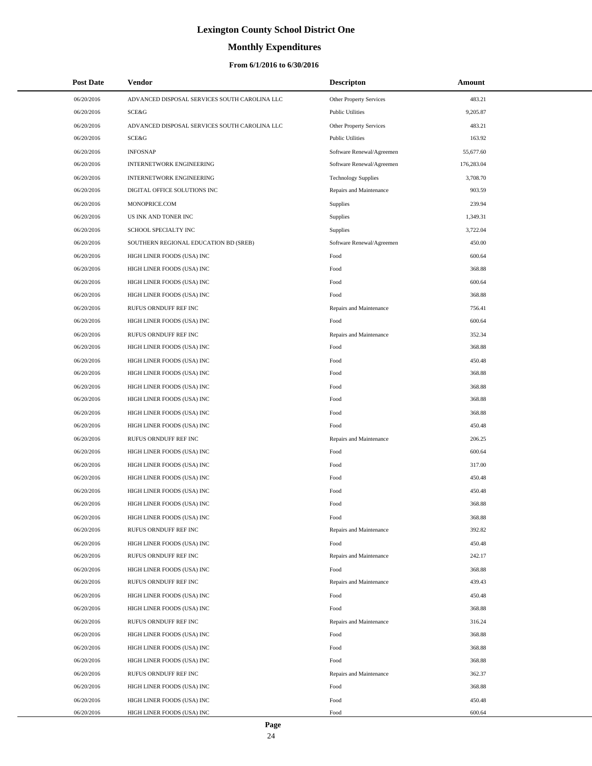# Lexington County School District One

## Monthly Expenditures

### From 6/1/2016 to 6/30/2016

| Post Date | Vendor | Descripton | Amount |
|---|---|---|---|
| 06/20/2016 | ADVANCED DISPOSAL SERVICES SOUTH CAROLINA LLC | Other Property Services | 483.21 |
| 06/20/2016 | SCE&G | Public Utilities | 9,205.87 |
| 06/20/2016 | ADVANCED DISPOSAL SERVICES SOUTH CAROLINA LLC | Other Property Services | 483.21 |
| 06/20/2016 | SCE&G | Public Utilities | 163.92 |
| 06/20/2016 | INFOSNAP | Software Renewal/Agreemen | 55,677.60 |
| 06/20/2016 | INTERNETWORK ENGINEERING | Software Renewal/Agreemen | 176,283.04 |
| 06/20/2016 | INTERNETWORK ENGINEERING | Technology Supplies | 3,708.70 |
| 06/20/2016 | DIGITAL OFFICE SOLUTIONS INC | Repairs and Maintenance | 903.59 |
| 06/20/2016 | MONOPRICE.COM | Supplies | 239.94 |
| 06/20/2016 | US INK AND TONER INC | Supplies | 1,349.31 |
| 06/20/2016 | SCHOOL SPECIALTY INC | Supplies | 3,722.04 |
| 06/20/2016 | SOUTHERN REGIONAL EDUCATION BD (SREB) | Software Renewal/Agreemen | 450.00 |
| 06/20/2016 | HIGH LINER FOODS (USA) INC | Food | 600.64 |
| 06/20/2016 | HIGH LINER FOODS (USA) INC | Food | 368.88 |
| 06/20/2016 | HIGH LINER FOODS (USA) INC | Food | 600.64 |
| 06/20/2016 | HIGH LINER FOODS (USA) INC | Food | 368.88 |
| 06/20/2016 | RUFUS ORNDUFF REF INC | Repairs and Maintenance | 756.41 |
| 06/20/2016 | HIGH LINER FOODS (USA) INC | Food | 600.64 |
| 06/20/2016 | RUFUS ORNDUFF REF INC | Repairs and Maintenance | 352.34 |
| 06/20/2016 | HIGH LINER FOODS (USA) INC | Food | 368.88 |
| 06/20/2016 | HIGH LINER FOODS (USA) INC | Food | 450.48 |
| 06/20/2016 | HIGH LINER FOODS (USA) INC | Food | 368.88 |
| 06/20/2016 | HIGH LINER FOODS (USA) INC | Food | 368.88 |
| 06/20/2016 | HIGH LINER FOODS (USA) INC | Food | 368.88 |
| 06/20/2016 | HIGH LINER FOODS (USA) INC | Food | 368.88 |
| 06/20/2016 | HIGH LINER FOODS (USA) INC | Food | 450.48 |
| 06/20/2016 | RUFUS ORNDUFF REF INC | Repairs and Maintenance | 206.25 |
| 06/20/2016 | HIGH LINER FOODS (USA) INC | Food | 600.64 |
| 06/20/2016 | HIGH LINER FOODS (USA) INC | Food | 317.00 |
| 06/20/2016 | HIGH LINER FOODS (USA) INC | Food | 450.48 |
| 06/20/2016 | HIGH LINER FOODS (USA) INC | Food | 450.48 |
| 06/20/2016 | HIGH LINER FOODS (USA) INC | Food | 368.88 |
| 06/20/2016 | HIGH LINER FOODS (USA) INC | Food | 368.88 |
| 06/20/2016 | RUFUS ORNDUFF REF INC | Repairs and Maintenance | 392.82 |
| 06/20/2016 | HIGH LINER FOODS (USA) INC | Food | 450.48 |
| 06/20/2016 | RUFUS ORNDUFF REF INC | Repairs and Maintenance | 242.17 |
| 06/20/2016 | HIGH LINER FOODS (USA) INC | Food | 368.88 |
| 06/20/2016 | RUFUS ORNDUFF REF INC | Repairs and Maintenance | 439.43 |
| 06/20/2016 | HIGH LINER FOODS (USA) INC | Food | 450.48 |
| 06/20/2016 | HIGH LINER FOODS (USA) INC | Food | 368.88 |
| 06/20/2016 | RUFUS ORNDUFF REF INC | Repairs and Maintenance | 316.24 |
| 06/20/2016 | HIGH LINER FOODS (USA) INC | Food | 368.88 |
| 06/20/2016 | HIGH LINER FOODS (USA) INC | Food | 368.88 |
| 06/20/2016 | HIGH LINER FOODS (USA) INC | Food | 368.88 |
| 06/20/2016 | RUFUS ORNDUFF REF INC | Repairs and Maintenance | 362.37 |
| 06/20/2016 | HIGH LINER FOODS (USA) INC | Food | 368.88 |
| 06/20/2016 | HIGH LINER FOODS (USA) INC | Food | 450.48 |
| 06/20/2016 | HIGH LINER FOODS (USA) INC | Food | 600.64 |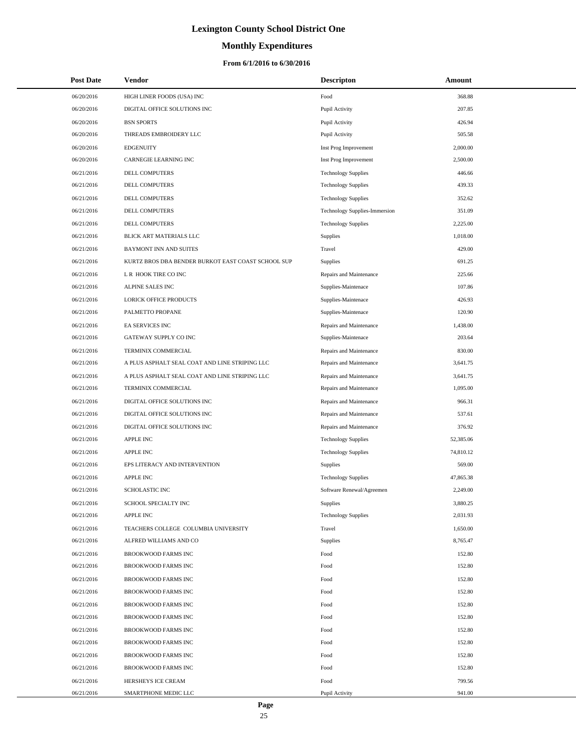# Lexington County School District One

## Monthly Expenditures

### From 6/1/2016 to 6/30/2016

| Post Date | Vendor | Descripton | Amount |
| --- | --- | --- | --- |
| 06/20/2016 | HIGH LINER FOODS (USA) INC | Food | 368.88 |
| 06/20/2016 | DIGITAL OFFICE SOLUTIONS INC | Pupil Activity | 207.85 |
| 06/20/2016 | BSN SPORTS | Pupil Activity | 426.94 |
| 06/20/2016 | THREADS EMBROIDERY LLC | Pupil Activity | 505.58 |
| 06/20/2016 | EDGENUITY | Inst Prog Improvement | 2,000.00 |
| 06/20/2016 | CARNEGIE LEARNING INC | Inst Prog Improvement | 2,500.00 |
| 06/21/2016 | DELL COMPUTERS | Technology Supplies | 446.66 |
| 06/21/2016 | DELL COMPUTERS | Technology Supplies | 439.33 |
| 06/21/2016 | DELL COMPUTERS | Technology Supplies | 352.62 |
| 06/21/2016 | DELL COMPUTERS | Technology Supplies-Immersion | 351.09 |
| 06/21/2016 | DELL COMPUTERS | Technology Supplies | 2,225.00 |
| 06/21/2016 | BLICK ART MATERIALS LLC | Supplies | 1,018.00 |
| 06/21/2016 | BAYMONT INN AND SUITES | Travel | 429.00 |
| 06/21/2016 | KURTZ BROS DBA BENDER BURKOT EAST COAST SCHOOL SUP | Supplies | 691.25 |
| 06/21/2016 | L R HOOK TIRE CO INC | Repairs and Maintenance | 225.66 |
| 06/21/2016 | ALPINE SALES INC | Supplies-Maintenace | 107.86 |
| 06/21/2016 | LORICK OFFICE PRODUCTS | Supplies-Maintenace | 426.93 |
| 06/21/2016 | PALMETTO PROPANE | Supplies-Maintenace | 120.90 |
| 06/21/2016 | EA SERVICES INC | Repairs and Maintenance | 1,438.00 |
| 06/21/2016 | GATEWAY SUPPLY CO INC | Supplies-Maintenace | 203.64 |
| 06/21/2016 | TERMINIX COMMERCIAL | Repairs and Maintenance | 830.00 |
| 06/21/2016 | A PLUS ASPHALT SEAL COAT AND LINE STRIPING LLC | Repairs and Maintenance | 3,641.75 |
| 06/21/2016 | A PLUS ASPHALT SEAL COAT AND LINE STRIPING LLC | Repairs and Maintenance | 3,641.75 |
| 06/21/2016 | TERMINIX COMMERCIAL | Repairs and Maintenance | 1,095.00 |
| 06/21/2016 | DIGITAL OFFICE SOLUTIONS INC | Repairs and Maintenance | 966.31 |
| 06/21/2016 | DIGITAL OFFICE SOLUTIONS INC | Repairs and Maintenance | 537.61 |
| 06/21/2016 | DIGITAL OFFICE SOLUTIONS INC | Repairs and Maintenance | 376.92 |
| 06/21/2016 | APPLE INC | Technology Supplies | 52,385.06 |
| 06/21/2016 | APPLE INC | Technology Supplies | 74,810.12 |
| 06/21/2016 | EPS LITERACY AND INTERVENTION | Supplies | 569.00 |
| 06/21/2016 | APPLE INC | Technology Supplies | 47,865.38 |
| 06/21/2016 | SCHOLASTIC INC | Software Renewal/Agreemen | 2,249.00 |
| 06/21/2016 | SCHOOL SPECIALTY INC | Supplies | 3,880.25 |
| 06/21/2016 | APPLE INC | Technology Supplies | 2,031.93 |
| 06/21/2016 | TEACHERS COLLEGE COLUMBIA UNIVERSITY | Travel | 1,650.00 |
| 06/21/2016 | ALFRED WILLIAMS AND CO | Supplies | 8,765.47 |
| 06/21/2016 | BROOKWOOD FARMS INC | Food | 152.80 |
| 06/21/2016 | BROOKWOOD FARMS INC | Food | 152.80 |
| 06/21/2016 | BROOKWOOD FARMS INC | Food | 152.80 |
| 06/21/2016 | BROOKWOOD FARMS INC | Food | 152.80 |
| 06/21/2016 | BROOKWOOD FARMS INC | Food | 152.80 |
| 06/21/2016 | BROOKWOOD FARMS INC | Food | 152.80 |
| 06/21/2016 | BROOKWOOD FARMS INC | Food | 152.80 |
| 06/21/2016 | BROOKWOOD FARMS INC | Food | 152.80 |
| 06/21/2016 | BROOKWOOD FARMS INC | Food | 152.80 |
| 06/21/2016 | BROOKWOOD FARMS INC | Food | 152.80 |
| 06/21/2016 | HERSHEYS ICE CREAM | Food | 799.56 |
| 06/21/2016 | SMARTPHONE MEDIC LLC | Pupil Activity | 941.00 |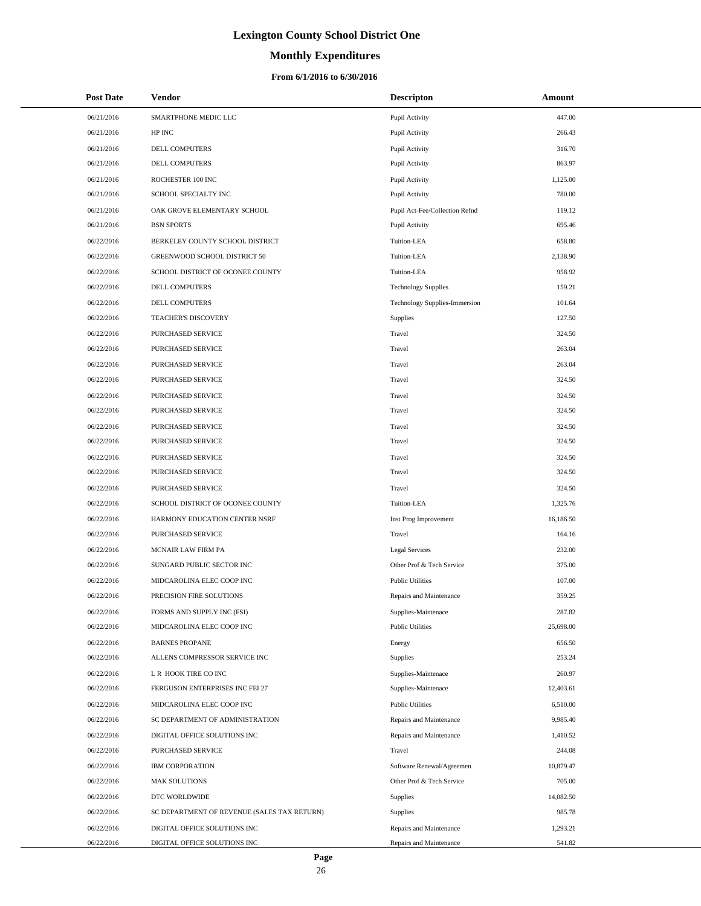# Lexington County School District One

## Monthly Expenditures

### From 6/1/2016 to 6/30/2016

| Post Date | Vendor | Descripton | Amount |
|---|---|---|---|
| 06/21/2016 | SMARTPHONE MEDIC LLC | Pupil Activity | 447.00 |
| 06/21/2016 | HP INC | Pupil Activity | 266.43 |
| 06/21/2016 | DELL COMPUTERS | Pupil Activity | 316.70 |
| 06/21/2016 | DELL COMPUTERS | Pupil Activity | 863.97 |
| 06/21/2016 | ROCHESTER 100 INC | Pupil Activity | 1,125.00 |
| 06/21/2016 | SCHOOL SPECIALTY INC | Pupil Activity | 780.00 |
| 06/21/2016 | OAK GROVE ELEMENTARY SCHOOL | Pupil Act-Fee/Collection Refnd | 119.12 |
| 06/21/2016 | BSN SPORTS | Pupil Activity | 695.46 |
| 06/22/2016 | BERKELEY COUNTY SCHOOL DISTRICT | Tuition-LEA | 658.80 |
| 06/22/2016 | GREENWOOD SCHOOL DISTRICT 50 | Tuition-LEA | 2,138.90 |
| 06/22/2016 | SCHOOL DISTRICT OF OCONEE COUNTY | Tuition-LEA | 958.92 |
| 06/22/2016 | DELL COMPUTERS | Technology Supplies | 159.21 |
| 06/22/2016 | DELL COMPUTERS | Technology Supplies-Immersion | 101.64 |
| 06/22/2016 | TEACHER'S DISCOVERY | Supplies | 127.50 |
| 06/22/2016 | PURCHASED SERVICE | Travel | 324.50 |
| 06/22/2016 | PURCHASED SERVICE | Travel | 263.04 |
| 06/22/2016 | PURCHASED SERVICE | Travel | 263.04 |
| 06/22/2016 | PURCHASED SERVICE | Travel | 324.50 |
| 06/22/2016 | PURCHASED SERVICE | Travel | 324.50 |
| 06/22/2016 | PURCHASED SERVICE | Travel | 324.50 |
| 06/22/2016 | PURCHASED SERVICE | Travel | 324.50 |
| 06/22/2016 | PURCHASED SERVICE | Travel | 324.50 |
| 06/22/2016 | PURCHASED SERVICE | Travel | 324.50 |
| 06/22/2016 | PURCHASED SERVICE | Travel | 324.50 |
| 06/22/2016 | PURCHASED SERVICE | Travel | 324.50 |
| 06/22/2016 | SCHOOL DISTRICT OF OCONEE COUNTY | Tuition-LEA | 1,325.76 |
| 06/22/2016 | HARMONY EDUCATION CENTER NSRF | Inst Prog Improvement | 16,186.50 |
| 06/22/2016 | PURCHASED SERVICE | Travel | 164.16 |
| 06/22/2016 | MCNAIR LAW FIRM PA | Legal Services | 232.00 |
| 06/22/2016 | SUNGARD PUBLIC SECTOR INC | Other Prof & Tech Service | 375.00 |
| 06/22/2016 | MIDCAROLINA ELEC COOP INC | Public Utilities | 107.00 |
| 06/22/2016 | PRECISION FIRE SOLUTIONS | Repairs and Maintenance | 359.25 |
| 06/22/2016 | FORMS AND SUPPLY INC (FSI) | Supplies-Maintenace | 287.82 |
| 06/22/2016 | MIDCAROLINA ELEC COOP INC | Public Utilities | 25,698.00 |
| 06/22/2016 | BARNES PROPANE | Energy | 656.50 |
| 06/22/2016 | ALLENS COMPRESSOR SERVICE INC | Supplies | 253.24 |
| 06/22/2016 | L R HOOK TIRE CO INC | Supplies-Maintenace | 260.97 |
| 06/22/2016 | FERGUSON ENTERPRISES INC FEI 27 | Supplies-Maintenace | 12,403.61 |
| 06/22/2016 | MIDCAROLINA ELEC COOP INC | Public Utilities | 6,510.00 |
| 06/22/2016 | SC DEPARTMENT OF ADMINISTRATION | Repairs and Maintenance | 9,985.40 |
| 06/22/2016 | DIGITAL OFFICE SOLUTIONS INC | Repairs and Maintenance | 1,410.52 |
| 06/22/2016 | PURCHASED SERVICE | Travel | 244.08 |
| 06/22/2016 | IBM CORPORATION | Software Renewal/Agreemen | 10,879.47 |
| 06/22/2016 | MAK SOLUTIONS | Other Prof & Tech Service | 705.00 |
| 06/22/2016 | DTC WORLDWIDE | Supplies | 14,082.50 |
| 06/22/2016 | SC DEPARTMENT OF REVENUE (SALES TAX RETURN) | Supplies | 985.78 |
| 06/22/2016 | DIGITAL OFFICE SOLUTIONS INC | Repairs and Maintenance | 1,293.21 |
| 06/22/2016 | DIGITAL OFFICE SOLUTIONS INC | Repairs and Maintenance | 541.82 |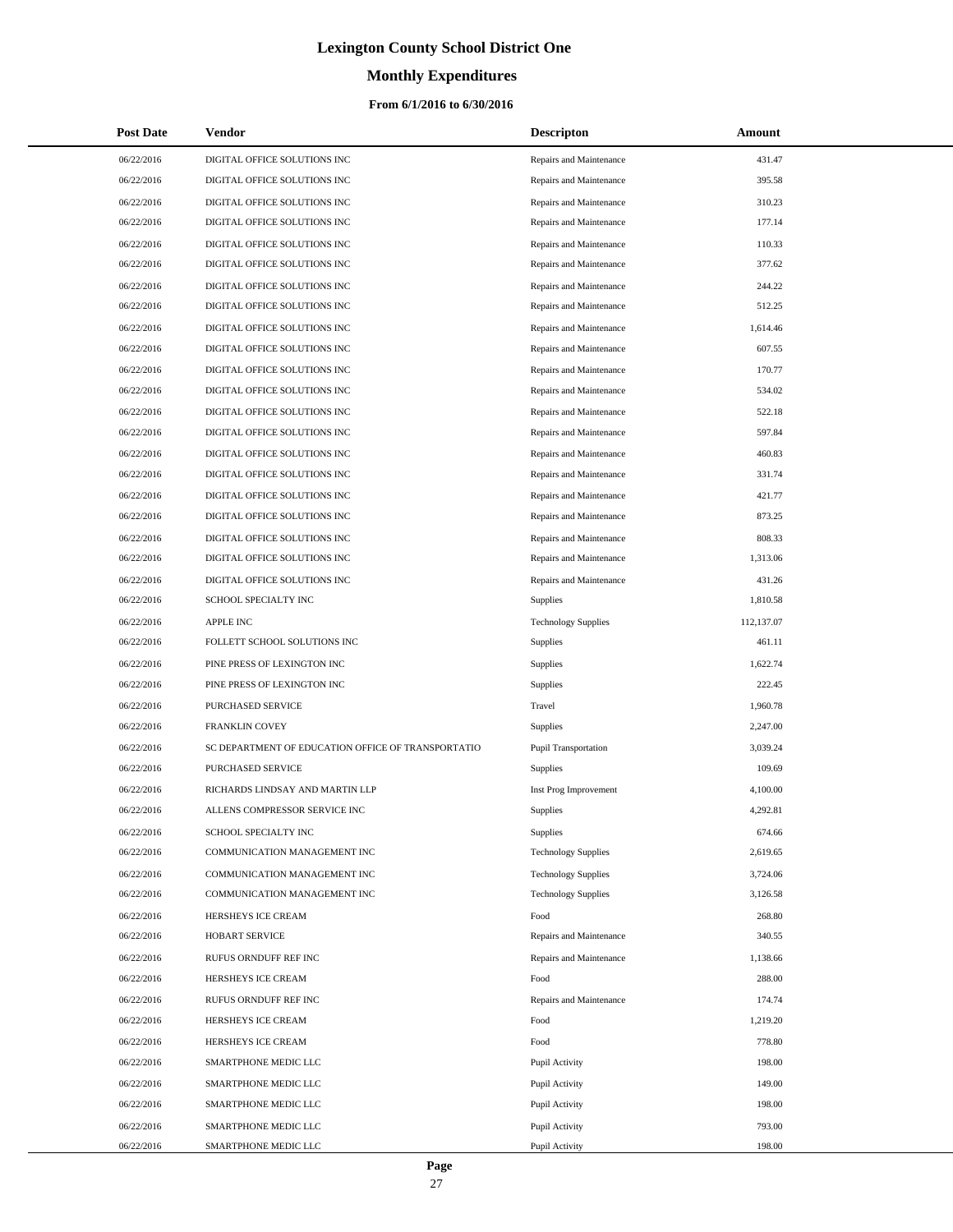# Lexington County School District One

## Monthly Expenditures

### From 6/1/2016 to 6/30/2016

| Post Date | Vendor | Descripton | Amount |
|---|---|---|---|
| 06/22/2016 | DIGITAL OFFICE SOLUTIONS INC | Repairs and Maintenance | 431.47 |
| 06/22/2016 | DIGITAL OFFICE SOLUTIONS INC | Repairs and Maintenance | 395.58 |
| 06/22/2016 | DIGITAL OFFICE SOLUTIONS INC | Repairs and Maintenance | 310.23 |
| 06/22/2016 | DIGITAL OFFICE SOLUTIONS INC | Repairs and Maintenance | 177.14 |
| 06/22/2016 | DIGITAL OFFICE SOLUTIONS INC | Repairs and Maintenance | 110.33 |
| 06/22/2016 | DIGITAL OFFICE SOLUTIONS INC | Repairs and Maintenance | 377.62 |
| 06/22/2016 | DIGITAL OFFICE SOLUTIONS INC | Repairs and Maintenance | 244.22 |
| 06/22/2016 | DIGITAL OFFICE SOLUTIONS INC | Repairs and Maintenance | 512.25 |
| 06/22/2016 | DIGITAL OFFICE SOLUTIONS INC | Repairs and Maintenance | 1,614.46 |
| 06/22/2016 | DIGITAL OFFICE SOLUTIONS INC | Repairs and Maintenance | 607.55 |
| 06/22/2016 | DIGITAL OFFICE SOLUTIONS INC | Repairs and Maintenance | 170.77 |
| 06/22/2016 | DIGITAL OFFICE SOLUTIONS INC | Repairs and Maintenance | 534.02 |
| 06/22/2016 | DIGITAL OFFICE SOLUTIONS INC | Repairs and Maintenance | 522.18 |
| 06/22/2016 | DIGITAL OFFICE SOLUTIONS INC | Repairs and Maintenance | 597.84 |
| 06/22/2016 | DIGITAL OFFICE SOLUTIONS INC | Repairs and Maintenance | 460.83 |
| 06/22/2016 | DIGITAL OFFICE SOLUTIONS INC | Repairs and Maintenance | 331.74 |
| 06/22/2016 | DIGITAL OFFICE SOLUTIONS INC | Repairs and Maintenance | 421.77 |
| 06/22/2016 | DIGITAL OFFICE SOLUTIONS INC | Repairs and Maintenance | 873.25 |
| 06/22/2016 | DIGITAL OFFICE SOLUTIONS INC | Repairs and Maintenance | 808.33 |
| 06/22/2016 | DIGITAL OFFICE SOLUTIONS INC | Repairs and Maintenance | 1,313.06 |
| 06/22/2016 | DIGITAL OFFICE SOLUTIONS INC | Repairs and Maintenance | 431.26 |
| 06/22/2016 | SCHOOL SPECIALTY INC | Supplies | 1,810.58 |
| 06/22/2016 | APPLE INC | Technology Supplies | 112,137.07 |
| 06/22/2016 | FOLLETT SCHOOL SOLUTIONS INC | Supplies | 461.11 |
| 06/22/2016 | PINE PRESS OF LEXINGTON INC | Supplies | 1,622.74 |
| 06/22/2016 | PINE PRESS OF LEXINGTON INC | Supplies | 222.45 |
| 06/22/2016 | PURCHASED SERVICE | Travel | 1,960.78 |
| 06/22/2016 | FRANKLIN COVEY | Supplies | 2,247.00 |
| 06/22/2016 | SC DEPARTMENT OF EDUCATION OFFICE OF TRANSPORTATIO | Pupil Transportation | 3,039.24 |
| 06/22/2016 | PURCHASED SERVICE | Supplies | 109.69 |
| 06/22/2016 | RICHARDS LINDSAY AND MARTIN LLP | Inst Prog Improvement | 4,100.00 |
| 06/22/2016 | ALLENS COMPRESSOR SERVICE INC | Supplies | 4,292.81 |
| 06/22/2016 | SCHOOL SPECIALTY INC | Supplies | 674.66 |
| 06/22/2016 | COMMUNICATION MANAGEMENT INC | Technology Supplies | 2,619.65 |
| 06/22/2016 | COMMUNICATION MANAGEMENT INC | Technology Supplies | 3,724.06 |
| 06/22/2016 | COMMUNICATION MANAGEMENT INC | Technology Supplies | 3,126.58 |
| 06/22/2016 | HERSHEYS ICE CREAM | Food | 268.80 |
| 06/22/2016 | HOBART SERVICE | Repairs and Maintenance | 340.55 |
| 06/22/2016 | RUFUS ORNDUFF REF INC | Repairs and Maintenance | 1,138.66 |
| 06/22/2016 | HERSHEYS ICE CREAM | Food | 288.00 |
| 06/22/2016 | RUFUS ORNDUFF REF INC | Repairs and Maintenance | 174.74 |
| 06/22/2016 | HERSHEYS ICE CREAM | Food | 1,219.20 |
| 06/22/2016 | HERSHEYS ICE CREAM | Food | 778.80 |
| 06/22/2016 | SMARTPHONE MEDIC LLC | Pupil Activity | 198.00 |
| 06/22/2016 | SMARTPHONE MEDIC LLC | Pupil Activity | 149.00 |
| 06/22/2016 | SMARTPHONE MEDIC LLC | Pupil Activity | 198.00 |
| 06/22/2016 | SMARTPHONE MEDIC LLC | Pupil Activity | 793.00 |
| 06/22/2016 | SMARTPHONE MEDIC LLC | Pupil Activity | 198.00 |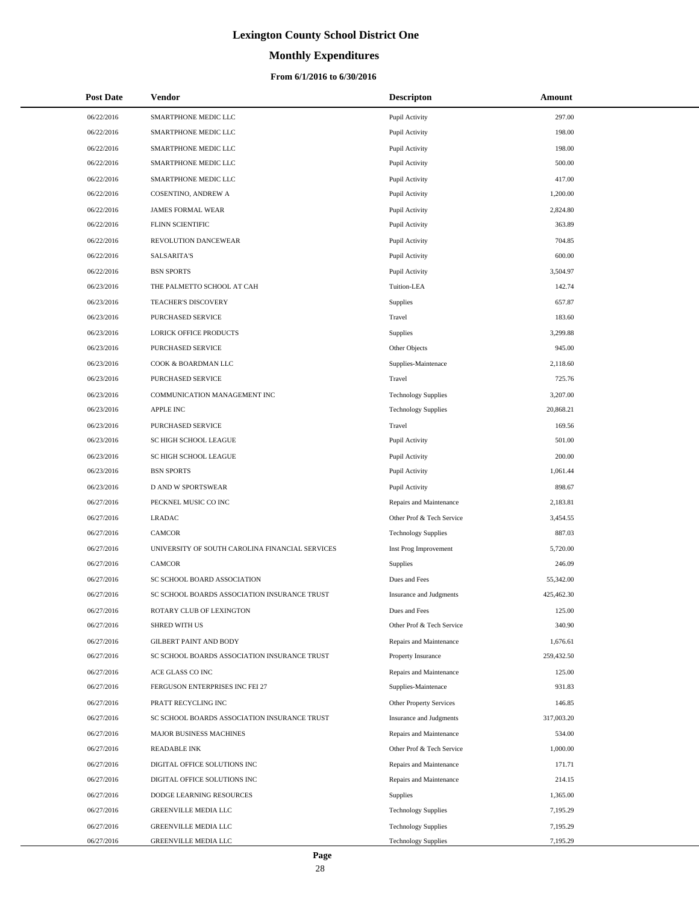# Lexington County School District One

## Monthly Expenditures

### From 6/1/2016 to 6/30/2016

| Post Date | Vendor | Descripton | Amount |
|---|---|---|---|
| 06/22/2016 | SMARTPHONE MEDIC LLC | Pupil Activity | 297.00 |
| 06/22/2016 | SMARTPHONE MEDIC LLC | Pupil Activity | 198.00 |
| 06/22/2016 | SMARTPHONE MEDIC LLC | Pupil Activity | 198.00 |
| 06/22/2016 | SMARTPHONE MEDIC LLC | Pupil Activity | 500.00 |
| 06/22/2016 | SMARTPHONE MEDIC LLC | Pupil Activity | 417.00 |
| 06/22/2016 | COSENTINO, ANDREW A | Pupil Activity | 1,200.00 |
| 06/22/2016 | JAMES FORMAL WEAR | Pupil Activity | 2,824.80 |
| 06/22/2016 | FLINN SCIENTIFIC | Pupil Activity | 363.89 |
| 06/22/2016 | REVOLUTION DANCEWEAR | Pupil Activity | 704.85 |
| 06/22/2016 | SALSARITA'S | Pupil Activity | 600.00 |
| 06/22/2016 | BSN SPORTS | Pupil Activity | 3,504.97 |
| 06/23/2016 | THE PALMETTO SCHOOL AT CAH | Tuition-LEA | 142.74 |
| 06/23/2016 | TEACHER'S DISCOVERY | Supplies | 657.87 |
| 06/23/2016 | PURCHASED SERVICE | Travel | 183.60 |
| 06/23/2016 | LORICK OFFICE PRODUCTS | Supplies | 3,299.88 |
| 06/23/2016 | PURCHASED SERVICE | Other Objects | 945.00 |
| 06/23/2016 | COOK & BOARDMAN LLC | Supplies-Maintenace | 2,118.60 |
| 06/23/2016 | PURCHASED SERVICE | Travel | 725.76 |
| 06/23/2016 | COMMUNICATION MANAGEMENT INC | Technology Supplies | 3,207.00 |
| 06/23/2016 | APPLE INC | Technology Supplies | 20,868.21 |
| 06/23/2016 | PURCHASED SERVICE | Travel | 169.56 |
| 06/23/2016 | SC HIGH SCHOOL LEAGUE | Pupil Activity | 501.00 |
| 06/23/2016 | SC HIGH SCHOOL LEAGUE | Pupil Activity | 200.00 |
| 06/23/2016 | BSN SPORTS | Pupil Activity | 1,061.44 |
| 06/23/2016 | D AND W SPORTSWEAR | Pupil Activity | 898.67 |
| 06/27/2016 | PECKNEL MUSIC CO INC | Repairs and Maintenance | 2,183.81 |
| 06/27/2016 | LRADAC | Other Prof & Tech Service | 3,454.55 |
| 06/27/2016 | CAMCOR | Technology Supplies | 887.03 |
| 06/27/2016 | UNIVERSITY OF SOUTH CAROLINA FINANCIAL SERVICES | Inst Prog Improvement | 5,720.00 |
| 06/27/2016 | CAMCOR | Supplies | 246.09 |
| 06/27/2016 | SC SCHOOL BOARD ASSOCIATION | Dues and Fees | 55,342.00 |
| 06/27/2016 | SC SCHOOL BOARDS ASSOCIATION INSURANCE TRUST | Insurance and Judgments | 425,462.30 |
| 06/27/2016 | ROTARY CLUB OF LEXINGTON | Dues and Fees | 125.00 |
| 06/27/2016 | SHRED WITH US | Other Prof & Tech Service | 340.90 |
| 06/27/2016 | GILBERT PAINT AND BODY | Repairs and Maintenance | 1,676.61 |
| 06/27/2016 | SC SCHOOL BOARDS ASSOCIATION INSURANCE TRUST | Property Insurance | 259,432.50 |
| 06/27/2016 | ACE GLASS CO INC | Repairs and Maintenance | 125.00 |
| 06/27/2016 | FERGUSON ENTERPRISES INC FEI 27 | Supplies-Maintenace | 931.83 |
| 06/27/2016 | PRATT RECYCLING INC | Other Property Services | 146.85 |
| 06/27/2016 | SC SCHOOL BOARDS ASSOCIATION INSURANCE TRUST | Insurance and Judgments | 317,003.20 |
| 06/27/2016 | MAJOR BUSINESS MACHINES | Repairs and Maintenance | 534.00 |
| 06/27/2016 | READABLE INK | Other Prof & Tech Service | 1,000.00 |
| 06/27/2016 | DIGITAL OFFICE SOLUTIONS INC | Repairs and Maintenance | 171.71 |
| 06/27/2016 | DIGITAL OFFICE SOLUTIONS INC | Repairs and Maintenance | 214.15 |
| 06/27/2016 | DODGE LEARNING RESOURCES | Supplies | 1,365.00 |
| 06/27/2016 | GREENVILLE MEDIA LLC | Technology Supplies | 7,195.29 |
| 06/27/2016 | GREENVILLE MEDIA LLC | Technology Supplies | 7,195.29 |
| 06/27/2016 | GREENVILLE MEDIA LLC | Technology Supplies | 7,195.29 |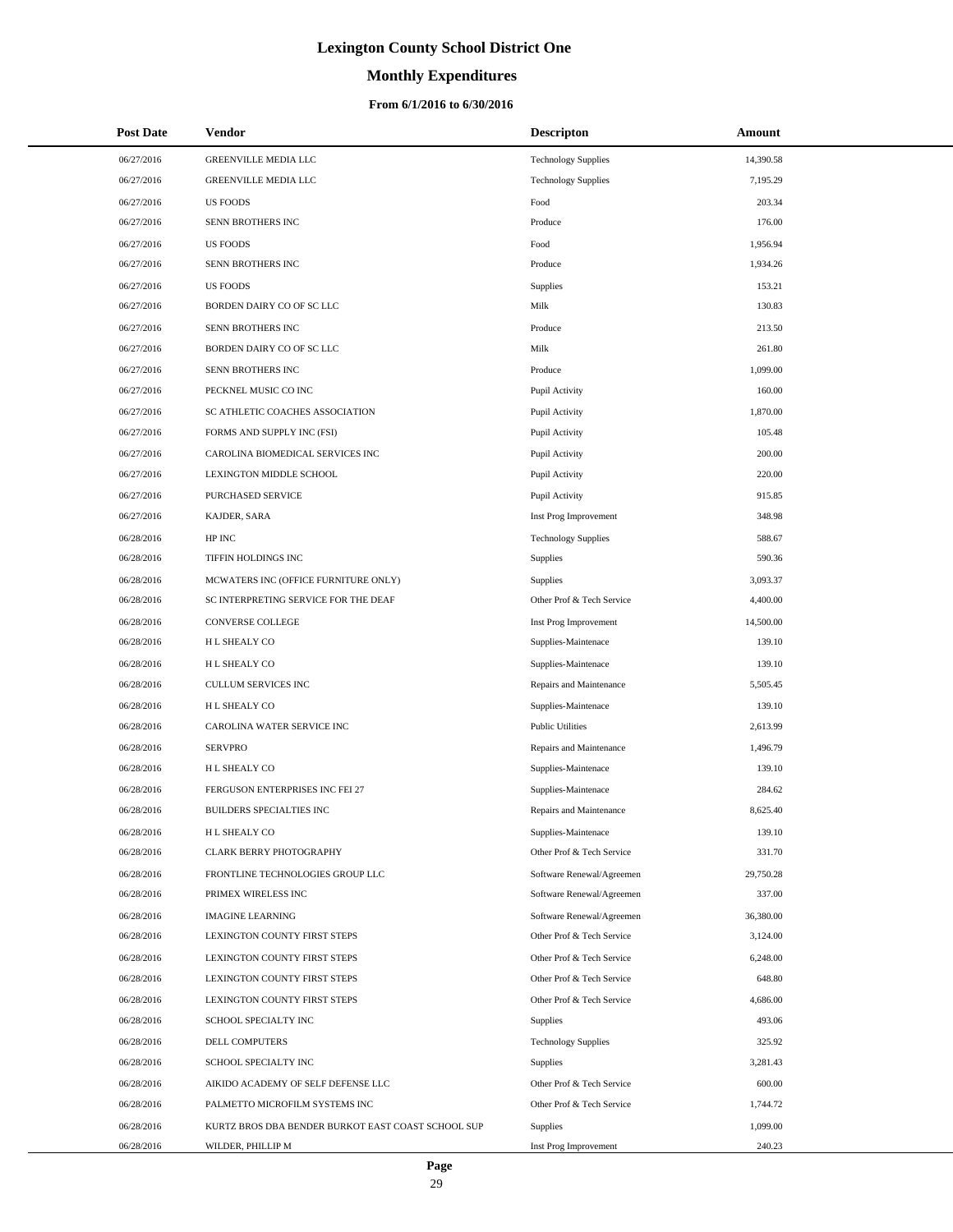# Lexington County School District One

## Monthly Expenditures

### From 6/1/2016 to 6/30/2016

| Post Date | Vendor | Descripton | Amount |
|---|---|---|---|
| 06/27/2016 | GREENVILLE MEDIA LLC | Technology Supplies | 14,390.58 |
| 06/27/2016 | GREENVILLE MEDIA LLC | Technology Supplies | 7,195.29 |
| 06/27/2016 | US FOODS | Food | 203.34 |
| 06/27/2016 | SENN BROTHERS INC | Produce | 176.00 |
| 06/27/2016 | US FOODS | Food | 1,956.94 |
| 06/27/2016 | SENN BROTHERS INC | Produce | 1,934.26 |
| 06/27/2016 | US FOODS | Supplies | 153.21 |
| 06/27/2016 | BORDEN DAIRY CO OF SC LLC | Milk | 130.83 |
| 06/27/2016 | SENN BROTHERS INC | Produce | 213.50 |
| 06/27/2016 | BORDEN DAIRY CO OF SC LLC | Milk | 261.80 |
| 06/27/2016 | SENN BROTHERS INC | Produce | 1,099.00 |
| 06/27/2016 | PECKNEL MUSIC CO INC | Pupil Activity | 160.00 |
| 06/27/2016 | SC ATHLETIC COACHES ASSOCIATION | Pupil Activity | 1,870.00 |
| 06/27/2016 | FORMS AND SUPPLY INC (FSI) | Pupil Activity | 105.48 |
| 06/27/2016 | CAROLINA BIOMEDICAL SERVICES INC | Pupil Activity | 200.00 |
| 06/27/2016 | LEXINGTON MIDDLE SCHOOL | Pupil Activity | 220.00 |
| 06/27/2016 | PURCHASED SERVICE | Pupil Activity | 915.85 |
| 06/27/2016 | KAJDER, SARA | Inst Prog Improvement | 348.98 |
| 06/28/2016 | HP INC | Technology Supplies | 588.67 |
| 06/28/2016 | TIFFIN HOLDINGS INC | Supplies | 590.36 |
| 06/28/2016 | MCWATERS INC (OFFICE FURNITURE ONLY) | Supplies | 3,093.37 |
| 06/28/2016 | SC INTERPRETING SERVICE FOR THE DEAF | Other Prof & Tech Service | 4,400.00 |
| 06/28/2016 | CONVERSE COLLEGE | Inst Prog Improvement | 14,500.00 |
| 06/28/2016 | H L SHEALY CO | Supplies-Maintenace | 139.10 |
| 06/28/2016 | H L SHEALY CO | Supplies-Maintenace | 139.10 |
| 06/28/2016 | CULLUM SERVICES INC | Repairs and Maintenance | 5,505.45 |
| 06/28/2016 | H L SHEALY CO | Supplies-Maintenace | 139.10 |
| 06/28/2016 | CAROLINA WATER SERVICE INC | Public Utilities | 2,613.99 |
| 06/28/2016 | SERVPRO | Repairs and Maintenance | 1,496.79 |
| 06/28/2016 | H L SHEALY CO | Supplies-Maintenace | 139.10 |
| 06/28/2016 | FERGUSON ENTERPRISES INC FEI 27 | Supplies-Maintenace | 284.62 |
| 06/28/2016 | BUILDERS SPECIALTIES INC | Repairs and Maintenance | 8,625.40 |
| 06/28/2016 | H L SHEALY CO | Supplies-Maintenace | 139.10 |
| 06/28/2016 | CLARK BERRY PHOTOGRAPHY | Other Prof & Tech Service | 331.70 |
| 06/28/2016 | FRONTLINE TECHNOLOGIES GROUP LLC | Software Renewal/Agreemen | 29,750.28 |
| 06/28/2016 | PRIMEX WIRELESS INC | Software Renewal/Agreemen | 337.00 |
| 06/28/2016 | IMAGINE LEARNING | Software Renewal/Agreemen | 36,380.00 |
| 06/28/2016 | LEXINGTON COUNTY FIRST STEPS | Other Prof & Tech Service | 3,124.00 |
| 06/28/2016 | LEXINGTON COUNTY FIRST STEPS | Other Prof & Tech Service | 6,248.00 |
| 06/28/2016 | LEXINGTON COUNTY FIRST STEPS | Other Prof & Tech Service | 648.80 |
| 06/28/2016 | LEXINGTON COUNTY FIRST STEPS | Other Prof & Tech Service | 4,686.00 |
| 06/28/2016 | SCHOOL SPECIALTY INC | Supplies | 493.06 |
| 06/28/2016 | DELL COMPUTERS | Technology Supplies | 325.92 |
| 06/28/2016 | SCHOOL SPECIALTY INC | Supplies | 3,281.43 |
| 06/28/2016 | AIKIDO ACADEMY OF SELF DEFENSE LLC | Other Prof & Tech Service | 600.00 |
| 06/28/2016 | PALMETTO MICROFILM SYSTEMS INC | Other Prof & Tech Service | 1,744.72 |
| 06/28/2016 | KURTZ BROS DBA BENDER BURKOT EAST COAST SCHOOL SUP | Supplies | 1,099.00 |
| 06/28/2016 | WILDER, PHILLIP M | Inst Prog Improvement | 240.23 |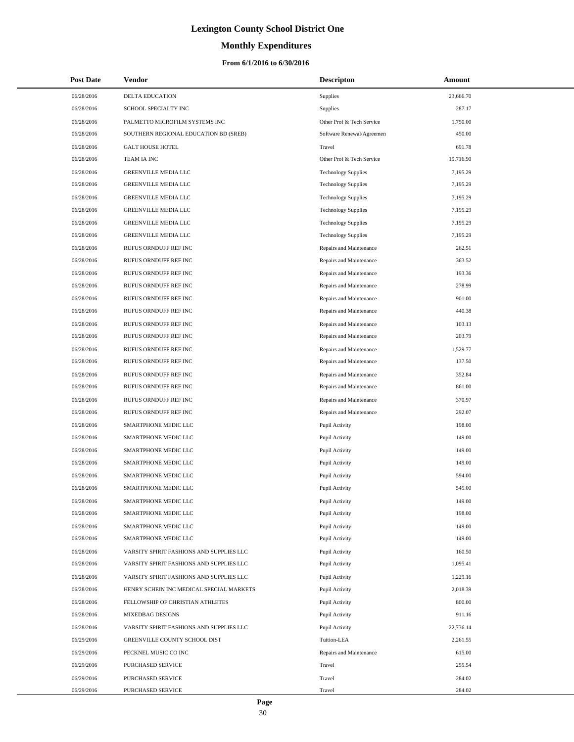# Lexington County School District One

## Monthly Expenditures

### From 6/1/2016 to 6/30/2016

| Post Date | Vendor | Descripton | Amount |
|---|---|---|---|
| 06/28/2016 | DELTA EDUCATION | Supplies | 23,666.70 |
| 06/28/2016 | SCHOOL SPECIALTY INC | Supplies | 287.17 |
| 06/28/2016 | PALMETTO MICROFILM SYSTEMS INC | Other Prof & Tech Service | 1,750.00 |
| 06/28/2016 | SOUTHERN REGIONAL EDUCATION BD (SREB) | Software Renewal/Agreemen | 450.00 |
| 06/28/2016 | GALT HOUSE HOTEL | Travel | 691.78 |
| 06/28/2016 | TEAM IA INC | Other Prof & Tech Service | 19,716.90 |
| 06/28/2016 | GREENVILLE MEDIA LLC | Technology Supplies | 7,195.29 |
| 06/28/2016 | GREENVILLE MEDIA LLC | Technology Supplies | 7,195.29 |
| 06/28/2016 | GREENVILLE MEDIA LLC | Technology Supplies | 7,195.29 |
| 06/28/2016 | GREENVILLE MEDIA LLC | Technology Supplies | 7,195.29 |
| 06/28/2016 | GREENVILLE MEDIA LLC | Technology Supplies | 7,195.29 |
| 06/28/2016 | GREENVILLE MEDIA LLC | Technology Supplies | 7,195.29 |
| 06/28/2016 | RUFUS ORNDUFF REF INC | Repairs and Maintenance | 262.51 |
| 06/28/2016 | RUFUS ORNDUFF REF INC | Repairs and Maintenance | 363.52 |
| 06/28/2016 | RUFUS ORNDUFF REF INC | Repairs and Maintenance | 193.36 |
| 06/28/2016 | RUFUS ORNDUFF REF INC | Repairs and Maintenance | 278.99 |
| 06/28/2016 | RUFUS ORNDUFF REF INC | Repairs and Maintenance | 901.00 |
| 06/28/2016 | RUFUS ORNDUFF REF INC | Repairs and Maintenance | 440.38 |
| 06/28/2016 | RUFUS ORNDUFF REF INC | Repairs and Maintenance | 103.13 |
| 06/28/2016 | RUFUS ORNDUFF REF INC | Repairs and Maintenance | 203.79 |
| 06/28/2016 | RUFUS ORNDUFF REF INC | Repairs and Maintenance | 1,529.77 |
| 06/28/2016 | RUFUS ORNDUFF REF INC | Repairs and Maintenance | 137.50 |
| 06/28/2016 | RUFUS ORNDUFF REF INC | Repairs and Maintenance | 352.84 |
| 06/28/2016 | RUFUS ORNDUFF REF INC | Repairs and Maintenance | 861.00 |
| 06/28/2016 | RUFUS ORNDUFF REF INC | Repairs and Maintenance | 370.97 |
| 06/28/2016 | RUFUS ORNDUFF REF INC | Repairs and Maintenance | 292.07 |
| 06/28/2016 | SMARTPHONE MEDIC LLC | Pupil Activity | 198.00 |
| 06/28/2016 | SMARTPHONE MEDIC LLC | Pupil Activity | 149.00 |
| 06/28/2016 | SMARTPHONE MEDIC LLC | Pupil Activity | 149.00 |
| 06/28/2016 | SMARTPHONE MEDIC LLC | Pupil Activity | 149.00 |
| 06/28/2016 | SMARTPHONE MEDIC LLC | Pupil Activity | 594.00 |
| 06/28/2016 | SMARTPHONE MEDIC LLC | Pupil Activity | 545.00 |
| 06/28/2016 | SMARTPHONE MEDIC LLC | Pupil Activity | 149.00 |
| 06/28/2016 | SMARTPHONE MEDIC LLC | Pupil Activity | 198.00 |
| 06/28/2016 | SMARTPHONE MEDIC LLC | Pupil Activity | 149.00 |
| 06/28/2016 | SMARTPHONE MEDIC LLC | Pupil Activity | 149.00 |
| 06/28/2016 | VARSITY SPIRIT FASHIONS AND SUPPLIES LLC | Pupil Activity | 160.50 |
| 06/28/2016 | VARSITY SPIRIT FASHIONS AND SUPPLIES LLC | Pupil Activity | 1,095.41 |
| 06/28/2016 | VARSITY SPIRIT FASHIONS AND SUPPLIES LLC | Pupil Activity | 1,229.16 |
| 06/28/2016 | HENRY SCHEIN INC MEDICAL SPECIAL MARKETS | Pupil Activity | 2,018.39 |
| 06/28/2016 | FELLOWSHIP OF CHRISTIAN ATHLETES | Pupil Activity | 800.00 |
| 06/28/2016 | MIXEDBAG DESIGNS | Pupil Activity | 911.16 |
| 06/28/2016 | VARSITY SPIRIT FASHIONS AND SUPPLIES LLC | Pupil Activity | 22,736.14 |
| 06/29/2016 | GREENVILLE COUNTY SCHOOL DIST | Tuition-LEA | 2,261.55 |
| 06/29/2016 | PECKNEL MUSIC CO INC | Repairs and Maintenance | 615.00 |
| 06/29/2016 | PURCHASED SERVICE | Travel | 255.54 |
| 06/29/2016 | PURCHASED SERVICE | Travel | 284.02 |
| 06/29/2016 | PURCHASED SERVICE | Travel | 284.02 |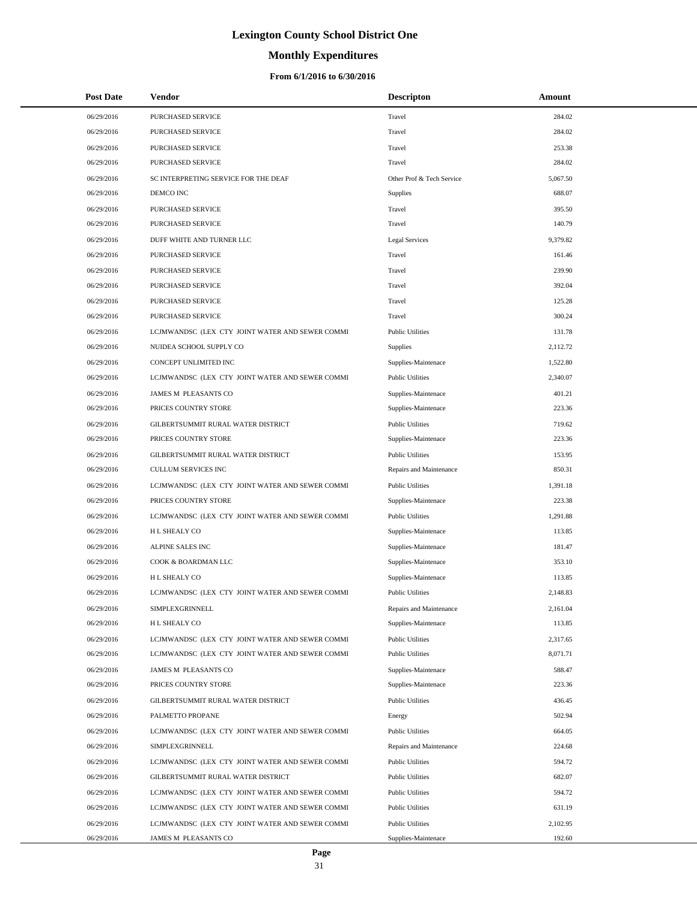# Lexington County School District One

## Monthly Expenditures

### From 6/1/2016 to 6/30/2016

| Post Date | Vendor | Descripton | Amount |
|---|---|---|---|
| 06/29/2016 | PURCHASED SERVICE | Travel | 284.02 |
| 06/29/2016 | PURCHASED SERVICE | Travel | 284.02 |
| 06/29/2016 | PURCHASED SERVICE | Travel | 253.38 |
| 06/29/2016 | PURCHASED SERVICE | Travel | 284.02 |
| 06/29/2016 | SC INTERPRETING SERVICE FOR THE DEAF | Other Prof & Tech Service | 5,067.50 |
| 06/29/2016 | DEMCO INC | Supplies | 688.07 |
| 06/29/2016 | PURCHASED SERVICE | Travel | 395.50 |
| 06/29/2016 | PURCHASED SERVICE | Travel | 140.79 |
| 06/29/2016 | DUFF WHITE AND TURNER LLC | Legal Services | 9,379.82 |
| 06/29/2016 | PURCHASED SERVICE | Travel | 161.46 |
| 06/29/2016 | PURCHASED SERVICE | Travel | 239.90 |
| 06/29/2016 | PURCHASED SERVICE | Travel | 392.04 |
| 06/29/2016 | PURCHASED SERVICE | Travel | 125.28 |
| 06/29/2016 | PURCHASED SERVICE | Travel | 300.24 |
| 06/29/2016 | LCJMWANDSC (LEX CTY JOINT WATER AND SEWER COMMI | Public Utilities | 131.78 |
| 06/29/2016 | NUIDEA SCHOOL SUPPLY CO | Supplies | 2,112.72 |
| 06/29/2016 | CONCEPT UNLIMITED INC | Supplies-Maintenace | 1,522.80 |
| 06/29/2016 | LCJMWANDSC (LEX CTY JOINT WATER AND SEWER COMMI | Public Utilities | 2,340.07 |
| 06/29/2016 | JAMES M PLEASANTS CO | Supplies-Maintenace | 401.21 |
| 06/29/2016 | PRICES COUNTRY STORE | Supplies-Maintenace | 223.36 |
| 06/29/2016 | GILBERTSUMMIT RURAL WATER DISTRICT | Public Utilities | 719.62 |
| 06/29/2016 | PRICES COUNTRY STORE | Supplies-Maintenace | 223.36 |
| 06/29/2016 | GILBERTSUMMIT RURAL WATER DISTRICT | Public Utilities | 153.95 |
| 06/29/2016 | CULLUM SERVICES INC | Repairs and Maintenance | 850.31 |
| 06/29/2016 | LCJMWANDSC (LEX CTY JOINT WATER AND SEWER COMMI | Public Utilities | 1,391.18 |
| 06/29/2016 | PRICES COUNTRY STORE | Supplies-Maintenace | 223.38 |
| 06/29/2016 | LCJMWANDSC (LEX CTY JOINT WATER AND SEWER COMMI | Public Utilities | 1,291.88 |
| 06/29/2016 | H L SHEALY CO | Supplies-Maintenace | 113.85 |
| 06/29/2016 | ALPINE SALES INC | Supplies-Maintenace | 181.47 |
| 06/29/2016 | COOK & BOARDMAN LLC | Supplies-Maintenace | 353.10 |
| 06/29/2016 | H L SHEALY CO | Supplies-Maintenace | 113.85 |
| 06/29/2016 | LCJMWANDSC (LEX CTY JOINT WATER AND SEWER COMMI | Public Utilities | 2,148.83 |
| 06/29/2016 | SIMPLEXGRINNELL | Repairs and Maintenance | 2,161.04 |
| 06/29/2016 | H L SHEALY CO | Supplies-Maintenace | 113.85 |
| 06/29/2016 | LCJMWANDSC (LEX CTY JOINT WATER AND SEWER COMMI | Public Utilities | 2,317.65 |
| 06/29/2016 | LCJMWANDSC (LEX CTY JOINT WATER AND SEWER COMMI | Public Utilities | 8,071.71 |
| 06/29/2016 | JAMES M PLEASANTS CO | Supplies-Maintenace | 588.47 |
| 06/29/2016 | PRICES COUNTRY STORE | Supplies-Maintenace | 223.36 |
| 06/29/2016 | GILBERTSUMMIT RURAL WATER DISTRICT | Public Utilities | 436.45 |
| 06/29/2016 | PALMETTO PROPANE | Energy | 502.94 |
| 06/29/2016 | LCJMWANDSC (LEX CTY JOINT WATER AND SEWER COMMI | Public Utilities | 664.05 |
| 06/29/2016 | SIMPLEXGRINNELL | Repairs and Maintenance | 224.68 |
| 06/29/2016 | LCJMWANDSC (LEX CTY JOINT WATER AND SEWER COMMI | Public Utilities | 594.72 |
| 06/29/2016 | GILBERTSUMMIT RURAL WATER DISTRICT | Public Utilities | 682.07 |
| 06/29/2016 | LCJMWANDSC (LEX CTY JOINT WATER AND SEWER COMMI | Public Utilities | 594.72 |
| 06/29/2016 | LCJMWANDSC (LEX CTY JOINT WATER AND SEWER COMMI | Public Utilities | 631.19 |
| 06/29/2016 | LCJMWANDSC (LEX CTY JOINT WATER AND SEWER COMMI | Public Utilities | 2,102.95 |
| 06/29/2016 | JAMES M PLEASANTS CO | Supplies-Maintenace | 192.60 |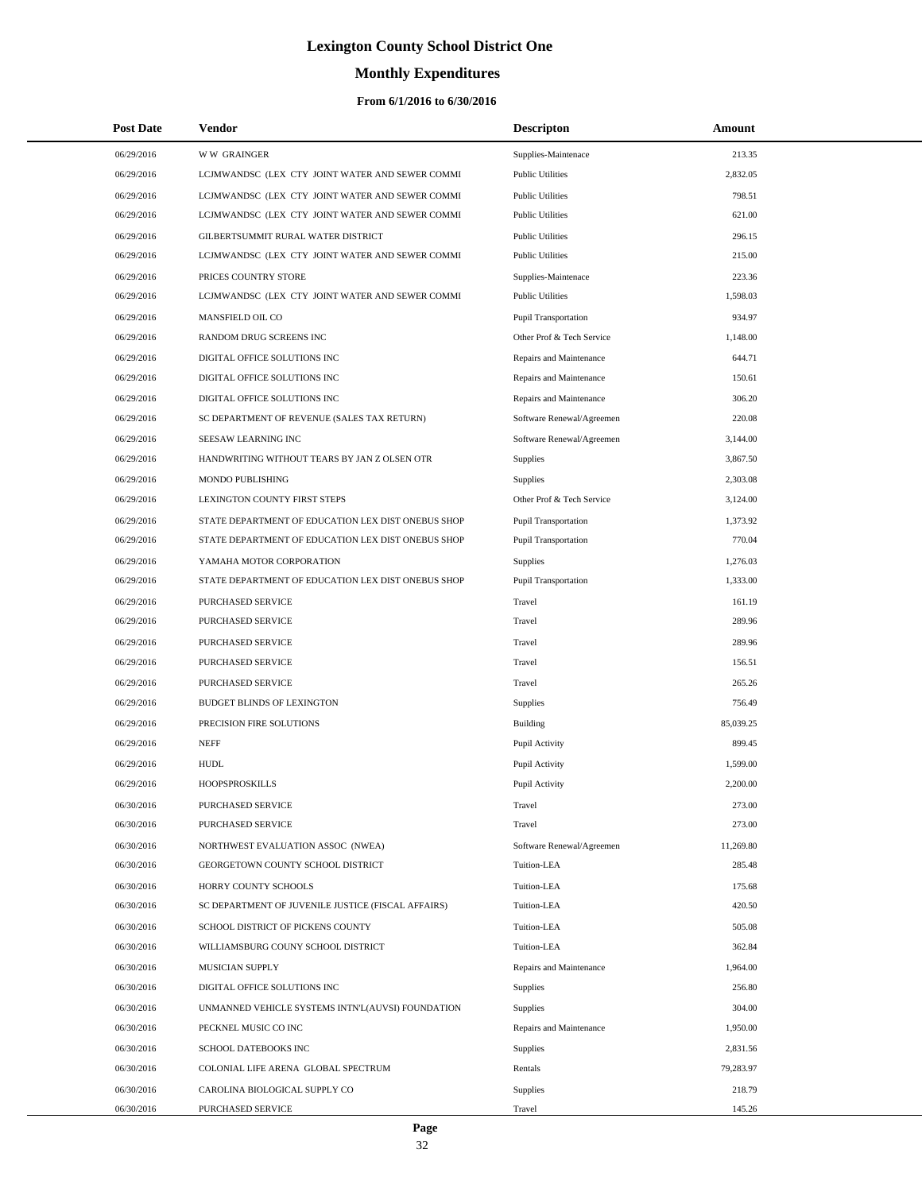# Lexington County School District One

## Monthly Expenditures

### From 6/1/2016 to 6/30/2016

| Post Date | Vendor | Descripton | Amount |
|---|---|---|---|
| 06/29/2016 | W W GRAINGER | Supplies-Maintenace | 213.35 |
| 06/29/2016 | LCJMWANDSC (LEX CTY JOINT WATER AND SEWER COMMI | Public Utilities | 2,832.05 |
| 06/29/2016 | LCJMWANDSC (LEX CTY JOINT WATER AND SEWER COMMI | Public Utilities | 798.51 |
| 06/29/2016 | LCJMWANDSC (LEX CTY JOINT WATER AND SEWER COMMI | Public Utilities | 621.00 |
| 06/29/2016 | GILBERTSUMMIT RURAL WATER DISTRICT | Public Utilities | 296.15 |
| 06/29/2016 | LCJMWANDSC (LEX CTY JOINT WATER AND SEWER COMMI | Public Utilities | 215.00 |
| 06/29/2016 | PRICES COUNTRY STORE | Supplies-Maintenace | 223.36 |
| 06/29/2016 | LCJMWANDSC (LEX CTY JOINT WATER AND SEWER COMMI | Public Utilities | 1,598.03 |
| 06/29/2016 | MANSFIELD OIL CO | Pupil Transportation | 934.97 |
| 06/29/2016 | RANDOM DRUG SCREENS INC | Other Prof & Tech Service | 1,148.00 |
| 06/29/2016 | DIGITAL OFFICE SOLUTIONS INC | Repairs and Maintenance | 644.71 |
| 06/29/2016 | DIGITAL OFFICE SOLUTIONS INC | Repairs and Maintenance | 150.61 |
| 06/29/2016 | DIGITAL OFFICE SOLUTIONS INC | Repairs and Maintenance | 306.20 |
| 06/29/2016 | SC DEPARTMENT OF REVENUE (SALES TAX RETURN) | Software Renewal/Agreemen | 220.08 |
| 06/29/2016 | SEESAW LEARNING INC | Software Renewal/Agreemen | 3,144.00 |
| 06/29/2016 | HANDWRITING WITHOUT TEARS BY JAN Z OLSEN OTR | Supplies | 3,867.50 |
| 06/29/2016 | MONDO PUBLISHING | Supplies | 2,303.08 |
| 06/29/2016 | LEXINGTON COUNTY FIRST STEPS | Other Prof & Tech Service | 3,124.00 |
| 06/29/2016 | STATE DEPARTMENT OF EDUCATION LEX DIST ONEBUS SHOP | Pupil Transportation | 1,373.92 |
| 06/29/2016 | STATE DEPARTMENT OF EDUCATION LEX DIST ONEBUS SHOP | Pupil Transportation | 770.04 |
| 06/29/2016 | YAMAHA MOTOR CORPORATION | Supplies | 1,276.03 |
| 06/29/2016 | STATE DEPARTMENT OF EDUCATION LEX DIST ONEBUS SHOP | Pupil Transportation | 1,333.00 |
| 06/29/2016 | PURCHASED SERVICE | Travel | 161.19 |
| 06/29/2016 | PURCHASED SERVICE | Travel | 289.96 |
| 06/29/2016 | PURCHASED SERVICE | Travel | 289.96 |
| 06/29/2016 | PURCHASED SERVICE | Travel | 156.51 |
| 06/29/2016 | PURCHASED SERVICE | Travel | 265.26 |
| 06/29/2016 | BUDGET BLINDS OF LEXINGTON | Supplies | 756.49 |
| 06/29/2016 | PRECISION FIRE SOLUTIONS | Building | 85,039.25 |
| 06/29/2016 | NEFF | Pupil Activity | 899.45 |
| 06/29/2016 | HUDL | Pupil Activity | 1,599.00 |
| 06/29/2016 | HOOPSPROSKILLS | Pupil Activity | 2,200.00 |
| 06/30/2016 | PURCHASED SERVICE | Travel | 273.00 |
| 06/30/2016 | PURCHASED SERVICE | Travel | 273.00 |
| 06/30/2016 | NORTHWEST EVALUATION ASSOC (NWEA) | Software Renewal/Agreemen | 11,269.80 |
| 06/30/2016 | GEORGETOWN COUNTY SCHOOL DISTRICT | Tuition-LEA | 285.48 |
| 06/30/2016 | HORRY COUNTY SCHOOLS | Tuition-LEA | 175.68 |
| 06/30/2016 | SC DEPARTMENT OF JUVENILE JUSTICE (FISCAL AFFAIRS) | Tuition-LEA | 420.50 |
| 06/30/2016 | SCHOOL DISTRICT OF PICKENS COUNTY | Tuition-LEA | 505.08 |
| 06/30/2016 | WILLIAMSBURG COUNY SCHOOL DISTRICT | Tuition-LEA | 362.84 |
| 06/30/2016 | MUSICIAN SUPPLY | Repairs and Maintenance | 1,964.00 |
| 06/30/2016 | DIGITAL OFFICE SOLUTIONS INC | Supplies | 256.80 |
| 06/30/2016 | UNMANNED VEHICLE SYSTEMS INTN'L(AUVSI) FOUNDATION | Supplies | 304.00 |
| 06/30/2016 | PECKNEL MUSIC CO INC | Repairs and Maintenance | 1,950.00 |
| 06/30/2016 | SCHOOL DATEBOOKS INC | Supplies | 2,831.56 |
| 06/30/2016 | COLONIAL LIFE ARENA GLOBAL SPECTRUM | Rentals | 79,283.97 |
| 06/30/2016 | CAROLINA BIOLOGICAL SUPPLY CO | Supplies | 218.79 |
| 06/30/2016 | PURCHASED SERVICE | Travel | 145.26 |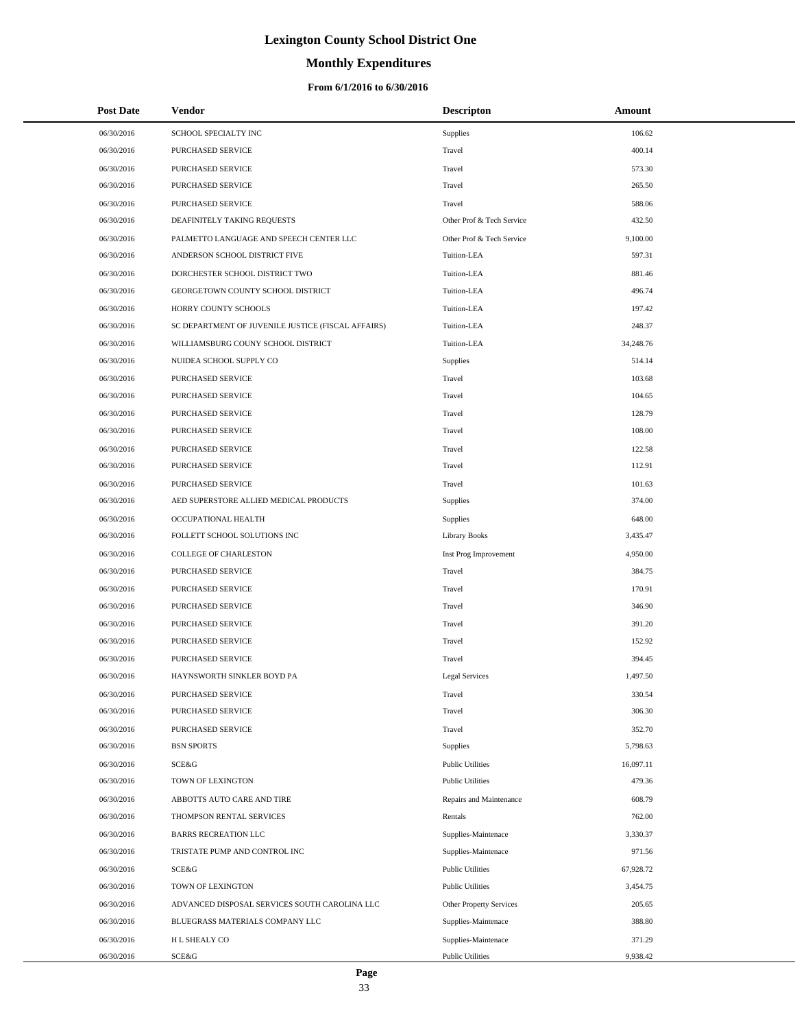# Lexington County School District One

## Monthly Expenditures

### From 6/1/2016 to 6/30/2016

| Post Date | Vendor | Descripton | Amount |
|---|---|---|---|
| 06/30/2016 | SCHOOL SPECIALTY INC | Supplies | 106.62 |
| 06/30/2016 | PURCHASED SERVICE | Travel | 400.14 |
| 06/30/2016 | PURCHASED SERVICE | Travel | 573.30 |
| 06/30/2016 | PURCHASED SERVICE | Travel | 265.50 |
| 06/30/2016 | PURCHASED SERVICE | Travel | 588.06 |
| 06/30/2016 | DEAFINITELY TAKING REQUESTS | Other Prof & Tech Service | 432.50 |
| 06/30/2016 | PALMETTO LANGUAGE AND SPEECH CENTER LLC | Other Prof & Tech Service | 9,100.00 |
| 06/30/2016 | ANDERSON SCHOOL DISTRICT FIVE | Tuition-LEA | 597.31 |
| 06/30/2016 | DORCHESTER SCHOOL DISTRICT TWO | Tuition-LEA | 881.46 |
| 06/30/2016 | GEORGETOWN COUNTY SCHOOL DISTRICT | Tuition-LEA | 496.74 |
| 06/30/2016 | HORRY COUNTY SCHOOLS | Tuition-LEA | 197.42 |
| 06/30/2016 | SC DEPARTMENT OF JUVENILE JUSTICE (FISCAL AFFAIRS) | Tuition-LEA | 248.37 |
| 06/30/2016 | WILLIAMSBURG COUNY SCHOOL DISTRICT | Tuition-LEA | 34,248.76 |
| 06/30/2016 | NUIDEA SCHOOL SUPPLY CO | Supplies | 514.14 |
| 06/30/2016 | PURCHASED SERVICE | Travel | 103.68 |
| 06/30/2016 | PURCHASED SERVICE | Travel | 104.65 |
| 06/30/2016 | PURCHASED SERVICE | Travel | 128.79 |
| 06/30/2016 | PURCHASED SERVICE | Travel | 108.00 |
| 06/30/2016 | PURCHASED SERVICE | Travel | 122.58 |
| 06/30/2016 | PURCHASED SERVICE | Travel | 112.91 |
| 06/30/2016 | PURCHASED SERVICE | Travel | 101.63 |
| 06/30/2016 | AED SUPERSTORE ALLIED MEDICAL PRODUCTS | Supplies | 374.00 |
| 06/30/2016 | OCCUPATIONAL HEALTH | Supplies | 648.00 |
| 06/30/2016 | FOLLETT SCHOOL SOLUTIONS INC | Library Books | 3,435.47 |
| 06/30/2016 | COLLEGE OF CHARLESTON | Inst Prog Improvement | 4,950.00 |
| 06/30/2016 | PURCHASED SERVICE | Travel | 384.75 |
| 06/30/2016 | PURCHASED SERVICE | Travel | 170.91 |
| 06/30/2016 | PURCHASED SERVICE | Travel | 346.90 |
| 06/30/2016 | PURCHASED SERVICE | Travel | 391.20 |
| 06/30/2016 | PURCHASED SERVICE | Travel | 152.92 |
| 06/30/2016 | PURCHASED SERVICE | Travel | 394.45 |
| 06/30/2016 | HAYNSWORTH SINKLER BOYD PA | Legal Services | 1,497.50 |
| 06/30/2016 | PURCHASED SERVICE | Travel | 330.54 |
| 06/30/2016 | PURCHASED SERVICE | Travel | 306.30 |
| 06/30/2016 | PURCHASED SERVICE | Travel | 352.70 |
| 06/30/2016 | BSN SPORTS | Supplies | 5,798.63 |
| 06/30/2016 | SCE&G | Public Utilities | 16,097.11 |
| 06/30/2016 | TOWN OF LEXINGTON | Public Utilities | 479.36 |
| 06/30/2016 | ABBOTTS AUTO CARE AND TIRE | Repairs and Maintenance | 608.79 |
| 06/30/2016 | THOMPSON RENTAL SERVICES | Rentals | 762.00 |
| 06/30/2016 | BARRS RECREATION LLC | Supplies-Maintenace | 3,330.37 |
| 06/30/2016 | TRISTATE PUMP AND CONTROL INC | Supplies-Maintenace | 971.56 |
| 06/30/2016 | SCE&G | Public Utilities | 67,928.72 |
| 06/30/2016 | TOWN OF LEXINGTON | Public Utilities | 3,454.75 |
| 06/30/2016 | ADVANCED DISPOSAL SERVICES SOUTH CAROLINA LLC | Other Property Services | 205.65 |
| 06/30/2016 | BLUEGRASS MATERIALS COMPANY LLC | Supplies-Maintenace | 388.80 |
| 06/30/2016 | H L SHEALY CO | Supplies-Maintenace | 371.29 |
| 06/30/2016 | SCE&G | Public Utilities | 9,938.42 |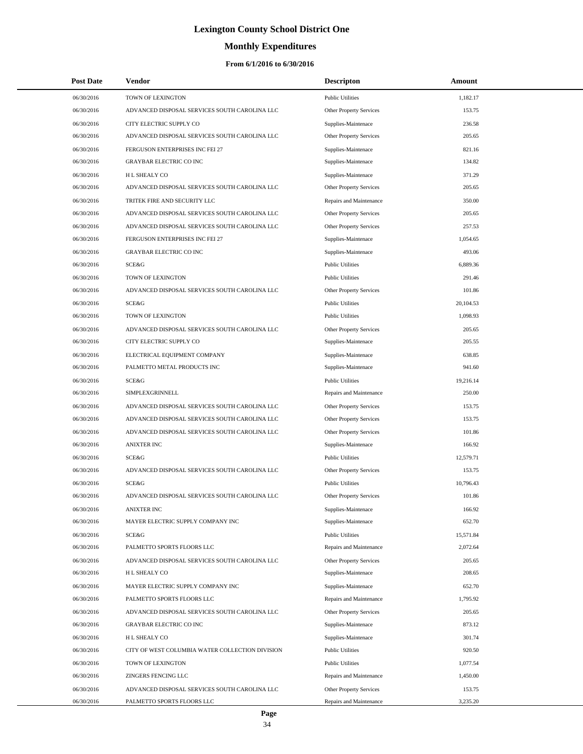# Lexington County School District One

## Monthly Expenditures

### From 6/1/2016 to 6/30/2016

| Post Date | Vendor | Descripton | Amount |
|---|---|---|---|
| 06/30/2016 | TOWN OF LEXINGTON | Public Utilities | 1,182.17 |
| 06/30/2016 | ADVANCED DISPOSAL SERVICES SOUTH CAROLINA LLC | Other Property Services | 153.75 |
| 06/30/2016 | CITY ELECTRIC SUPPLY CO | Supplies-Maintenace | 236.58 |
| 06/30/2016 | ADVANCED DISPOSAL SERVICES SOUTH CAROLINA LLC | Other Property Services | 205.65 |
| 06/30/2016 | FERGUSON ENTERPRISES INC FEI 27 | Supplies-Maintenace | 821.16 |
| 06/30/2016 | GRAYBAR ELECTRIC CO INC | Supplies-Maintenace | 134.82 |
| 06/30/2016 | H L SHEALY CO | Supplies-Maintenace | 371.29 |
| 06/30/2016 | ADVANCED DISPOSAL SERVICES SOUTH CAROLINA LLC | Other Property Services | 205.65 |
| 06/30/2016 | TRITEK FIRE AND SECURITY LLC | Repairs and Maintenance | 350.00 |
| 06/30/2016 | ADVANCED DISPOSAL SERVICES SOUTH CAROLINA LLC | Other Property Services | 205.65 |
| 06/30/2016 | ADVANCED DISPOSAL SERVICES SOUTH CAROLINA LLC | Other Property Services | 257.53 |
| 06/30/2016 | FERGUSON ENTERPRISES INC FEI 27 | Supplies-Maintenace | 1,054.65 |
| 06/30/2016 | GRAYBAR ELECTRIC CO INC | Supplies-Maintenace | 493.06 |
| 06/30/2016 | SCE&G | Public Utilities | 6,889.36 |
| 06/30/2016 | TOWN OF LEXINGTON | Public Utilities | 291.46 |
| 06/30/2016 | ADVANCED DISPOSAL SERVICES SOUTH CAROLINA LLC | Other Property Services | 101.86 |
| 06/30/2016 | SCE&G | Public Utilities | 20,104.53 |
| 06/30/2016 | TOWN OF LEXINGTON | Public Utilities | 1,098.93 |
| 06/30/2016 | ADVANCED DISPOSAL SERVICES SOUTH CAROLINA LLC | Other Property Services | 205.65 |
| 06/30/2016 | CITY ELECTRIC SUPPLY CO | Supplies-Maintenace | 205.55 |
| 06/30/2016 | ELECTRICAL EQUIPMENT COMPANY | Supplies-Maintenace | 638.85 |
| 06/30/2016 | PALMETTO METAL PRODUCTS INC | Supplies-Maintenace | 941.60 |
| 06/30/2016 | SCE&G | Public Utilities | 19,216.14 |
| 06/30/2016 | SIMPLEXGRINNELL | Repairs and Maintenance | 250.00 |
| 06/30/2016 | ADVANCED DISPOSAL SERVICES SOUTH CAROLINA LLC | Other Property Services | 153.75 |
| 06/30/2016 | ADVANCED DISPOSAL SERVICES SOUTH CAROLINA LLC | Other Property Services | 153.75 |
| 06/30/2016 | ADVANCED DISPOSAL SERVICES SOUTH CAROLINA LLC | Other Property Services | 101.86 |
| 06/30/2016 | ANIXTER INC | Supplies-Maintenace | 166.92 |
| 06/30/2016 | SCE&G | Public Utilities | 12,579.71 |
| 06/30/2016 | ADVANCED DISPOSAL SERVICES SOUTH CAROLINA LLC | Other Property Services | 153.75 |
| 06/30/2016 | SCE&G | Public Utilities | 10,796.43 |
| 06/30/2016 | ADVANCED DISPOSAL SERVICES SOUTH CAROLINA LLC | Other Property Services | 101.86 |
| 06/30/2016 | ANIXTER INC | Supplies-Maintenace | 166.92 |
| 06/30/2016 | MAYER ELECTRIC SUPPLY COMPANY INC | Supplies-Maintenace | 652.70 |
| 06/30/2016 | SCE&G | Public Utilities | 15,571.84 |
| 06/30/2016 | PALMETTO SPORTS FLOORS LLC | Repairs and Maintenance | 2,072.64 |
| 06/30/2016 | ADVANCED DISPOSAL SERVICES SOUTH CAROLINA LLC | Other Property Services | 205.65 |
| 06/30/2016 | H L SHEALY CO | Supplies-Maintenace | 208.65 |
| 06/30/2016 | MAYER ELECTRIC SUPPLY COMPANY INC | Supplies-Maintenace | 652.70 |
| 06/30/2016 | PALMETTO SPORTS FLOORS LLC | Repairs and Maintenance | 1,795.92 |
| 06/30/2016 | ADVANCED DISPOSAL SERVICES SOUTH CAROLINA LLC | Other Property Services | 205.65 |
| 06/30/2016 | GRAYBAR ELECTRIC CO INC | Supplies-Maintenace | 873.12 |
| 06/30/2016 | H L SHEALY CO | Supplies-Maintenace | 301.74 |
| 06/30/2016 | CITY OF WEST COLUMBIA WATER COLLECTION DIVISION | Public Utilities | 920.50 |
| 06/30/2016 | TOWN OF LEXINGTON | Public Utilities | 1,077.54 |
| 06/30/2016 | ZINGERS FENCING LLC | Repairs and Maintenance | 1,450.00 |
| 06/30/2016 | ADVANCED DISPOSAL SERVICES SOUTH CAROLINA LLC | Other Property Services | 153.75 |
| 06/30/2016 | PALMETTO SPORTS FLOORS LLC | Repairs and Maintenance | 3,235.20 |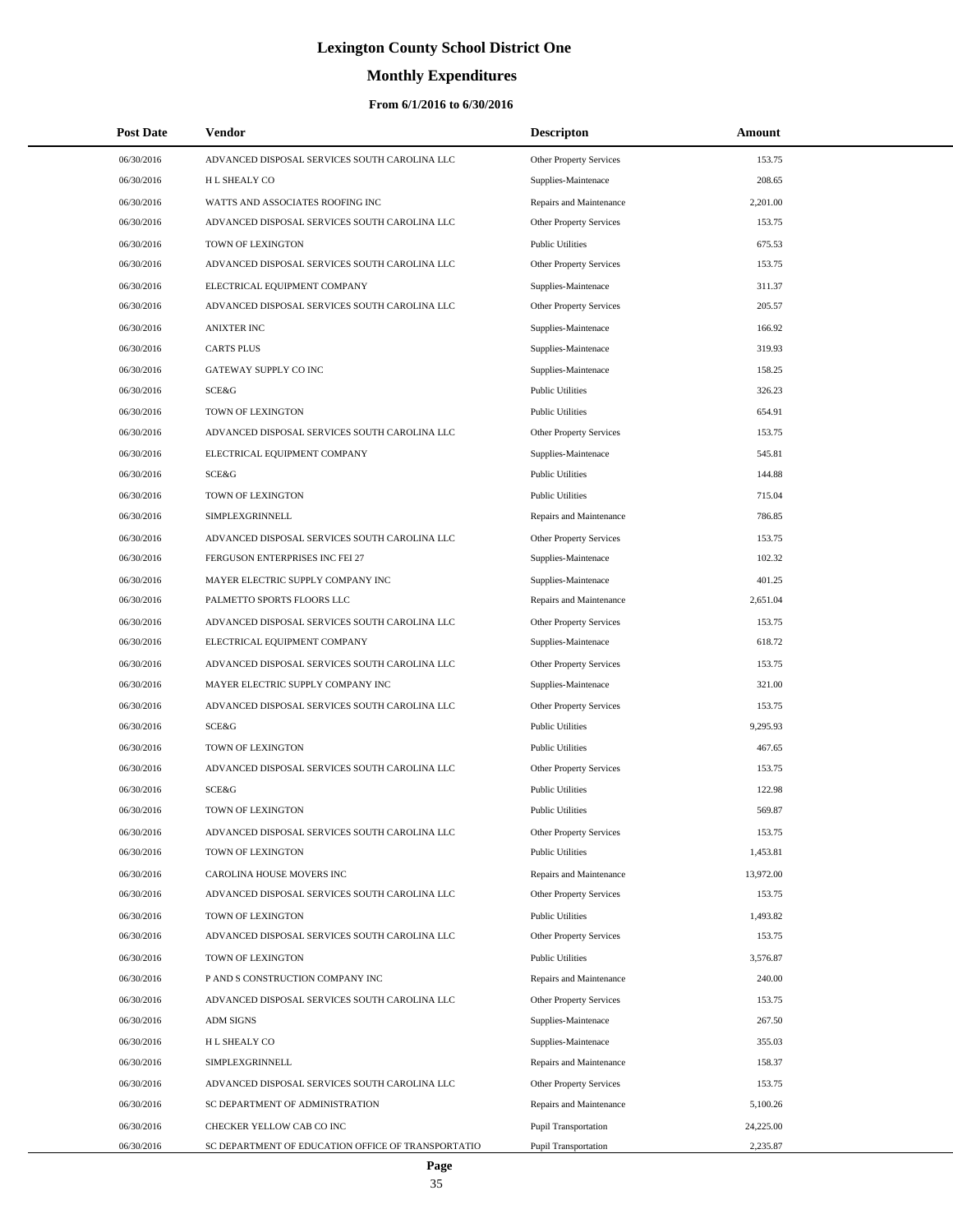# Lexington County School District One

## Monthly Expenditures

### From 6/1/2016 to 6/30/2016

| Post Date | Vendor | Descripton | Amount |
|---|---|---|---|
| 06/30/2016 | ADVANCED DISPOSAL SERVICES SOUTH CAROLINA LLC | Other Property Services | 153.75 |
| 06/30/2016 | H L SHEALY CO | Supplies-Maintenace | 208.65 |
| 06/30/2016 | WATTS AND ASSOCIATES ROOFING INC | Repairs and Maintenance | 2,201.00 |
| 06/30/2016 | ADVANCED DISPOSAL SERVICES SOUTH CAROLINA LLC | Other Property Services | 153.75 |
| 06/30/2016 | TOWN OF LEXINGTON | Public Utilities | 675.53 |
| 06/30/2016 | ADVANCED DISPOSAL SERVICES SOUTH CAROLINA LLC | Other Property Services | 153.75 |
| 06/30/2016 | ELECTRICAL EQUIPMENT COMPANY | Supplies-Maintenace | 311.37 |
| 06/30/2016 | ADVANCED DISPOSAL SERVICES SOUTH CAROLINA LLC | Other Property Services | 205.57 |
| 06/30/2016 | ANIXTER INC | Supplies-Maintenace | 166.92 |
| 06/30/2016 | CARTS PLUS | Supplies-Maintenace | 319.93 |
| 06/30/2016 | GATEWAY SUPPLY CO INC | Supplies-Maintenace | 158.25 |
| 06/30/2016 | SCE&G | Public Utilities | 326.23 |
| 06/30/2016 | TOWN OF LEXINGTON | Public Utilities | 654.91 |
| 06/30/2016 | ADVANCED DISPOSAL SERVICES SOUTH CAROLINA LLC | Other Property Services | 153.75 |
| 06/30/2016 | ELECTRICAL EQUIPMENT COMPANY | Supplies-Maintenace | 545.81 |
| 06/30/2016 | SCE&G | Public Utilities | 144.88 |
| 06/30/2016 | TOWN OF LEXINGTON | Public Utilities | 715.04 |
| 06/30/2016 | SIMPLEXGRINNELL | Repairs and Maintenance | 786.85 |
| 06/30/2016 | ADVANCED DISPOSAL SERVICES SOUTH CAROLINA LLC | Other Property Services | 153.75 |
| 06/30/2016 | FERGUSON ENTERPRISES INC FEI 27 | Supplies-Maintenace | 102.32 |
| 06/30/2016 | MAYER ELECTRIC SUPPLY COMPANY INC | Supplies-Maintenace | 401.25 |
| 06/30/2016 | PALMETTO SPORTS FLOORS LLC | Repairs and Maintenance | 2,651.04 |
| 06/30/2016 | ADVANCED DISPOSAL SERVICES SOUTH CAROLINA LLC | Other Property Services | 153.75 |
| 06/30/2016 | ELECTRICAL EQUIPMENT COMPANY | Supplies-Maintenace | 618.72 |
| 06/30/2016 | ADVANCED DISPOSAL SERVICES SOUTH CAROLINA LLC | Other Property Services | 153.75 |
| 06/30/2016 | MAYER ELECTRIC SUPPLY COMPANY INC | Supplies-Maintenace | 321.00 |
| 06/30/2016 | ADVANCED DISPOSAL SERVICES SOUTH CAROLINA LLC | Other Property Services | 153.75 |
| 06/30/2016 | SCE&G | Public Utilities | 9,295.93 |
| 06/30/2016 | TOWN OF LEXINGTON | Public Utilities | 467.65 |
| 06/30/2016 | ADVANCED DISPOSAL SERVICES SOUTH CAROLINA LLC | Other Property Services | 153.75 |
| 06/30/2016 | SCE&G | Public Utilities | 122.98 |
| 06/30/2016 | TOWN OF LEXINGTON | Public Utilities | 569.87 |
| 06/30/2016 | ADVANCED DISPOSAL SERVICES SOUTH CAROLINA LLC | Other Property Services | 153.75 |
| 06/30/2016 | TOWN OF LEXINGTON | Public Utilities | 1,453.81 |
| 06/30/2016 | CAROLINA HOUSE MOVERS INC | Repairs and Maintenance | 13,972.00 |
| 06/30/2016 | ADVANCED DISPOSAL SERVICES SOUTH CAROLINA LLC | Other Property Services | 153.75 |
| 06/30/2016 | TOWN OF LEXINGTON | Public Utilities | 1,493.82 |
| 06/30/2016 | ADVANCED DISPOSAL SERVICES SOUTH CAROLINA LLC | Other Property Services | 153.75 |
| 06/30/2016 | TOWN OF LEXINGTON | Public Utilities | 3,576.87 |
| 06/30/2016 | P AND S CONSTRUCTION COMPANY INC | Repairs and Maintenance | 240.00 |
| 06/30/2016 | ADVANCED DISPOSAL SERVICES SOUTH CAROLINA LLC | Other Property Services | 153.75 |
| 06/30/2016 | ADM SIGNS | Supplies-Maintenace | 267.50 |
| 06/30/2016 | H L SHEALY CO | Supplies-Maintenace | 355.03 |
| 06/30/2016 | SIMPLEXGRINNELL | Repairs and Maintenance | 158.37 |
| 06/30/2016 | ADVANCED DISPOSAL SERVICES SOUTH CAROLINA LLC | Other Property Services | 153.75 |
| 06/30/2016 | SC DEPARTMENT OF ADMINISTRATION | Repairs and Maintenance | 5,100.26 |
| 06/30/2016 | CHECKER YELLOW CAB CO INC | Pupil Transportation | 24,225.00 |
| 06/30/2016 | SC DEPARTMENT OF EDUCATION OFFICE OF TRANSPORTATIO | Pupil Transportation | 2,235.87 |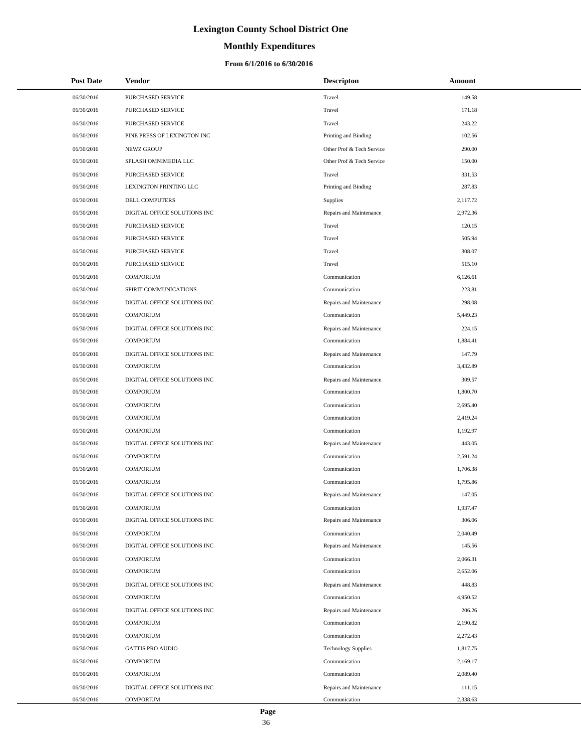# Lexington County School District One

## Monthly Expenditures

### From 6/1/2016 to 6/30/2016

| Post Date | Vendor | Descripton | Amount |
|---|---|---|---|
| 06/30/2016 | PURCHASED SERVICE | Travel | 149.58 |
| 06/30/2016 | PURCHASED SERVICE | Travel | 171.18 |
| 06/30/2016 | PURCHASED SERVICE | Travel | 243.22 |
| 06/30/2016 | PINE PRESS OF LEXINGTON INC | Printing and Binding | 102.56 |
| 06/30/2016 | NEWZ GROUP | Other Prof & Tech Service | 290.00 |
| 06/30/2016 | SPLASH OMNIMEDIA LLC | Other Prof & Tech Service | 150.00 |
| 06/30/2016 | PURCHASED SERVICE | Travel | 331.53 |
| 06/30/2016 | LEXINGTON PRINTING LLC | Printing and Binding | 287.83 |
| 06/30/2016 | DELL COMPUTERS | Supplies | 2,117.72 |
| 06/30/2016 | DIGITAL OFFICE SOLUTIONS INC | Repairs and Maintenance | 2,972.36 |
| 06/30/2016 | PURCHASED SERVICE | Travel | 120.15 |
| 06/30/2016 | PURCHASED SERVICE | Travel | 505.94 |
| 06/30/2016 | PURCHASED SERVICE | Travel | 308.07 |
| 06/30/2016 | PURCHASED SERVICE | Travel | 515.10 |
| 06/30/2016 | COMPORIUM | Communication | 6,126.61 |
| 06/30/2016 | SPIRIT COMMUNICATIONS | Communication | 223.81 |
| 06/30/2016 | DIGITAL OFFICE SOLUTIONS INC | Repairs and Maintenance | 298.08 |
| 06/30/2016 | COMPORIUM | Communication | 5,449.23 |
| 06/30/2016 | DIGITAL OFFICE SOLUTIONS INC | Repairs and Maintenance | 224.15 |
| 06/30/2016 | COMPORIUM | Communication | 1,884.41 |
| 06/30/2016 | DIGITAL OFFICE SOLUTIONS INC | Repairs and Maintenance | 147.79 |
| 06/30/2016 | COMPORIUM | Communication | 3,432.89 |
| 06/30/2016 | DIGITAL OFFICE SOLUTIONS INC | Repairs and Maintenance | 309.57 |
| 06/30/2016 | COMPORIUM | Communication | 1,800.70 |
| 06/30/2016 | COMPORIUM | Communication | 2,695.40 |
| 06/30/2016 | COMPORIUM | Communication | 2,419.24 |
| 06/30/2016 | COMPORIUM | Communication | 1,192.97 |
| 06/30/2016 | DIGITAL OFFICE SOLUTIONS INC | Repairs and Maintenance | 443.05 |
| 06/30/2016 | COMPORIUM | Communication | 2,591.24 |
| 06/30/2016 | COMPORIUM | Communication | 1,706.38 |
| 06/30/2016 | COMPORIUM | Communication | 1,795.86 |
| 06/30/2016 | DIGITAL OFFICE SOLUTIONS INC | Repairs and Maintenance | 147.05 |
| 06/30/2016 | COMPORIUM | Communication | 1,937.47 |
| 06/30/2016 | DIGITAL OFFICE SOLUTIONS INC | Repairs and Maintenance | 306.06 |
| 06/30/2016 | COMPORIUM | Communication | 2,040.49 |
| 06/30/2016 | DIGITAL OFFICE SOLUTIONS INC | Repairs and Maintenance | 145.56 |
| 06/30/2016 | COMPORIUM | Communication | 2,066.31 |
| 06/30/2016 | COMPORIUM | Communication | 2,652.06 |
| 06/30/2016 | DIGITAL OFFICE SOLUTIONS INC | Repairs and Maintenance | 448.83 |
| 06/30/2016 | COMPORIUM | Communication | 4,950.52 |
| 06/30/2016 | DIGITAL OFFICE SOLUTIONS INC | Repairs and Maintenance | 206.26 |
| 06/30/2016 | COMPORIUM | Communication | 2,190.82 |
| 06/30/2016 | COMPORIUM | Communication | 2,272.43 |
| 06/30/2016 | GATTIS PRO AUDIO | Technology Supplies | 1,817.75 |
| 06/30/2016 | COMPORIUM | Communication | 2,169.17 |
| 06/30/2016 | COMPORIUM | Communication | 2,089.40 |
| 06/30/2016 | DIGITAL OFFICE SOLUTIONS INC | Repairs and Maintenance | 111.15 |
| 06/30/2016 | COMPORIUM | Communication | 2,338.63 |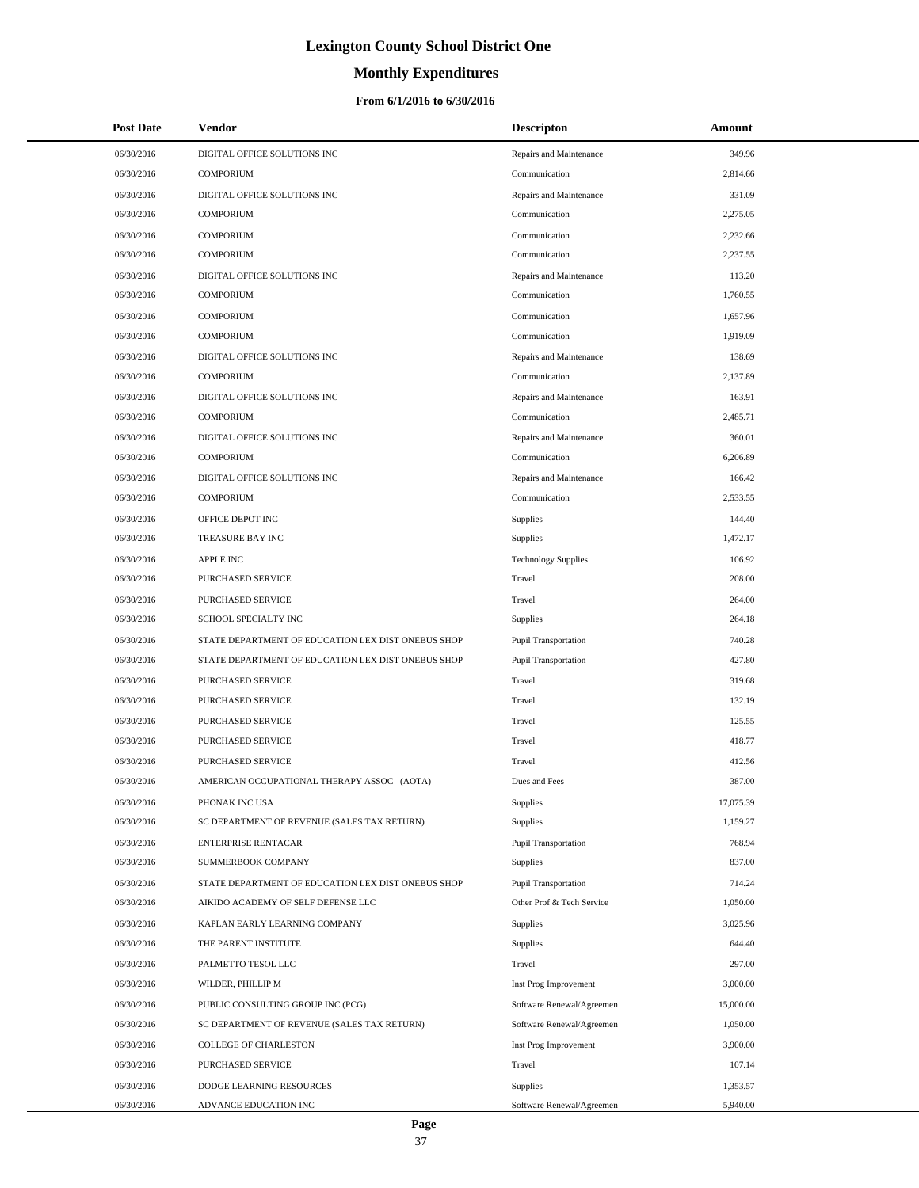# Lexington County School District One

## Monthly Expenditures

### From 6/1/2016 to 6/30/2016

| Post Date | Vendor | Descripton | Amount |
|---|---|---|---|
| 06/30/2016 | DIGITAL OFFICE SOLUTIONS INC | Repairs and Maintenance | 349.96 |
| 06/30/2016 | COMPORIUM | Communication | 2,814.66 |
| 06/30/2016 | DIGITAL OFFICE SOLUTIONS INC | Repairs and Maintenance | 331.09 |
| 06/30/2016 | COMPORIUM | Communication | 2,275.05 |
| 06/30/2016 | COMPORIUM | Communication | 2,232.66 |
| 06/30/2016 | COMPORIUM | Communication | 2,237.55 |
| 06/30/2016 | DIGITAL OFFICE SOLUTIONS INC | Repairs and Maintenance | 113.20 |
| 06/30/2016 | COMPORIUM | Communication | 1,760.55 |
| 06/30/2016 | COMPORIUM | Communication | 1,657.96 |
| 06/30/2016 | COMPORIUM | Communication | 1,919.09 |
| 06/30/2016 | DIGITAL OFFICE SOLUTIONS INC | Repairs and Maintenance | 138.69 |
| 06/30/2016 | COMPORIUM | Communication | 2,137.89 |
| 06/30/2016 | DIGITAL OFFICE SOLUTIONS INC | Repairs and Maintenance | 163.91 |
| 06/30/2016 | COMPORIUM | Communication | 2,485.71 |
| 06/30/2016 | DIGITAL OFFICE SOLUTIONS INC | Repairs and Maintenance | 360.01 |
| 06/30/2016 | COMPORIUM | Communication | 6,206.89 |
| 06/30/2016 | DIGITAL OFFICE SOLUTIONS INC | Repairs and Maintenance | 166.42 |
| 06/30/2016 | COMPORIUM | Communication | 2,533.55 |
| 06/30/2016 | OFFICE DEPOT INC | Supplies | 144.40 |
| 06/30/2016 | TREASURE BAY INC | Supplies | 1,472.17 |
| 06/30/2016 | APPLE INC | Technology Supplies | 106.92 |
| 06/30/2016 | PURCHASED SERVICE | Travel | 208.00 |
| 06/30/2016 | PURCHASED SERVICE | Travel | 264.00 |
| 06/30/2016 | SCHOOL SPECIALTY INC | Supplies | 264.18 |
| 06/30/2016 | STATE DEPARTMENT OF EDUCATION LEX DIST ONEBUS SHOP | Pupil Transportation | 740.28 |
| 06/30/2016 | STATE DEPARTMENT OF EDUCATION LEX DIST ONEBUS SHOP | Pupil Transportation | 427.80 |
| 06/30/2016 | PURCHASED SERVICE | Travel | 319.68 |
| 06/30/2016 | PURCHASED SERVICE | Travel | 132.19 |
| 06/30/2016 | PURCHASED SERVICE | Travel | 125.55 |
| 06/30/2016 | PURCHASED SERVICE | Travel | 418.77 |
| 06/30/2016 | PURCHASED SERVICE | Travel | 412.56 |
| 06/30/2016 | AMERICAN OCCUPATIONAL THERAPY ASSOC (AOTA) | Dues and Fees | 387.00 |
| 06/30/2016 | PHONAK INC USA | Supplies | 17,075.39 |
| 06/30/2016 | SC DEPARTMENT OF REVENUE (SALES TAX RETURN) | Supplies | 1,159.27 |
| 06/30/2016 | ENTERPRISE RENTACAR | Pupil Transportation | 768.94 |
| 06/30/2016 | SUMMERBOOK COMPANY | Supplies | 837.00 |
| 06/30/2016 | STATE DEPARTMENT OF EDUCATION LEX DIST ONEBUS SHOP | Pupil Transportation | 714.24 |
| 06/30/2016 | AIKIDO ACADEMY OF SELF DEFENSE LLC | Other Prof & Tech Service | 1,050.00 |
| 06/30/2016 | KAPLAN EARLY LEARNING COMPANY | Supplies | 3,025.96 |
| 06/30/2016 | THE PARENT INSTITUTE | Supplies | 644.40 |
| 06/30/2016 | PALMETTO TESOL LLC | Travel | 297.00 |
| 06/30/2016 | WILDER, PHILLIP M | Inst Prog Improvement | 3,000.00 |
| 06/30/2016 | PUBLIC CONSULTING GROUP INC (PCG) | Software Renewal/Agreemen | 15,000.00 |
| 06/30/2016 | SC DEPARTMENT OF REVENUE (SALES TAX RETURN) | Software Renewal/Agreemen | 1,050.00 |
| 06/30/2016 | COLLEGE OF CHARLESTON | Inst Prog Improvement | 3,900.00 |
| 06/30/2016 | PURCHASED SERVICE | Travel | 107.14 |
| 06/30/2016 | DODGE LEARNING RESOURCES | Supplies | 1,353.57 |
| 06/30/2016 | ADVANCE EDUCATION INC | Software Renewal/Agreemen | 5,940.00 |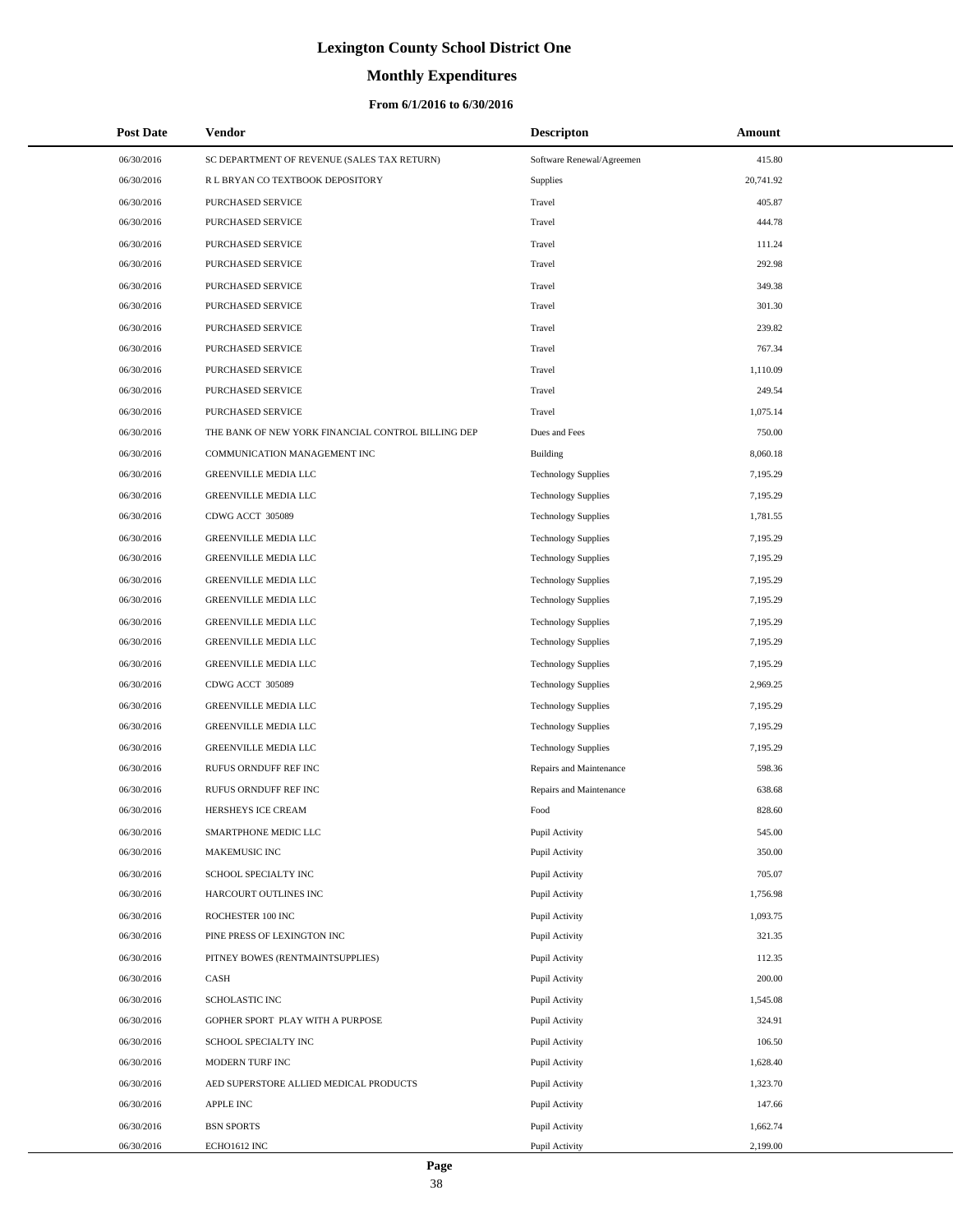# Lexington County School District One

## Monthly Expenditures

### From 6/1/2016 to 6/30/2016

| Post Date | Vendor | Descripton | Amount |
|---|---|---|---|
| 06/30/2016 | SC DEPARTMENT OF REVENUE (SALES TAX RETURN) | Software Renewal/Agreemen | 415.80 |
| 06/30/2016 | R L BRYAN CO TEXTBOOK DEPOSITORY | Supplies | 20,741.92 |
| 06/30/2016 | PURCHASED SERVICE | Travel | 405.87 |
| 06/30/2016 | PURCHASED SERVICE | Travel | 444.78 |
| 06/30/2016 | PURCHASED SERVICE | Travel | 111.24 |
| 06/30/2016 | PURCHASED SERVICE | Travel | 292.98 |
| 06/30/2016 | PURCHASED SERVICE | Travel | 349.38 |
| 06/30/2016 | PURCHASED SERVICE | Travel | 301.30 |
| 06/30/2016 | PURCHASED SERVICE | Travel | 239.82 |
| 06/30/2016 | PURCHASED SERVICE | Travel | 767.34 |
| 06/30/2016 | PURCHASED SERVICE | Travel | 1,110.09 |
| 06/30/2016 | PURCHASED SERVICE | Travel | 249.54 |
| 06/30/2016 | PURCHASED SERVICE | Travel | 1,075.14 |
| 06/30/2016 | THE BANK OF NEW YORK FINANCIAL CONTROL BILLING DEP | Dues and Fees | 750.00 |
| 06/30/2016 | COMMUNICATION MANAGEMENT INC | Building | 8,060.18 |
| 06/30/2016 | GREENVILLE MEDIA LLC | Technology Supplies | 7,195.29 |
| 06/30/2016 | GREENVILLE MEDIA LLC | Technology Supplies | 7,195.29 |
| 06/30/2016 | CDWG ACCT 305089 | Technology Supplies | 1,781.55 |
| 06/30/2016 | GREENVILLE MEDIA LLC | Technology Supplies | 7,195.29 |
| 06/30/2016 | GREENVILLE MEDIA LLC | Technology Supplies | 7,195.29 |
| 06/30/2016 | GREENVILLE MEDIA LLC | Technology Supplies | 7,195.29 |
| 06/30/2016 | GREENVILLE MEDIA LLC | Technology Supplies | 7,195.29 |
| 06/30/2016 | GREENVILLE MEDIA LLC | Technology Supplies | 7,195.29 |
| 06/30/2016 | GREENVILLE MEDIA LLC | Technology Supplies | 7,195.29 |
| 06/30/2016 | GREENVILLE MEDIA LLC | Technology Supplies | 7,195.29 |
| 06/30/2016 | CDWG ACCT 305089 | Technology Supplies | 2,969.25 |
| 06/30/2016 | GREENVILLE MEDIA LLC | Technology Supplies | 7,195.29 |
| 06/30/2016 | GREENVILLE MEDIA LLC | Technology Supplies | 7,195.29 |
| 06/30/2016 | GREENVILLE MEDIA LLC | Technology Supplies | 7,195.29 |
| 06/30/2016 | RUFUS ORNDUFF REF INC | Repairs and Maintenance | 598.36 |
| 06/30/2016 | RUFUS ORNDUFF REF INC | Repairs and Maintenance | 638.68 |
| 06/30/2016 | HERSHEYS ICE CREAM | Food | 828.60 |
| 06/30/2016 | SMARTPHONE MEDIC LLC | Pupil Activity | 545.00 |
| 06/30/2016 | MAKEMUSIC INC | Pupil Activity | 350.00 |
| 06/30/2016 | SCHOOL SPECIALTY INC | Pupil Activity | 705.07 |
| 06/30/2016 | HARCOURT OUTLINES INC | Pupil Activity | 1,756.98 |
| 06/30/2016 | ROCHESTER 100 INC | Pupil Activity | 1,093.75 |
| 06/30/2016 | PINE PRESS OF LEXINGTON INC | Pupil Activity | 321.35 |
| 06/30/2016 | PITNEY BOWES (RENTMAINTSUPPLIES) | Pupil Activity | 112.35 |
| 06/30/2016 | CASH | Pupil Activity | 200.00 |
| 06/30/2016 | SCHOLASTIC INC | Pupil Activity | 1,545.08 |
| 06/30/2016 | GOPHER SPORT PLAY WITH A PURPOSE | Pupil Activity | 324.91 |
| 06/30/2016 | SCHOOL SPECIALTY INC | Pupil Activity | 106.50 |
| 06/30/2016 | MODERN TURF INC | Pupil Activity | 1,628.40 |
| 06/30/2016 | AED SUPERSTORE ALLIED MEDICAL PRODUCTS | Pupil Activity | 1,323.70 |
| 06/30/2016 | APPLE INC | Pupil Activity | 147.66 |
| 06/30/2016 | BSN SPORTS | Pupil Activity | 1,662.74 |
| 06/30/2016 | ECHO1612 INC | Pupil Activity | 2,199.00 |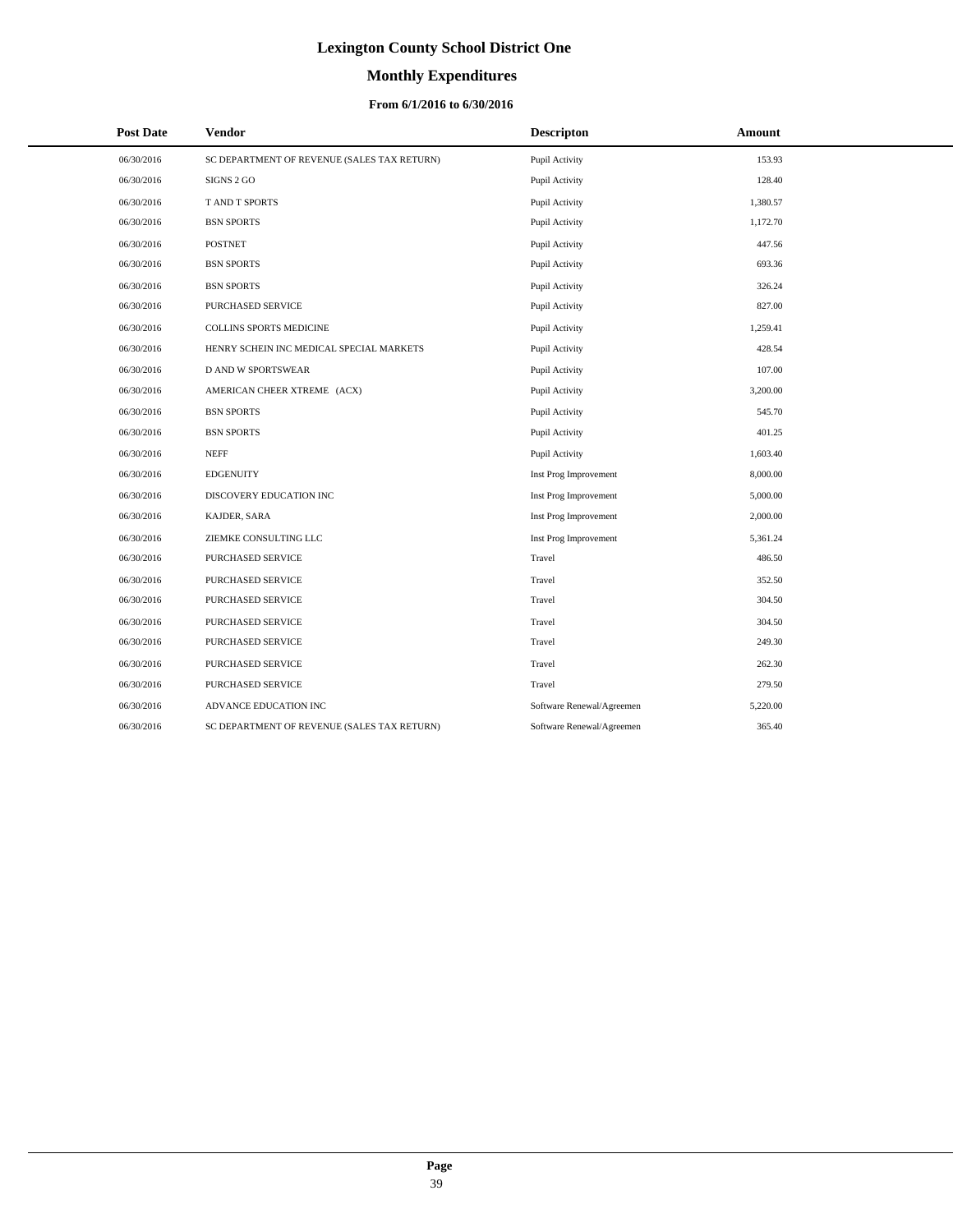# Lexington County School District One

## Monthly Expenditures

### From 6/1/2016 to 6/30/2016

| Post Date | Vendor | Descripton | Amount |
|---|---|---|---|
| 06/30/2016 | SC DEPARTMENT OF REVENUE (SALES TAX RETURN) | Pupil Activity | 153.93 |
| 06/30/2016 | SIGNS 2 GO | Pupil Activity | 128.40 |
| 06/30/2016 | T AND T SPORTS | Pupil Activity | 1,380.57 |
| 06/30/2016 | BSN SPORTS | Pupil Activity | 1,172.70 |
| 06/30/2016 | POSTNET | Pupil Activity | 447.56 |
| 06/30/2016 | BSN SPORTS | Pupil Activity | 693.36 |
| 06/30/2016 | BSN SPORTS | Pupil Activity | 326.24 |
| 06/30/2016 | PURCHASED SERVICE | Pupil Activity | 827.00 |
| 06/30/2016 | COLLINS SPORTS MEDICINE | Pupil Activity | 1,259.41 |
| 06/30/2016 | HENRY SCHEIN INC MEDICAL SPECIAL MARKETS | Pupil Activity | 428.54 |
| 06/30/2016 | D AND W SPORTSWEAR | Pupil Activity | 107.00 |
| 06/30/2016 | AMERICAN CHEER XTREME (ACX) | Pupil Activity | 3,200.00 |
| 06/30/2016 | BSN SPORTS | Pupil Activity | 545.70 |
| 06/30/2016 | BSN SPORTS | Pupil Activity | 401.25 |
| 06/30/2016 | NEFF | Pupil Activity | 1,603.40 |
| 06/30/2016 | EDGENUITY | Inst Prog Improvement | 8,000.00 |
| 06/30/2016 | DISCOVERY EDUCATION INC | Inst Prog Improvement | 5,000.00 |
| 06/30/2016 | KAJDER, SARA | Inst Prog Improvement | 2,000.00 |
| 06/30/2016 | ZIEMKE CONSULTING LLC | Inst Prog Improvement | 5,361.24 |
| 06/30/2016 | PURCHASED SERVICE | Travel | 486.50 |
| 06/30/2016 | PURCHASED SERVICE | Travel | 352.50 |
| 06/30/2016 | PURCHASED SERVICE | Travel | 304.50 |
| 06/30/2016 | PURCHASED SERVICE | Travel | 304.50 |
| 06/30/2016 | PURCHASED SERVICE | Travel | 249.30 |
| 06/30/2016 | PURCHASED SERVICE | Travel | 262.30 |
| 06/30/2016 | PURCHASED SERVICE | Travel | 279.50 |
| 06/30/2016 | ADVANCE EDUCATION INC | Software Renewal/Agreemen | 5,220.00 |
| 06/30/2016 | SC DEPARTMENT OF REVENUE (SALES TAX RETURN) | Software Renewal/Agreemen | 365.40 |